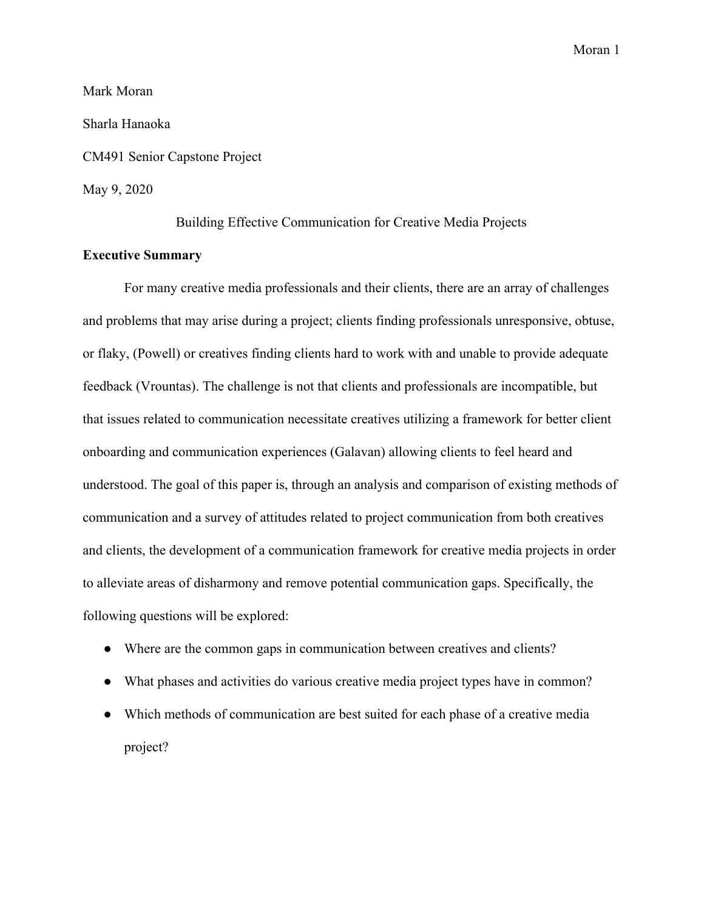Mark Moran

Sharla Hanaoka

CM491 Senior Capstone Project

May 9, 2020

# Building Effective Communication for Creative Media Projects

## Executive Summary

For many creative media professionals and their clients, there are an array of challenges and problems that may arise during a project; clients finding professionals unresponsive, obtuse, or flaky, (Powell) or creatives finding clients hard to work with and unable to provide adequate feedback (Vrountas). The challenge is not that clients and professionals are incompatible, but that issues related to communication necessitate creatives utilizing a framework for better client onboarding and communication experiences (Galavan) allowing clients to feel heard and understood. The goal of this paper is, through an analysis and comparison of existing methods of communication and a survey of attitudes related to project communication from both creatives and clients, the development of a communication framework for creative media projects in order to alleviate areas of disharmony and remove potential communication gaps. Specifically, the following questions will be explored:

- Where are the common gaps in communication between creatives and clients?
- What phases and activities do various creative media project types have in common?
- Which methods of communication are best suited for each phase of a creative media project?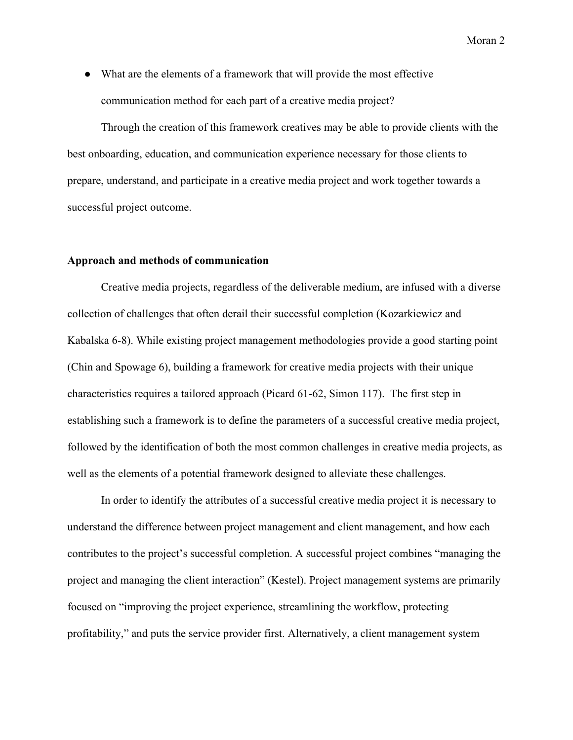- What are the elements of a framework that will provide the most effective communication method for each part of a creative media project?

Through the creation of this framework creatives may be able to provide clients with the best onboarding, education, and communication experience necessary for those clients to prepare, understand, and participate in a creative media project and work together towards a successful project outcome.

**Approach and methods of communication**

Creative media projects, regardless of the deliverable medium, are infused with a diverse collection of challenges that often derail their successful completion (Kozarkiewicz and Kabalska 6-8). While existing project management methodologies provide a good starting point (Chin and Spowage 6), building a framework for creative media projects with their unique characteristics requires a tailored approach (Picard 61-62, Simon 117). The first step in establishing such a framework is to define the parameters of a successful creative media project, followed by the identification of both the most common challenges in creative media projects, as well as the elements of a potential framework designed to alleviate these challenges.

In order to identify the attributes of a successful creative media project it is necessary to understand the difference between project management and client management, and how each contributes to the project's successful completion. A successful project combines "managing the project and managing the client interaction" (Kestel). Project management systems are primarily focused on "improving the project experience, streamlining the workflow, protecting profitability," and puts the service provider first. Alternatively, a client management system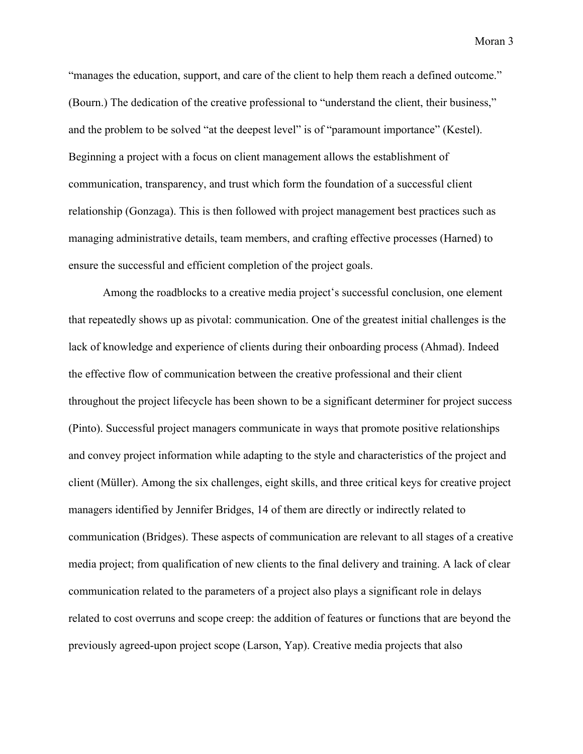"manages the education, support, and care of the client to help them reach a defined outcome." (Bourn.) The dedication of the creative professional to "understand the client, their business," and the problem to be solved "at the deepest level" is of "paramount importance" (Kestel). Beginning a project with a focus on client management allows the establishment of communication, transparency, and trust which form the foundation of a successful client relationship (Gonzaga). This is then followed with project management best practices such as managing administrative details, team members, and crafting effective processes (Harned) to ensure the successful and efficient completion of the project goals.

Among the roadblocks to a creative media project's successful conclusion, one element that repeatedly shows up as pivotal: communication. One of the greatest initial challenges is the lack of knowledge and experience of clients during their onboarding process (Ahmad). Indeed the effective flow of communication between the creative professional and their client throughout the project lifecycle has been shown to be a significant determiner for project success (Pinto). Successful project managers communicate in ways that promote positive relationships and convey project information while adapting to the style and characteristics of the project and client (Müller). Among the six challenges, eight skills, and three critical keys for creative project managers identified by Jennifer Bridges, 14 of them are directly or indirectly related to communication (Bridges). These aspects of communication are relevant to all stages of a creative media project; from qualification of new clients to the final delivery and training. A lack of clear communication related to the parameters of a project also plays a significant role in delays related to cost overruns and scope creep: the addition of features or functions that are beyond the previously agreed-upon project scope (Larson, Yap). Creative media projects that also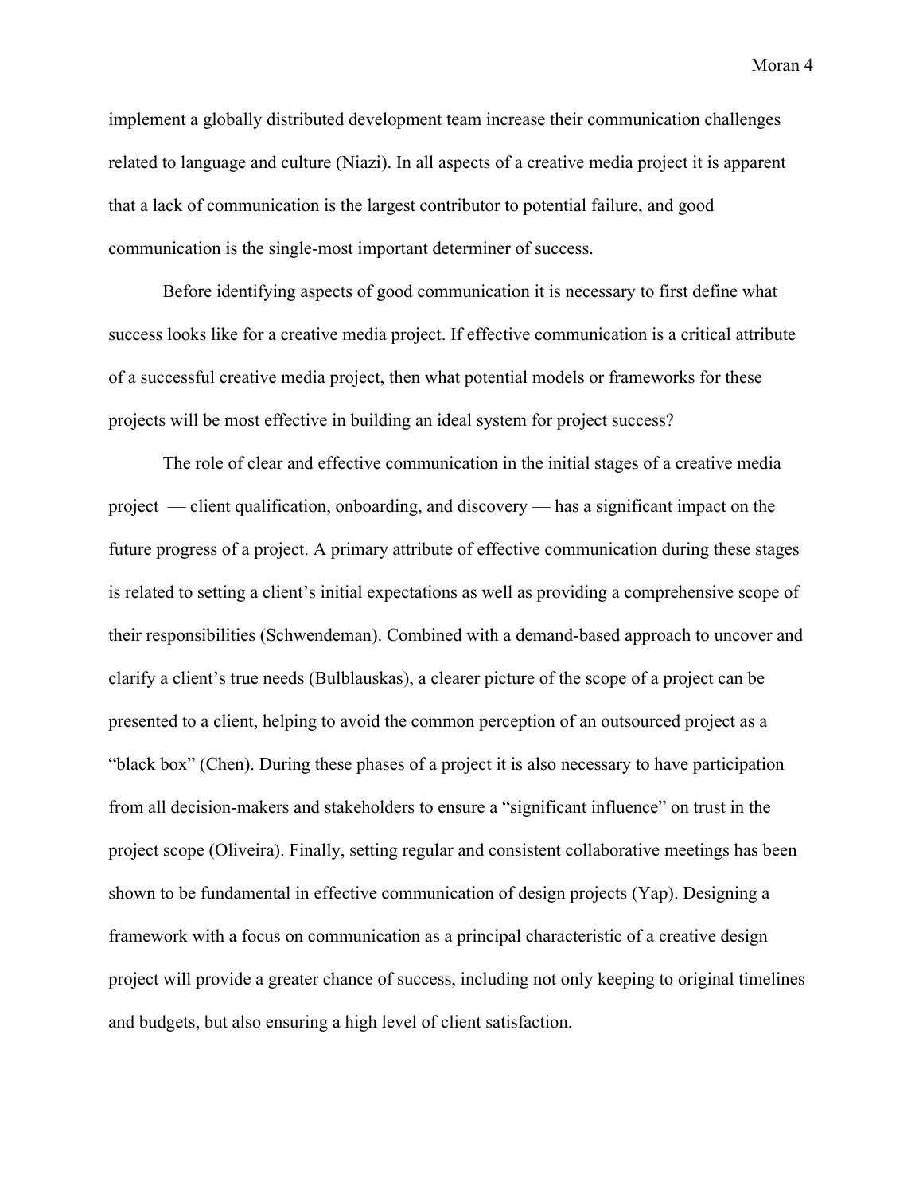implement a globally distributed development team increase their communication challenges related to language and culture (Niazi). In all aspects of a creative media project it is apparent that a lack of communication is the largest contributor to potential failure, and good communication is the single-most important determiner of success.

Before identifying aspects of good communication it is necessary to first define what success looks like for a creative media project. If effective communication is a critical attribute of a successful creative media project, then what potential models or frameworks for these projects will be most effective in building an ideal system for project success?

The role of clear and effective communication in the initial stages of a creative media project — client qualification, onboarding, and discovery — has a significant impact on the future progress of a project. A primary attribute of effective communication during these stages is related to setting a client's initial expectations as well as providing a comprehensive scope of their responsibilities (Schwendeman). Combined with a demand-based approach to uncover and clarify a client's true needs (Bulblauskas), a clearer picture of the scope of a project can be presented to a client, helping to avoid the common perception of an outsourced project as a "black box" (Chen). During these phases of a project it is also necessary to have participation from all decision-makers and stakeholders to ensure a "significant influence" on trust in the project scope (Oliveira). Finally, setting regular and consistent collaborative meetings has been shown to be fundamental in effective communication of design projects (Yap). Designing a framework with a focus on communication as a principal characteristic of a creative design project will provide a greater chance of success, including not only keeping to original timelines and budgets, but also ensuring a high level of client satisfaction.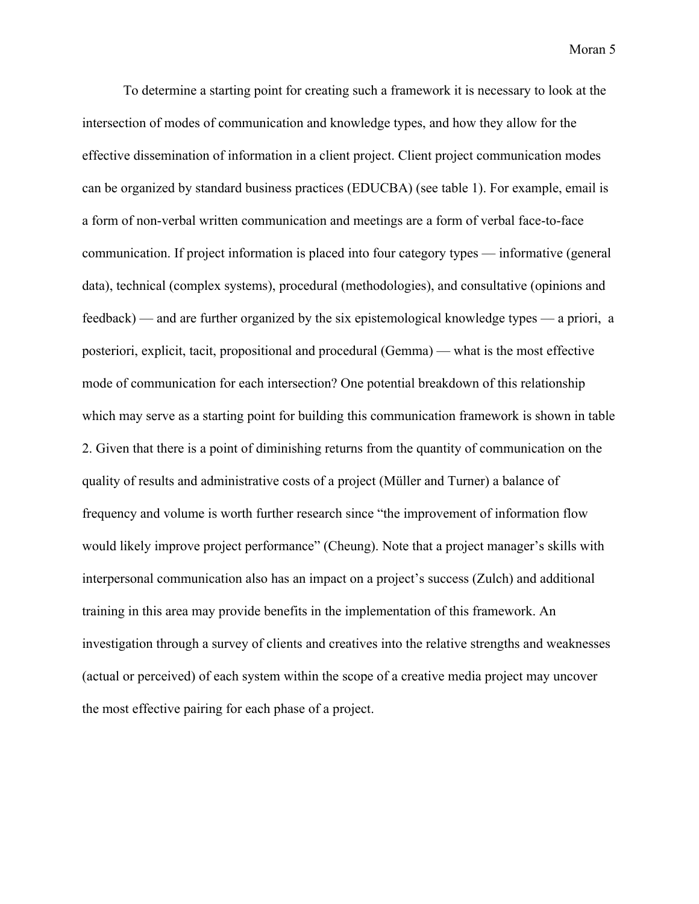To determine a starting point for creating such a framework it is necessary to look at the intersection of modes of communication and knowledge types, and how they allow for the effective dissemination of information in a client project. Client project communication modes can be organized by standard business practices (EDUCBA) (see table 1). For example, email is a form of non-verbal written communication and meetings are a form of verbal face-to-face communication. If project information is placed into four category types — informative (general data), technical (complex systems), procedural (methodologies), and consultative (opinions and feedback) — and are further organized by the six epistemological knowledge types — a priori, a posteriori, explicit, tacit, propositional and procedural (Gemma) — what is the most effective mode of communication for each intersection? One potential breakdown of this relationship which may serve as a starting point for building this communication framework is shown in table 2. Given that there is a point of diminishing returns from the quantity of communication on the quality of results and administrative costs of a project (Müller and Turner) a balance of frequency and volume is worth further research since "the improvement of information flow would likely improve project performance" (Cheung). Note that a project manager's skills with interpersonal communication also has an impact on a project's success (Zulch) and additional training in this area may provide benefits in the implementation of this framework. An investigation through a survey of clients and creatives into the relative strengths and weaknesses (actual or perceived) of each system within the scope of a creative media project may uncover the most effective pairing for each phase of a project.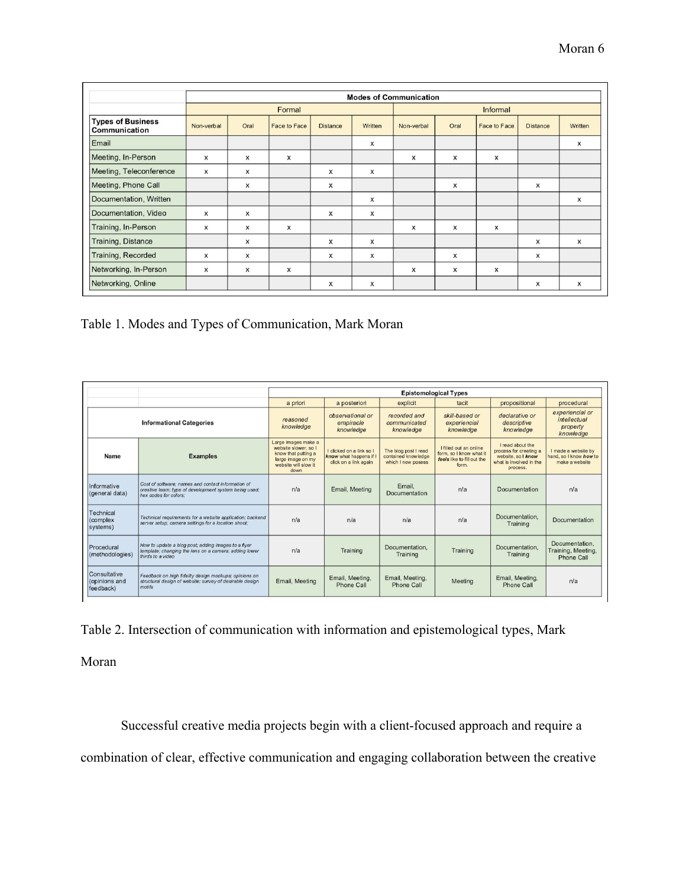| | Modes of Communication | | | | | | | | | |
|---|---|---|---|---|---|---|---|---|---|---|
| | Formal | | | | | Informal | | | | |
| Types of Business Communication | Non-verbal | Oral | Face to Face | Distance | Written | Non-verbal | Oral | Face to Face | Distance | Written |
| Email | | | | | x | | | | | x |
| Meeting, In-Person | x | x | x | | | x | x | x | | |
| Meeting, Teleconference | x | x | | x | x | | | | | |
| Meeting, Phone Call | | x | | x | | | x | | x | |
| Documentation, Written | | | | | x | | | | | x |
| Documentation, Video | x | x | | x | x | | | | | |
| Training, In-Person | x | x | x | | | x | x | x | | |
| Training, Distance | | x | | x | x | | | | x | x |
| Training, Recorded | x | x | | x | x | | x | | x | |
| Networking, In-Person | x | x | x | | | x | x | x | | |
| Networking, Online | | | | x | x | | | | x | x |

Table 1. Modes and Types of Communication, Mark Moran

| | | Epistomological Types | | | | | |
|---|---|---|---|---|---|---|---|
| | | a priori | a posteriori | explicit | tacit | propositional | procedural |
| Informational Categories | | *reasoned knowledge* | *observational or empiracle knowledge* | *recorded and communicated knowledge* | *skill-based or experiencial knowledge* | *declarative or descriptive knowledge* | *experiencial or intellectual property knowledge* |
| Name | Examples | Large images make a website slower, so I know that putting a large image on my website will slow it down | I clicked on a link so I ***know*** what happens if I click on a link again | The blog post I read contained knowledge which I now posess | I filled out an online form, so I know what it ***feels*** like to fill out the form. | I read about the process for creating a website, so I ***know*** what is involved in the process. | I made a website by hand, so I know ***how*** to make a website |
| Informative (general data) | *Cost of software; names and contact information of creative team; type of development system being used; hex codes for colors;* | n/a | Email, Meeting | Email, Documentation | n/a | Documentation | n/a |
| Technical (complex systems) | *Technical requirements for a website application; backend server setup; camera settings for a location shoot;* | n/a | n/a | n/a | n/a | Documentation, Training | Documentation |
| Procedural (methodologies) | *How to update a blog post; adding images to a flyer template; changing the lens on a camera; adding lower thirds to a video* | n/a | Training | Documentation, Training | Training | Documentation, Training | Documentation, Training, Meeting, Phone Call |
| Consultative (opinions and feedback) | *Feedback on high fidelity design mockups; opinions on structural design of website; survey of desirable design motifs* | Email, Meeting | Email, Meeting, Phone Call | Email, Meeting, Phone Call | Meeting | Email, Meeting, Phone Call | n/a |

Table 2. Intersection of communication with information and epistemological types, Mark Moran

Successful creative media projects begin with a client-focused approach and require a combination of clear, effective communication and engaging collaboration between the creative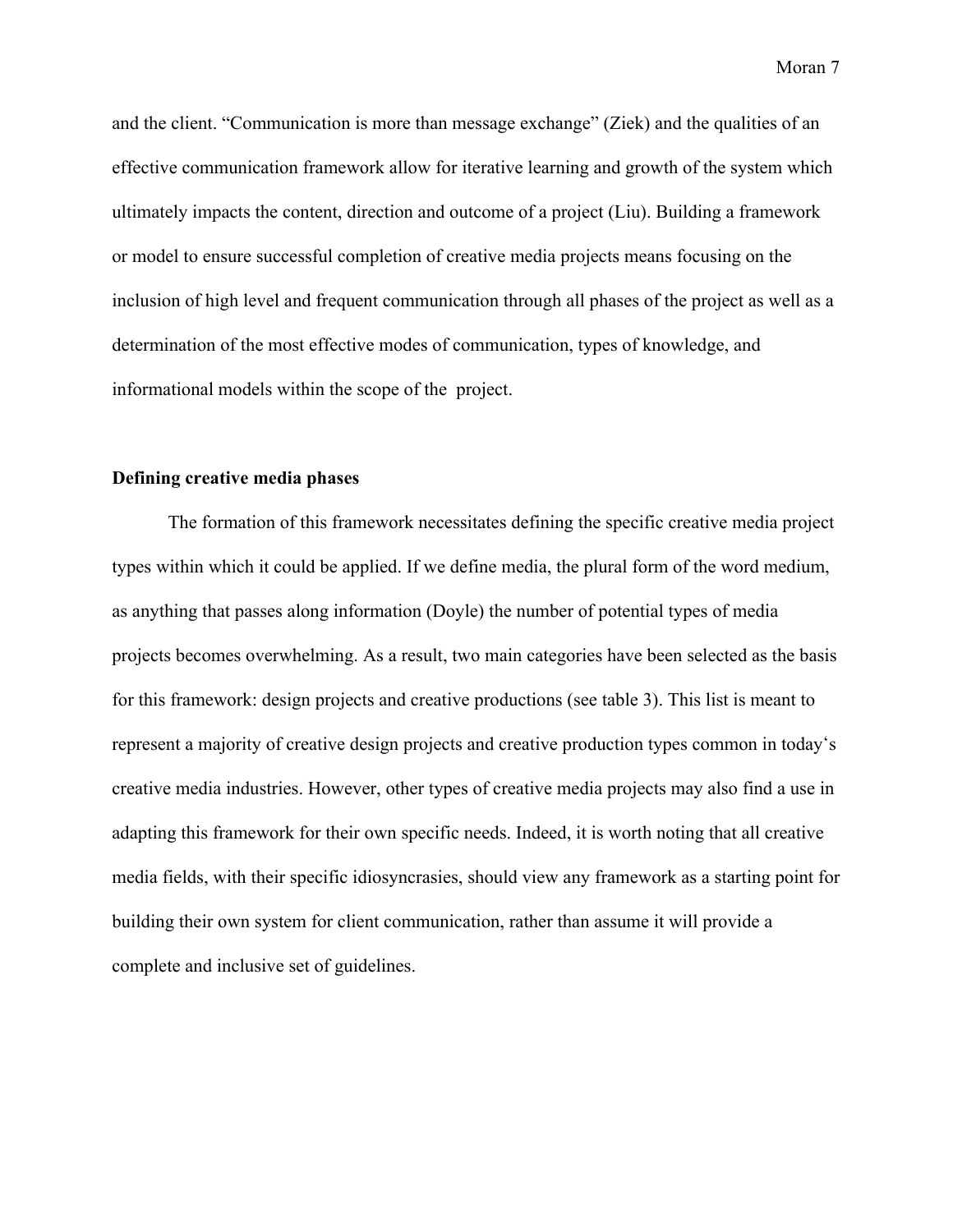and the client. “Communication is more than message exchange” (Ziek) and the qualities of an effective communication framework allow for iterative learning and growth of the system which ultimately impacts the content, direction and outcome of a project (Liu). Building a framework or model to ensure successful completion of creative media projects means focusing on the inclusion of high level and frequent communication through all phases of the project as well as a determination of the most effective modes of communication, types of knowledge, and informational models within the scope of the project.

**Defining creative media phases**

The formation of this framework necessitates defining the specific creative media project types within which it could be applied. If we define media, the plural form of the word medium, as anything that passes along information (Doyle) the number of potential types of media projects becomes overwhelming. As a result, two main categories have been selected as the basis for this framework: design projects and creative productions (see table 3). This list is meant to represent a majority of creative design projects and creative production types common in today‘s creative media industries. However, other types of creative media projects may also find a use in adapting this framework for their own specific needs. Indeed, it is worth noting that all creative media fields, with their specific idiosyncrasies, should view any framework as a starting point for building their own system for client communication, rather than assume it will provide a complete and inclusive set of guidelines.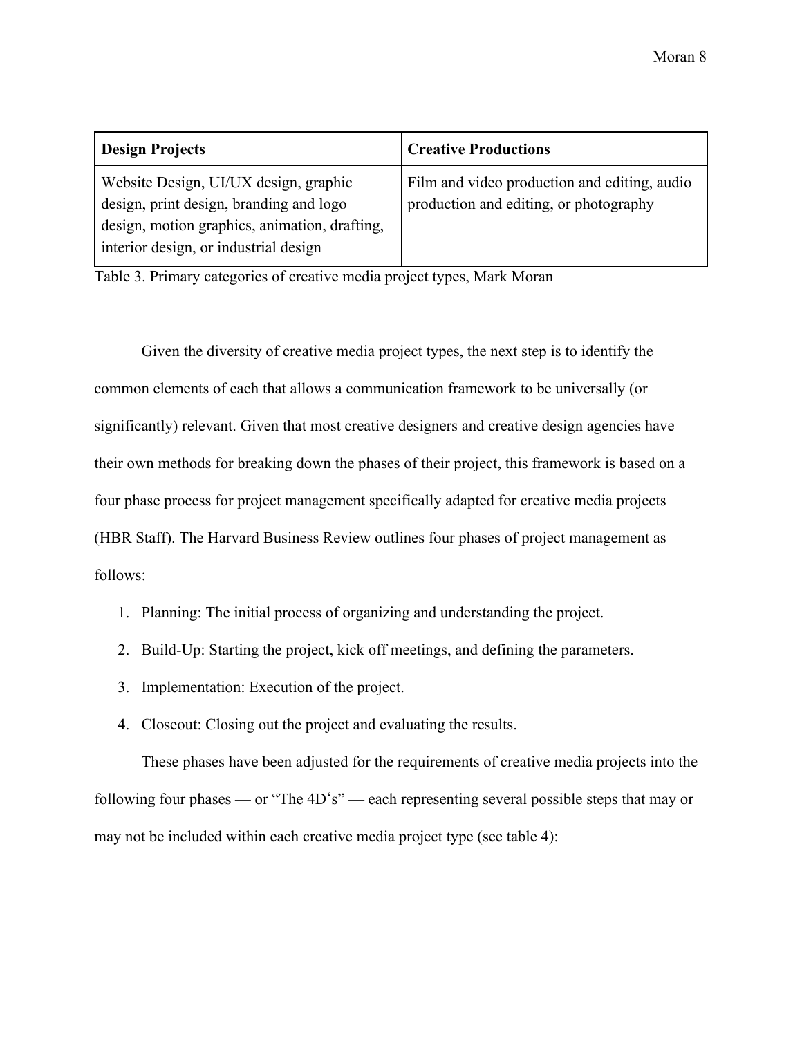| Design Projects | Creative Productions |
| --- | --- |
| Website Design, UI/UX design, graphic design, print design, branding and logo design, motion graphics, animation, drafting, interior design, or industrial design | Film and video production and editing, audio production and editing, or photography |

Table 3. Primary categories of creative media project types, Mark Moran

Given the diversity of creative media project types, the next step is to identify the common elements of each that allows a communication framework to be universally (or significantly) relevant. Given that most creative designers and creative design agencies have their own methods for breaking down the phases of their project, this framework is based on a four phase process for project management specifically adapted for creative media projects (HBR Staff). The Harvard Business Review outlines four phases of project management as follows:

1. Planning: The initial process of organizing and understanding the project.
2. Build-Up: Starting the project, kick off meetings, and defining the parameters.
3. Implementation: Execution of the project.
4. Closeout: Closing out the project and evaluating the results.

These phases have been adjusted for the requirements of creative media projects into the following four phases — or "The 4D's" — each representing several possible steps that may or may not be included within each creative media project type (see table 4):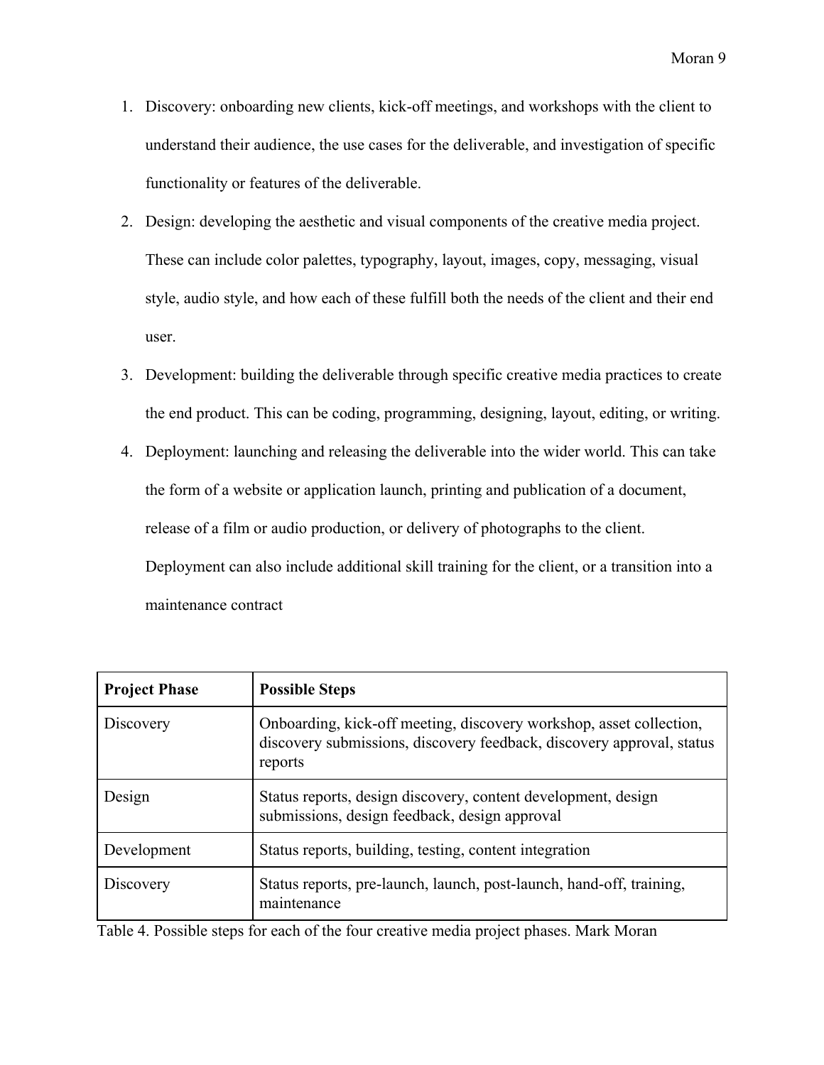1. Discovery: onboarding new clients, kick-off meetings, and workshops with the client to understand their audience, the use cases for the deliverable, and investigation of specific functionality or features of the deliverable.
2. Design: developing the aesthetic and visual components of the creative media project. These can include color palettes, typography, layout, images, copy, messaging, visual style, audio style, and how each of these fulfill both the needs of the client and their end user.
3. Development: building the deliverable through specific creative media practices to create the end product. This can be coding, programming, designing, layout, editing, or writing.
4. Deployment: launching and releasing the deliverable into the wider world. This can take the form of a website or application launch, printing and publication of a document, release of a film or audio production, or delivery of photographs to the client. Deployment can also include additional skill training for the client, or a transition into a maintenance contract

| **Project Phase** | **Possible Steps** |
| --- | --- |
| Discovery | Onboarding, kick-off meeting, discovery workshop, asset collection, discovery submissions, discovery feedback, discovery approval, status reports |
| Design | Status reports, design discovery, content development, design submissions, design feedback, design approval |
| Development | Status reports, building, testing, content integration |
| Discovery | Status reports, pre-launch, launch, post-launch, hand-off, training, maintenance |

Table 4. Possible steps for each of the four creative media project phases. Mark Moran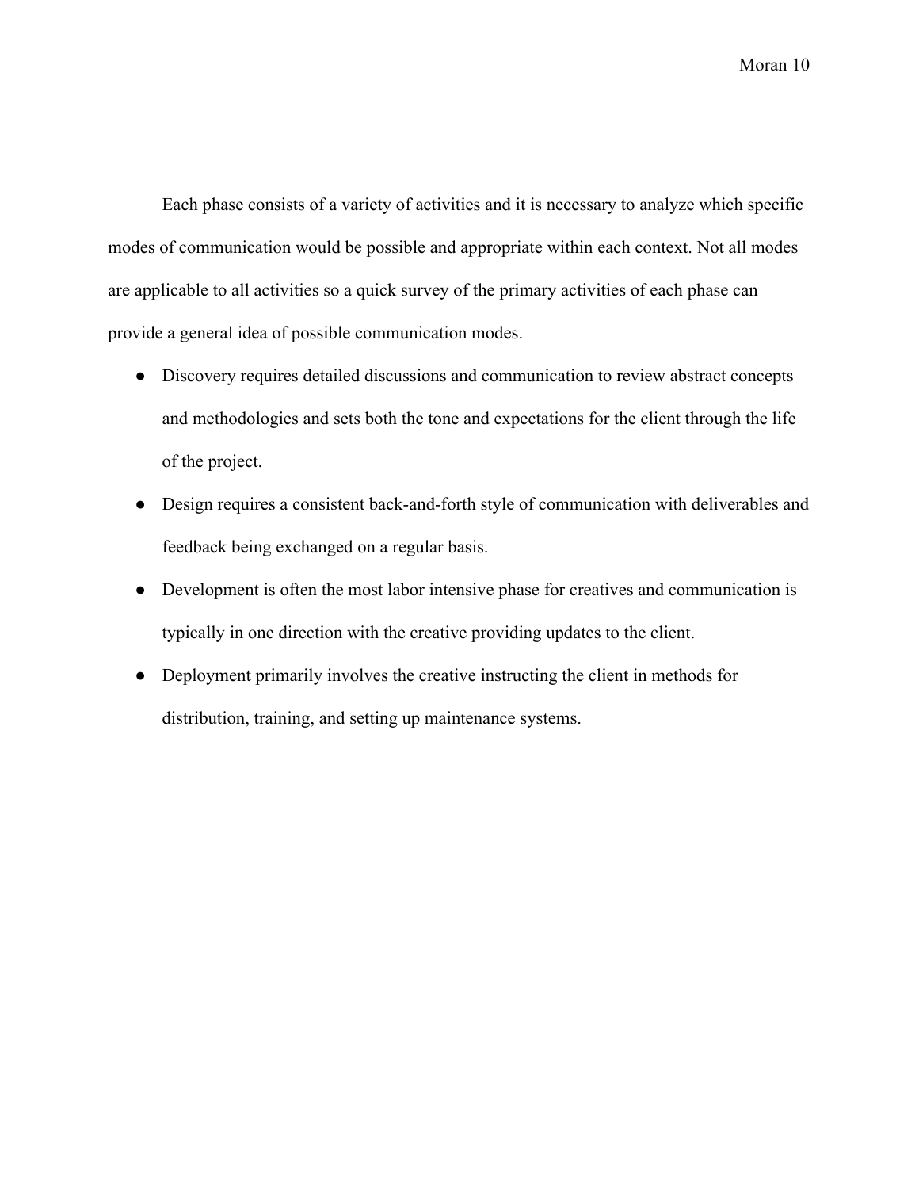Each phase consists of a variety of activities and it is necessary to analyze which specific modes of communication would be possible and appropriate within each context. Not all modes are applicable to all activities so a quick survey of the primary activities of each phase can provide a general idea of possible communication modes.

- Discovery requires detailed discussions and communication to review abstract concepts and methodologies and sets both the tone and expectations for the client through the life of the project.
- Design requires a consistent back-and-forth style of communication with deliverables and feedback being exchanged on a regular basis.
- Development is often the most labor intensive phase for creatives and communication is typically in one direction with the creative providing updates to the client.
- Deployment primarily involves the creative instructing the client in methods for distribution, training, and setting up maintenance systems.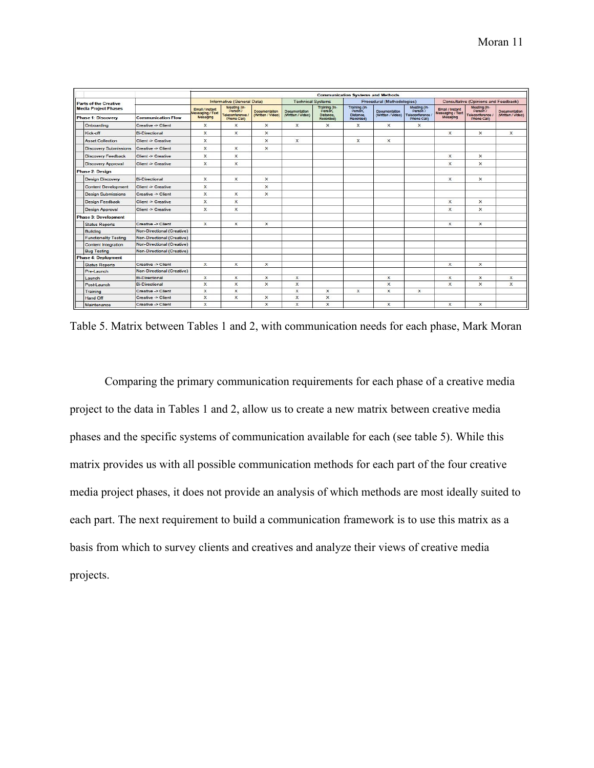| Parts of the Creative Media Project Phases | | Communication Systems and Methods | | | | | | | | | | |
|---|---|---|---|---|---|---|---|---|---|---|---|---|
| | | Informative (General Data) | | | Technical Systems | | Procedural (Methodologies) | | | Consultative (Opinions and Feedback) | | |
| **Phase 1: Discovery** | **Communication Flow** | Email / Instant Messaging / Text Messaging | Meeting (In-Person / Teleconference / Phone Call) | Documentation (Written / Video) | Documentation (Written / Video) | Training (In-Person, Distance, Recorded) | Training (In-Person, Distance, Recorded) | Documentation (Written / Video) | Meeting (In-Person / Teleconference / Phone Call) | Email / Instant Messaging / Text Messaging | Meeting (In-Person / Teleconference / Phone Call) | Documentation (Written / Video) |
| Onboarding | Creative -> Client | x | x | x | x | x | x | x | x | | | |
| Kick-off | Bi-Directional | x | x | x | | | | | | x | x | x |
| Asset Collection | Client -> Creative | x | | x | x | | x | x | | | | |
| Discovery Submissions | Creative -> Client | x | x | x | | | | | | | | |
| Discovery Feedback | Client -> Creative | x | x | | | | | | | x | x | |
| Discovery Approval | Client -> Creative | x | x | | | | | | | x | x | |
| **Phase 2: Design** | | | | | | | | | | | | |
| Design Discovery | Bi-Directional | x | x | x | | | | | | x | x | |
| Content Development | Client -> Creative | x | | x | | | | | | | | |
| Design Submissions | Creative -> Client | x | x | x | | | | | | | | |
| Design Feedback | Client -> Creative | x | x | | | | | | | x | x | |
| Design Approval | Client -> Creative | x | x | | | | | | | x | x | |
| **Phase 3: Development** | | | | | | | | | | | | |
| Status Reports | Creative -> Client | x | x | x | | | | | | x | x | |
| Building | Non-Directional (Creative) | | | | | | | | | | | |
| Functionality Testing | Non-Directional (Creative) | | | | | | | | | | | |
| Content Integration | Non-Directional (Creative) | | | | | | | | | | | |
| Bug Testing | Non-Directional (Creative) | | | | | | | | | | | |
| **Phase 4: Deployment** | | | | | | | | | | | | |
| Status Reports | Creative -> Client | x | x | x | | | | | | x | x | |
| Pre-Launch | Non-Directional (Creative) | | | | | | | | | | | |
| Launch | Bi-Directional | x | x | x | x | | | x | | x | x | x |
| Post-Launch | Bi-Directional | x | x | x | x | | | x | | x | x | x |
| Training | Creative -> Client | x | x | | x | x | x | x | x | | | |
| Hand Off | Creative -> Client | x | x | x | x | x | | | | | | |
| Maintenance | Creative -> Client | x | | x | x | x | | x | | x | x | |

Table 5. Matrix between Tables 1 and 2, with communication needs for each phase, Mark Moran

Comparing the primary communication requirements for each phase of a creative media project to the data in Tables 1 and 2, allow us to create a new matrix between creative media phases and the specific systems of communication available for each (see table 5). While this matrix provides us with all possible communication methods for each part of the four creative media project phases, it does not provide an analysis of which methods are most ideally suited to each part. The next requirement to build a communication framework is to use this matrix as a basis from which to survey clients and creatives and analyze their views of creative media projects.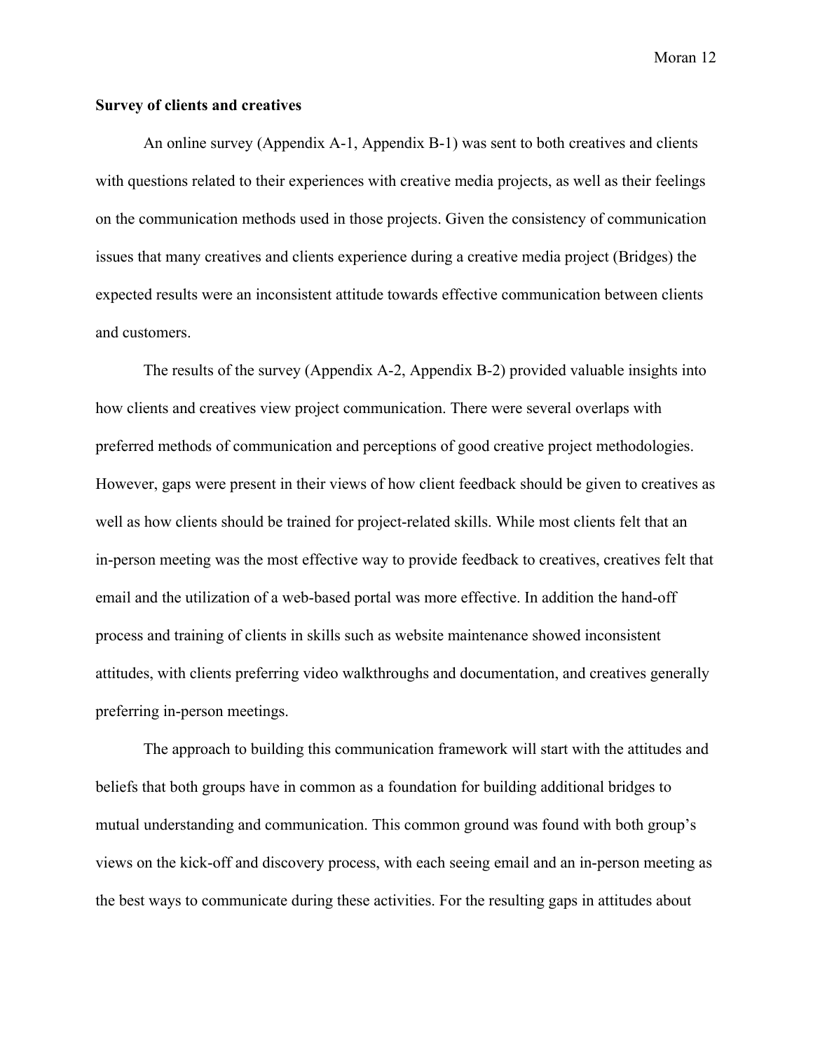**Survey of clients and creatives**

An online survey (Appendix A-1, Appendix B-1) was sent to both creatives and clients with questions related to their experiences with creative media projects, as well as their feelings on the communication methods used in those projects. Given the consistency of communication issues that many creatives and clients experience during a creative media project (Bridges) the expected results were an inconsistent attitude towards effective communication between clients and customers.

The results of the survey (Appendix A-2, Appendix B-2) provided valuable insights into how clients and creatives view project communication. There were several overlaps with preferred methods of communication and perceptions of good creative project methodologies. However, gaps were present in their views of how client feedback should be given to creatives as well as how clients should be trained for project-related skills. While most clients felt that an in-person meeting was the most effective way to provide feedback to creatives, creatives felt that email and the utilization of a web-based portal was more effective. In addition the hand-off process and training of clients in skills such as website maintenance showed inconsistent attitudes, with clients preferring video walkthroughs and documentation, and creatives generally preferring in-person meetings.

The approach to building this communication framework will start with the attitudes and beliefs that both groups have in common as a foundation for building additional bridges to mutual understanding and communication. This common ground was found with both group's views on the kick-off and discovery process, with each seeing email and an in-person meeting as the best ways to communicate during these activities. For the resulting gaps in attitudes about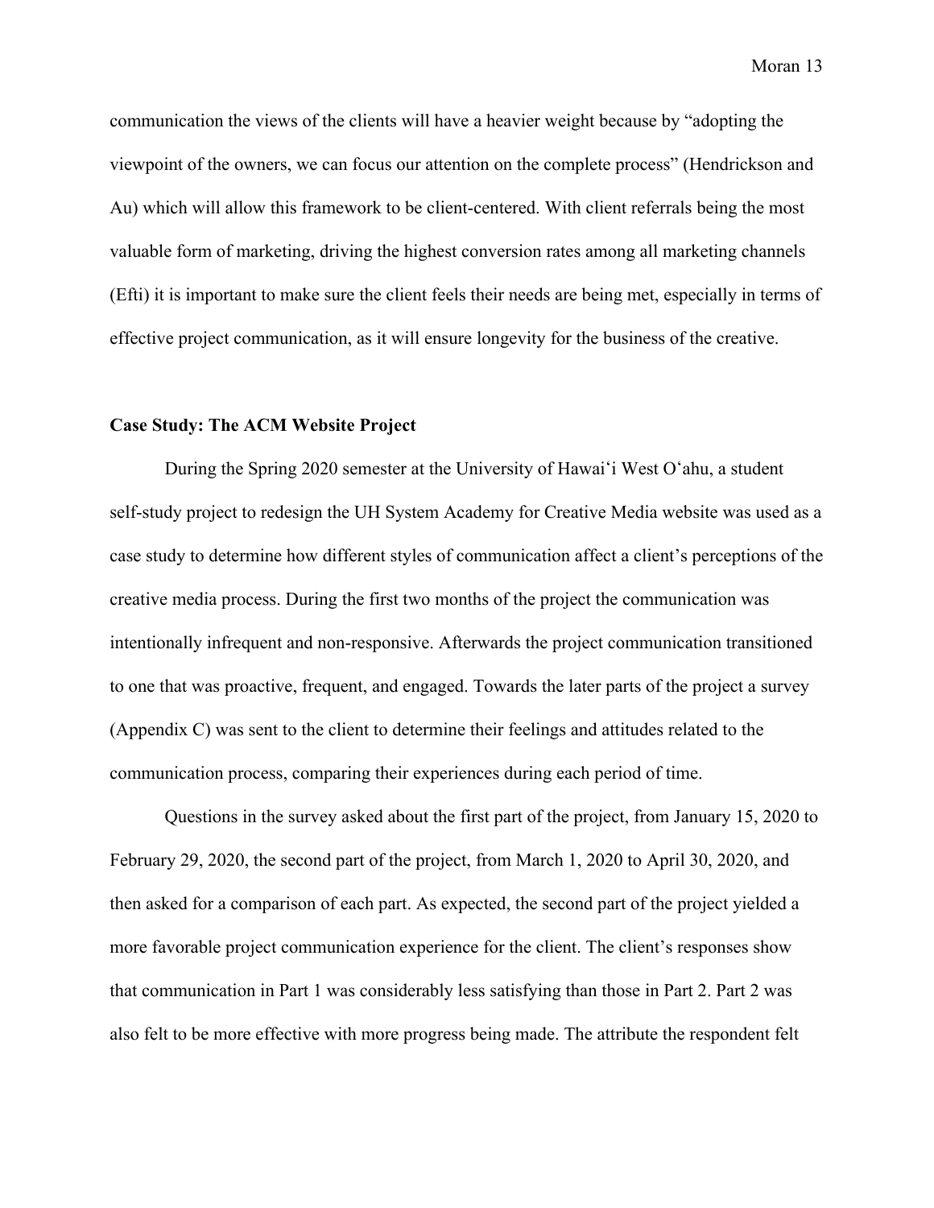communication the views of the clients will have a heavier weight because by "adopting the viewpoint of the owners, we can focus our attention on the complete process" (Hendrickson and Au) which will allow this framework to be client-centered. With client referrals being the most valuable form of marketing, driving the highest conversion rates among all marketing channels (Efti) it is important to make sure the client feels their needs are being met, especially in terms of effective project communication, as it will ensure longevity for the business of the creative.

**Case Study: The ACM Website Project**

During the Spring 2020 semester at the University of Hawaiʻi West Oʻahu, a student self-study project to redesign the UH System Academy for Creative Media website was used as a case study to determine how different styles of communication affect a client's perceptions of the creative media process. During the first two months of the project the communication was intentionally infrequent and non-responsive. Afterwards the project communication transitioned to one that was proactive, frequent, and engaged. Towards the later parts of the project a survey (Appendix C) was sent to the client to determine their feelings and attitudes related to the communication process, comparing their experiences during each period of time.

Questions in the survey asked about the first part of the project, from January 15, 2020 to February 29, 2020, the second part of the project, from March 1, 2020 to April 30, 2020, and then asked for a comparison of each part. As expected, the second part of the project yielded a more favorable project communication experience for the client. The client's responses show that communication in Part 1 was considerably less satisfying than those in Part 2. Part 2 was also felt to be more effective with more progress being made. The attribute the respondent felt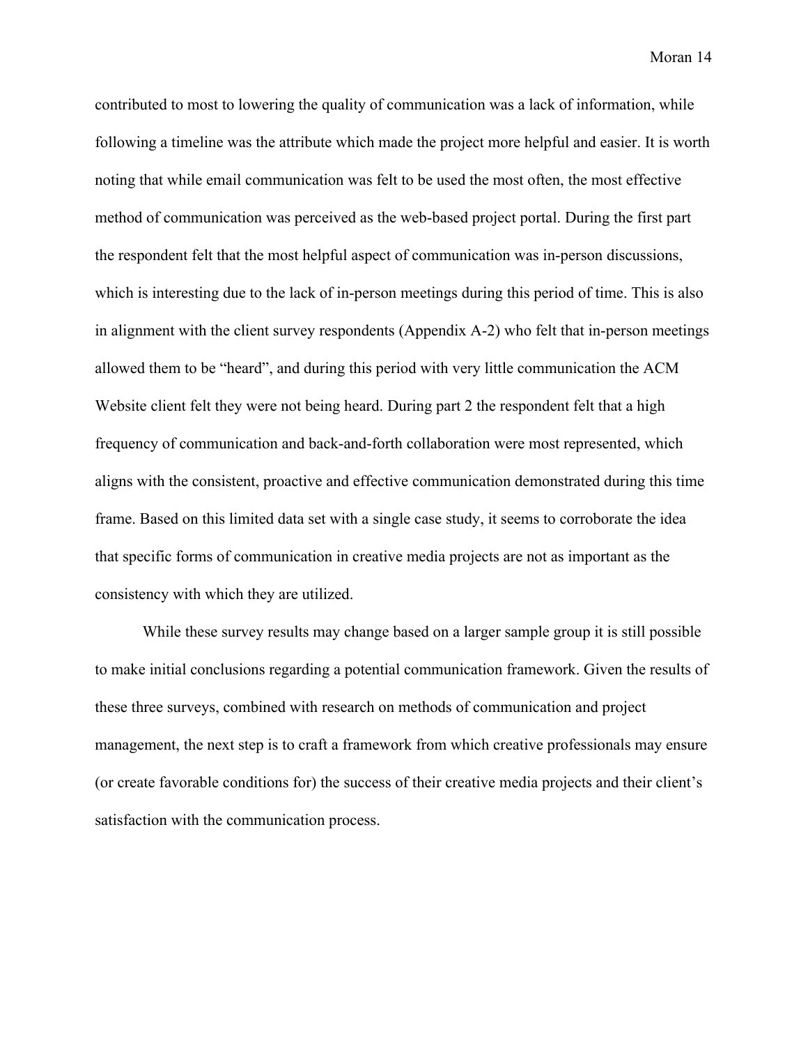contributed to most to lowering the quality of communication was a lack of information, while following a timeline was the attribute which made the project more helpful and easier. It is worth noting that while email communication was felt to be used the most often, the most effective method of communication was perceived as the web-based project portal. During the first part the respondent felt that the most helpful aspect of communication was in-person discussions, which is interesting due to the lack of in-person meetings during this period of time. This is also in alignment with the client survey respondents (Appendix A-2) who felt that in-person meetings allowed them to be "heard", and during this period with very little communication the ACM Website client felt they were not being heard. During part 2 the respondent felt that a high frequency of communication and back-and-forth collaboration were most represented, which aligns with the consistent, proactive and effective communication demonstrated during this time frame. Based on this limited data set with a single case study, it seems to corroborate the idea that specific forms of communication in creative media projects are not as important as the consistency with which they are utilized.

While these survey results may change based on a larger sample group it is still possible to make initial conclusions regarding a potential communication framework. Given the results of these three surveys, combined with research on methods of communication and project management, the next step is to craft a framework from which creative professionals may ensure (or create favorable conditions for) the success of their creative media projects and their client's satisfaction with the communication process.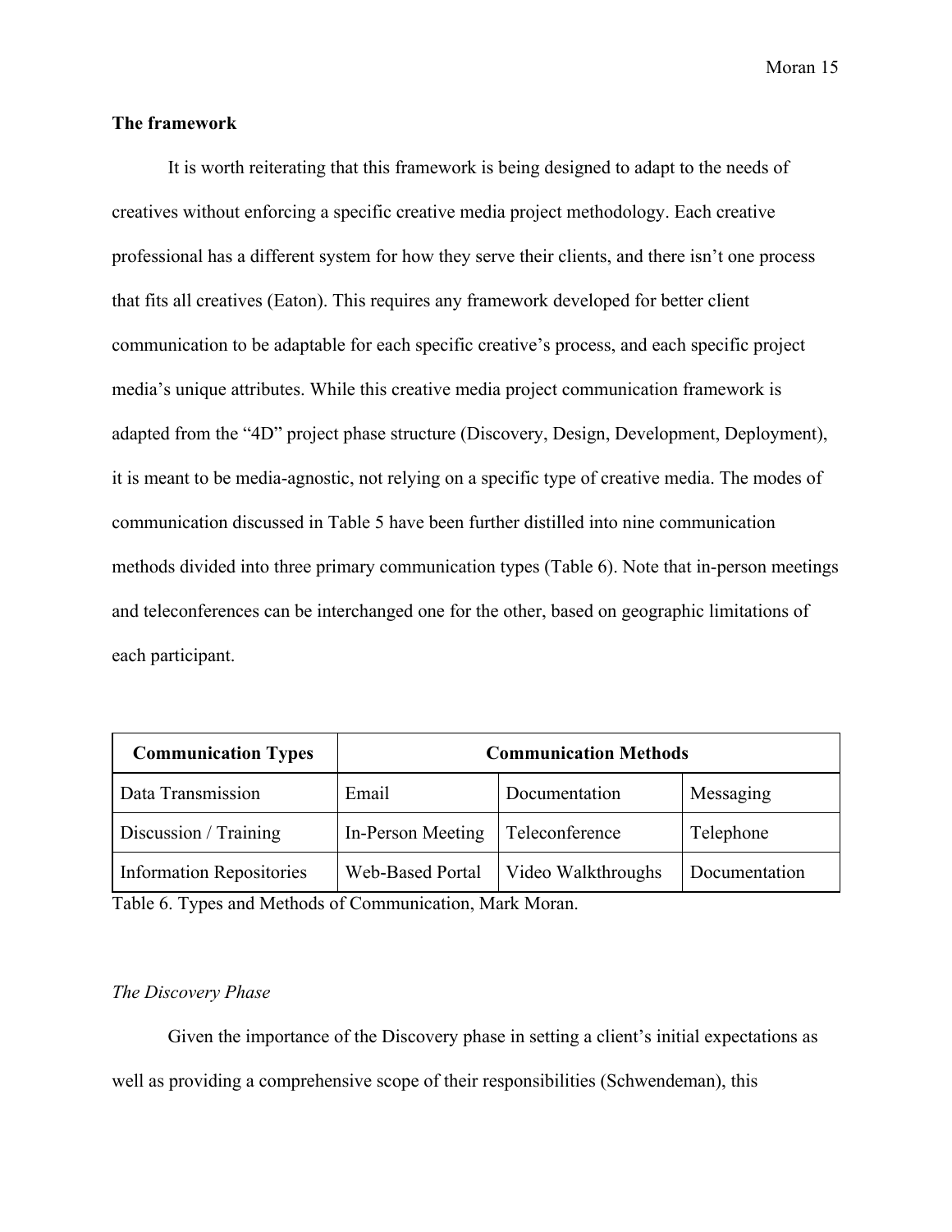## The framework

It is worth reiterating that this framework is being designed to adapt to the needs of creatives without enforcing a specific creative media project methodology. Each creative professional has a different system for how they serve their clients, and there isn't one process that fits all creatives (Eaton). This requires any framework developed for better client communication to be adaptable for each specific creative's process, and each specific project media's unique attributes. While this creative media project communication framework is adapted from the "4D" project phase structure (Discovery, Design, Development, Deployment), it is meant to be media-agnostic, not relying on a specific type of creative media. The modes of communication discussed in Table 5 have been further distilled into nine communication methods divided into three primary communication types (Table 6). Note that in-person meetings and teleconferences can be interchanged one for the other, based on geographic limitations of each participant.

| Communication Types | Communication Methods | | |
|---|---|---|---|
| Data Transmission | Email | Documentation | Messaging |
| Discussion / Training | In-Person Meeting | Teleconference | Telephone |
| Information Repositories | Web-Based Portal | Video Walkthroughs | Documentation |

Table 6. Types and Methods of Communication, Mark Moran.

### *The Discovery Phase*

Given the importance of the Discovery phase in setting a client's initial expectations as well as providing a comprehensive scope of their responsibilities (Schwendeman), this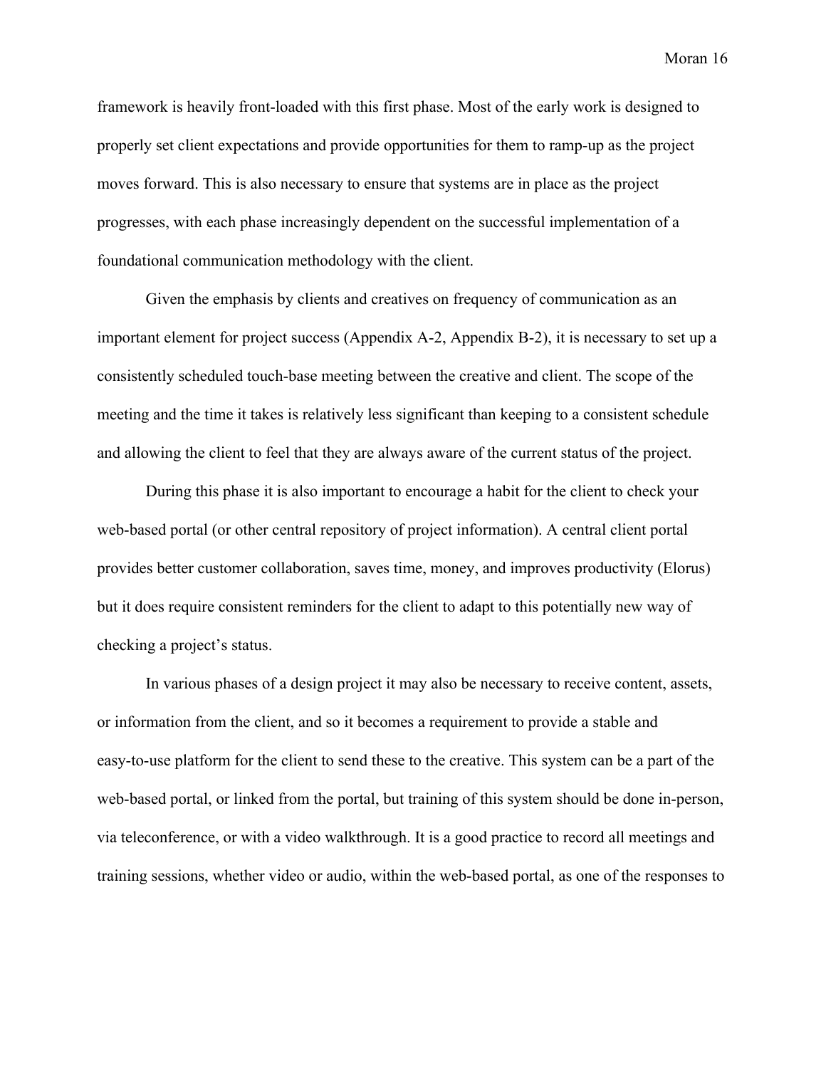framework is heavily front-loaded with this first phase. Most of the early work is designed to properly set client expectations and provide opportunities for them to ramp-up as the project moves forward. This is also necessary to ensure that systems are in place as the project progresses, with each phase increasingly dependent on the successful implementation of a foundational communication methodology with the client.

Given the emphasis by clients and creatives on frequency of communication as an important element for project success (Appendix A-2, Appendix B-2), it is necessary to set up a consistently scheduled touch-base meeting between the creative and client. The scope of the meeting and the time it takes is relatively less significant than keeping to a consistent schedule and allowing the client to feel that they are always aware of the current status of the project.

During this phase it is also important to encourage a habit for the client to check your web-based portal (or other central repository of project information). A central client portal provides better customer collaboration, saves time, money, and improves productivity (Elorus) but it does require consistent reminders for the client to adapt to this potentially new way of checking a project's status.

In various phases of a design project it may also be necessary to receive content, assets, or information from the client, and so it becomes a requirement to provide a stable and easy-to-use platform for the client to send these to the creative. This system can be a part of the web-based portal, or linked from the portal, but training of this system should be done in-person, via teleconference, or with a video walkthrough. It is a good practice to record all meetings and training sessions, whether video or audio, within the web-based portal, as one of the responses to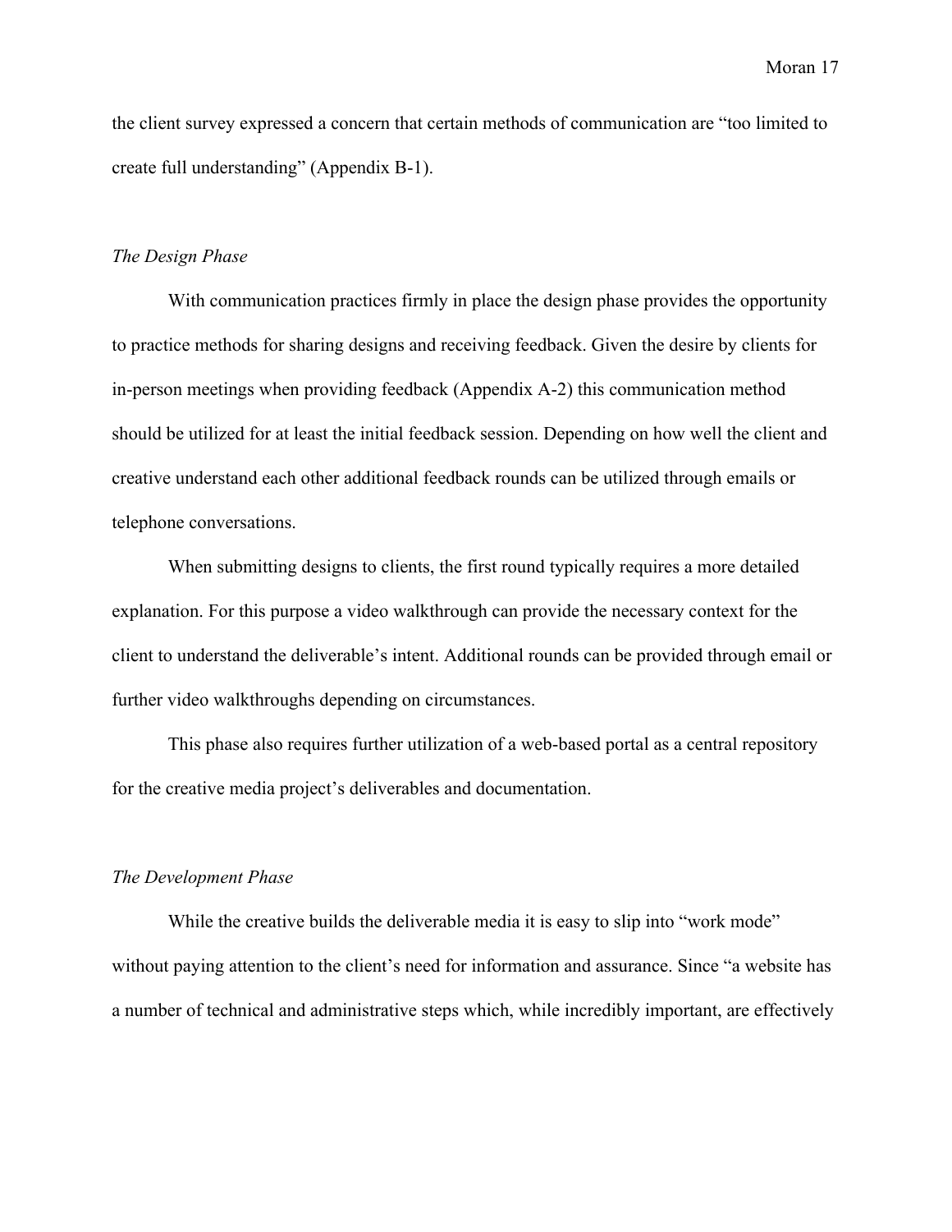the client survey expressed a concern that certain methods of communication are "too limited to create full understanding" (Appendix B-1).

*The Design Phase*

With communication practices firmly in place the design phase provides the opportunity to practice methods for sharing designs and receiving feedback. Given the desire by clients for in-person meetings when providing feedback (Appendix A-2) this communication method should be utilized for at least the initial feedback session. Depending on how well the client and creative understand each other additional feedback rounds can be utilized through emails or telephone conversations.

When submitting designs to clients, the first round typically requires a more detailed explanation. For this purpose a video walkthrough can provide the necessary context for the client to understand the deliverable's intent. Additional rounds can be provided through email or further video walkthroughs depending on circumstances.

This phase also requires further utilization of a web-based portal as a central repository for the creative media project's deliverables and documentation.

*The Development Phase*

While the creative builds the deliverable media it is easy to slip into "work mode" without paying attention to the client's need for information and assurance. Since "a website has a number of technical and administrative steps which, while incredibly important, are effectively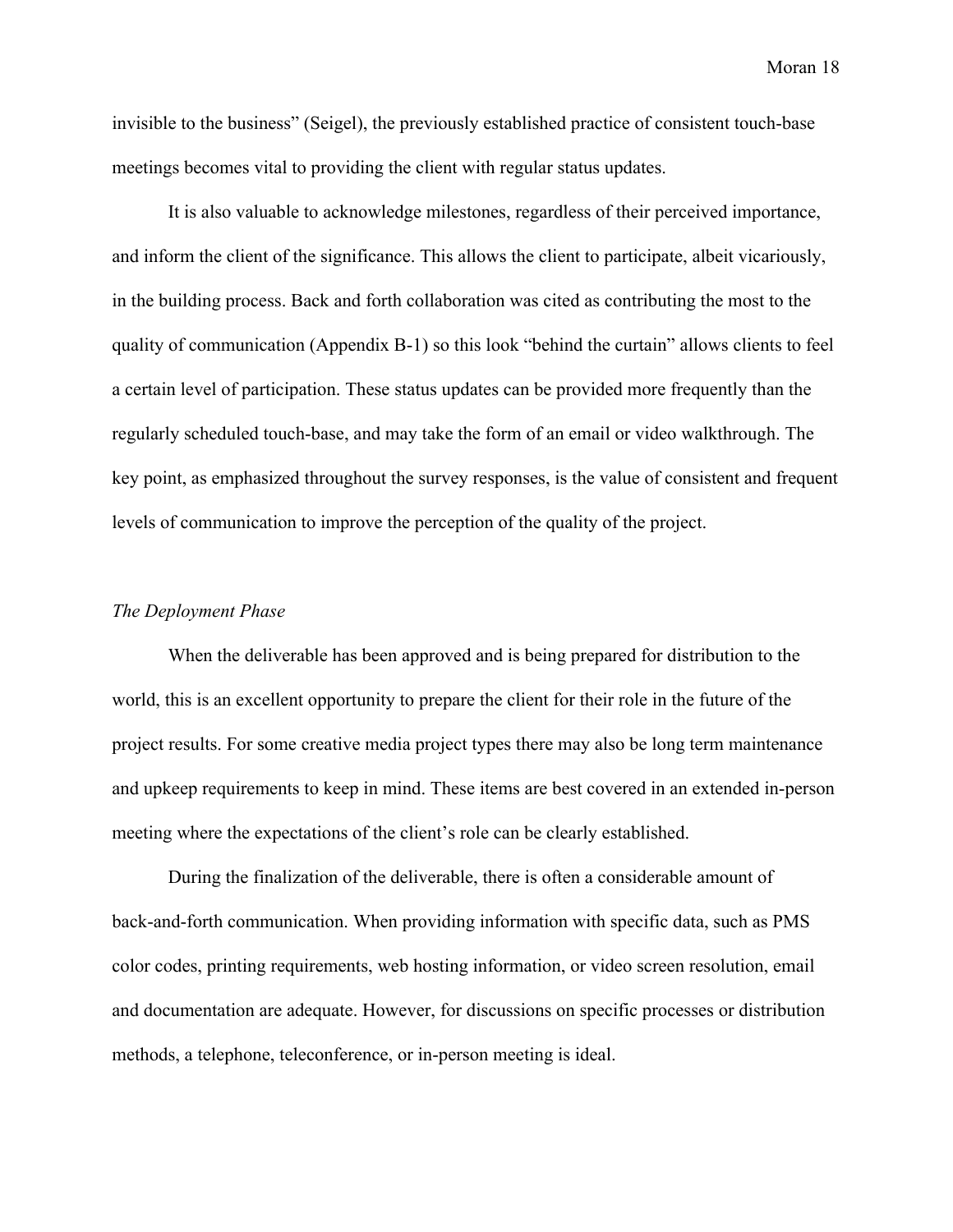invisible to the business" (Seigel), the previously established practice of consistent touch-base meetings becomes vital to providing the client with regular status updates.

It is also valuable to acknowledge milestones, regardless of their perceived importance, and inform the client of the significance. This allows the client to participate, albeit vicariously, in the building process. Back and forth collaboration was cited as contributing the most to the quality of communication (Appendix B-1) so this look "behind the curtain" allows clients to feel a certain level of participation. These status updates can be provided more frequently than the regularly scheduled touch-base, and may take the form of an email or video walkthrough. The key point, as emphasized throughout the survey responses, is the value of consistent and frequent levels of communication to improve the perception of the quality of the project.

### *The Deployment Phase*

When the deliverable has been approved and is being prepared for distribution to the world, this is an excellent opportunity to prepare the client for their role in the future of the project results. For some creative media project types there may also be long term maintenance and upkeep requirements to keep in mind. These items are best covered in an extended in-person meeting where the expectations of the client's role can be clearly established.

During the finalization of the deliverable, there is often a considerable amount of back-and-forth communication. When providing information with specific data, such as PMS color codes, printing requirements, web hosting information, or video screen resolution, email and documentation are adequate. However, for discussions on specific processes or distribution methods, a telephone, teleconference, or in-person meeting is ideal.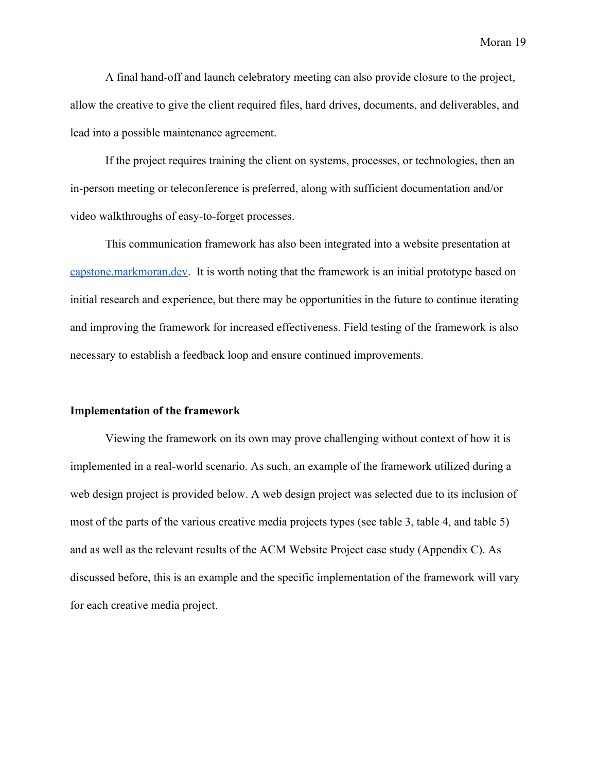A final hand-off and launch celebratory meeting can also provide closure to the project, allow the creative to give the client required files, hard drives, documents, and deliverables, and lead into a possible maintenance agreement.

If the project requires training the client on systems, processes, or technologies, then an in-person meeting or teleconference is preferred, along with sufficient documentation and/or video walkthroughs of easy-to-forget processes.

This communication framework has also been integrated into a website presentation at [capstone.markmoran.dev](capstone.markmoran.dev). It is worth noting that the framework is an initial prototype based on initial research and experience, but there may be opportunities in the future to continue iterating and improving the framework for increased effectiveness. Field testing of the framework is also necessary to establish a feedback loop and ensure continued improvements.

**Implementation of the framework**

Viewing the framework on its own may prove challenging without context of how it is implemented in a real-world scenario. As such, an example of the framework utilized during a web design project is provided below. A web design project was selected due to its inclusion of most of the parts of the various creative media projects types (see table 3, table 4, and table 5) and as well as the relevant results of the ACM Website Project case study (Appendix C). As discussed before, this is an example and the specific implementation of the framework will vary for each creative media project.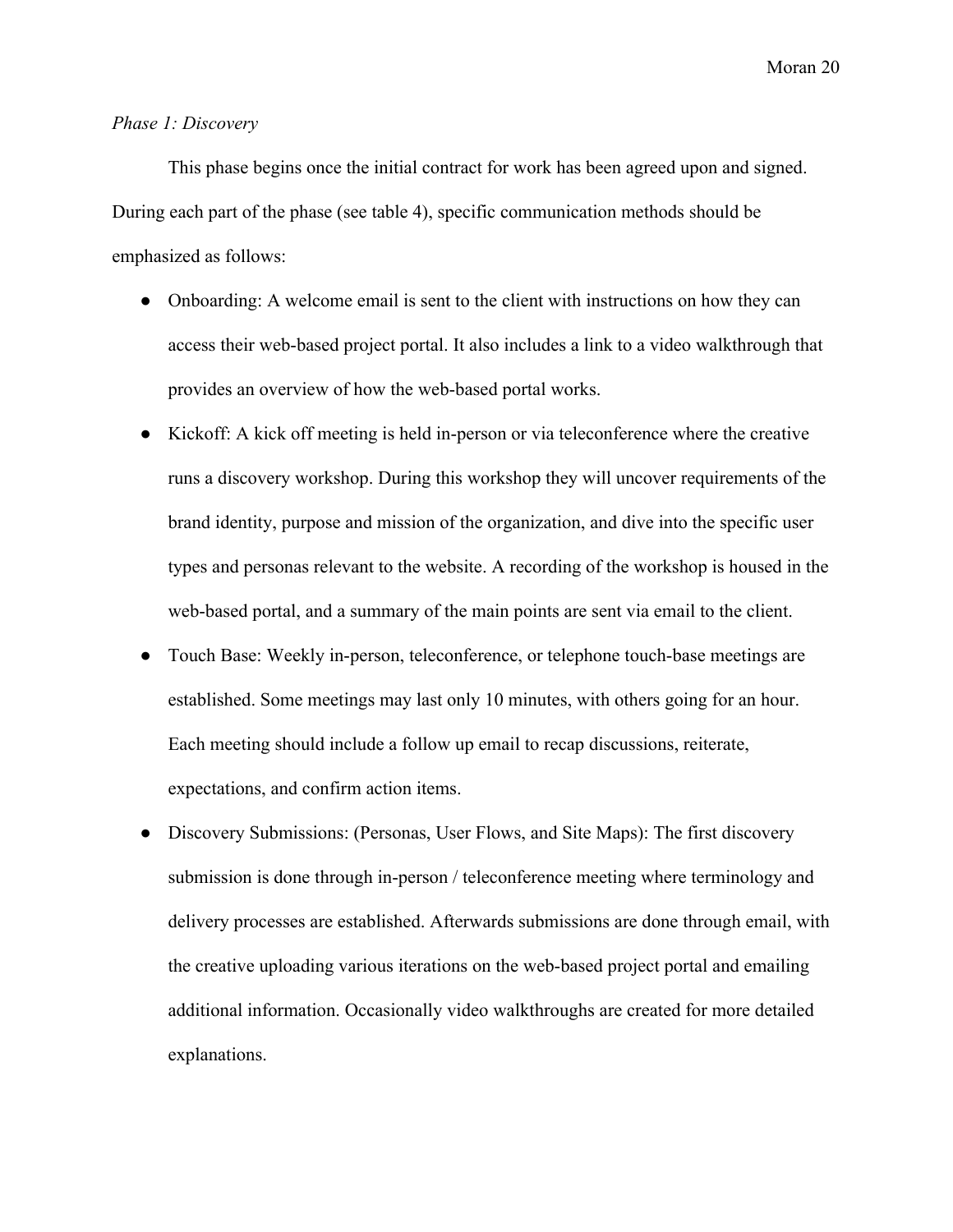*Phase 1: Discovery*

This phase begins once the initial contract for work has been agreed upon and signed. During each part of the phase (see table 4), specific communication methods should be emphasized as follows:

- Onboarding: A welcome email is sent to the client with instructions on how they can access their web-based project portal. It also includes a link to a video walkthrough that provides an overview of how the web-based portal works.
- Kickoff: A kick off meeting is held in-person or via teleconference where the creative runs a discovery workshop. During this workshop they will uncover requirements of the brand identity, purpose and mission of the organization, and dive into the specific user types and personas relevant to the website. A recording of the workshop is housed in the web-based portal, and a summary of the main points are sent via email to the client.
- Touch Base: Weekly in-person, teleconference, or telephone touch-base meetings are established. Some meetings may last only 10 minutes, with others going for an hour. Each meeting should include a follow up email to recap discussions, reiterate, expectations, and confirm action items.
- Discovery Submissions: (Personas, User Flows, and Site Maps): The first discovery submission is done through in-person / teleconference meeting where terminology and delivery processes are established. Afterwards submissions are done through email, with the creative uploading various iterations on the web-based project portal and emailing additional information. Occasionally video walkthroughs are created for more detailed explanations.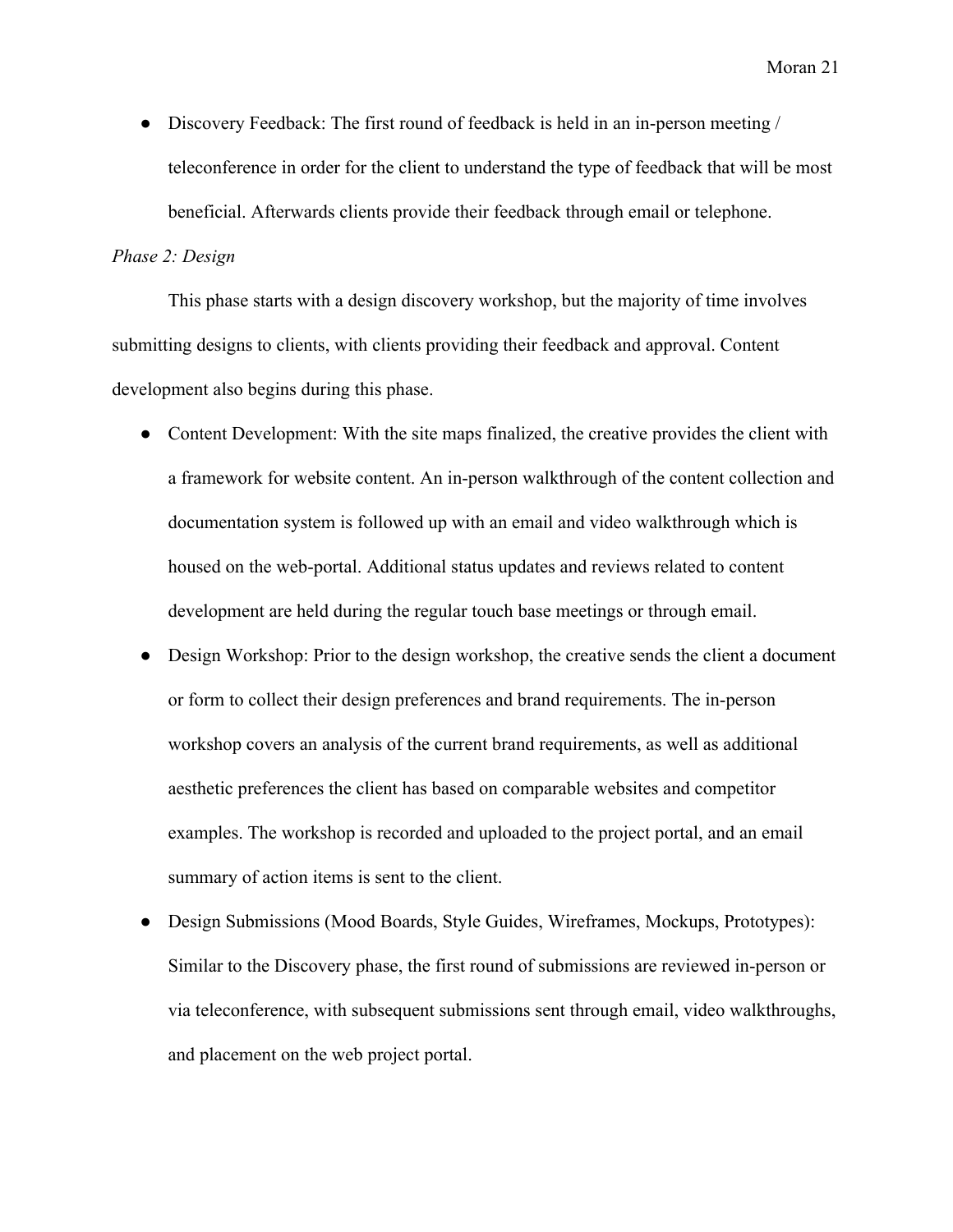- Discovery Feedback: The first round of feedback is held in an in-person meeting / teleconference in order for the client to understand the type of feedback that will be most beneficial. Afterwards clients provide their feedback through email or telephone.

*Phase 2: Design*

This phase starts with a design discovery workshop, but the majority of time involves submitting designs to clients, with clients providing their feedback and approval. Content development also begins during this phase.

- Content Development: With the site maps finalized, the creative provides the client with a framework for website content. An in-person walkthrough of the content collection and documentation system is followed up with an email and video walkthrough which is housed on the web-portal. Additional status updates and reviews related to content development are held during the regular touch base meetings or through email.
- Design Workshop: Prior to the design workshop, the creative sends the client a document or form to collect their design preferences and brand requirements. The in-person workshop covers an analysis of the current brand requirements, as well as additional aesthetic preferences the client has based on comparable websites and competitor examples. The workshop is recorded and uploaded to the project portal, and an email summary of action items is sent to the client.
- Design Submissions (Mood Boards, Style Guides, Wireframes, Mockups, Prototypes): Similar to the Discovery phase, the first round of submissions are reviewed in-person or via teleconference, with subsequent submissions sent through email, video walkthroughs, and placement on the web project portal.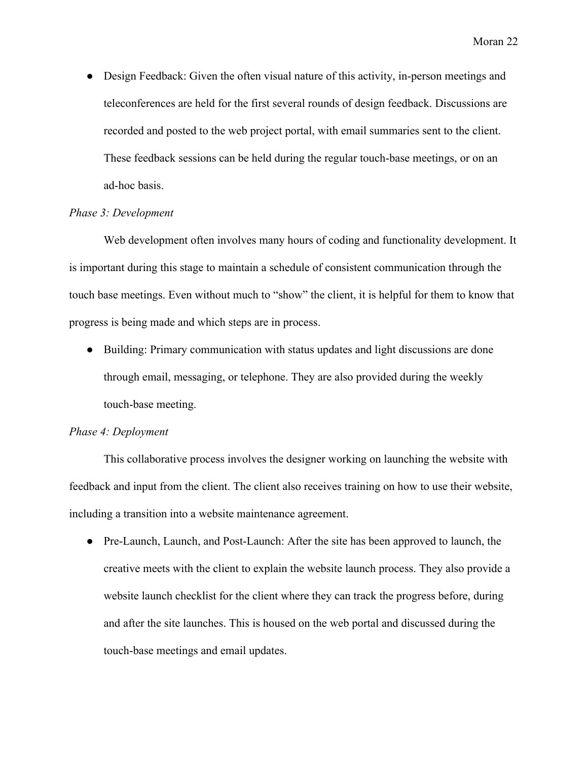- Design Feedback: Given the often visual nature of this activity, in-person meetings and teleconferences are held for the first several rounds of design feedback. Discussions are recorded and posted to the web project portal, with email summaries sent to the client. These feedback sessions can be held during the regular touch-base meetings, or on an ad-hoc basis.

*Phase 3: Development*

Web development often involves many hours of coding and functionality development. It is important during this stage to maintain a schedule of consistent communication through the touch base meetings. Even without much to "show" the client, it is helpful for them to know that progress is being made and which steps are in process.

- Building: Primary communication with status updates and light discussions are done through email, messaging, or telephone. They are also provided during the weekly touch-base meeting.

*Phase 4: Deployment*

This collaborative process involves the designer working on launching the website with feedback and input from the client. The client also receives training on how to use their website, including a transition into a website maintenance agreement.

- Pre-Launch, Launch, and Post-Launch: After the site has been approved to launch, the creative meets with the client to explain the website launch process. They also provide a website launch checklist for the client where they can track the progress before, during and after the site launches. This is housed on the web portal and discussed during the touch-base meetings and email updates.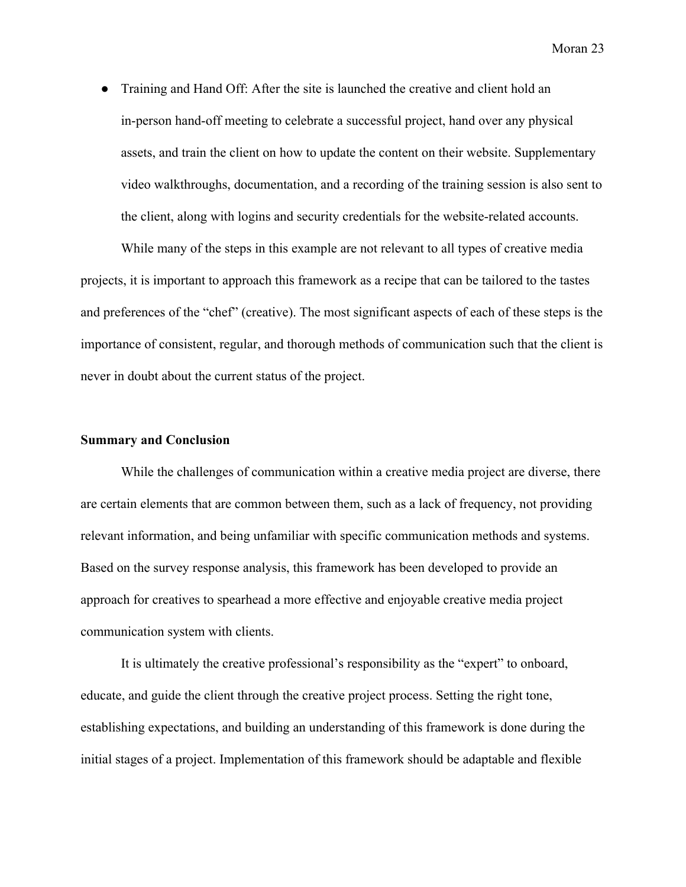- Training and Hand Off: After the site is launched the creative and client hold an in-person hand-off meeting to celebrate a successful project, hand over any physical assets, and train the client on how to update the content on their website. Supplementary video walkthroughs, documentation, and a recording of the training session is also sent to the client, along with logins and security credentials for the website-related accounts.

While many of the steps in this example are not relevant to all types of creative media projects, it is important to approach this framework as a recipe that can be tailored to the tastes and preferences of the "chef" (creative). The most significant aspects of each of these steps is the importance of consistent, regular, and thorough methods of communication such that the client is never in doubt about the current status of the project.

**Summary and Conclusion**

While the challenges of communication within a creative media project are diverse, there are certain elements that are common between them, such as a lack of frequency, not providing relevant information, and being unfamiliar with specific communication methods and systems. Based on the survey response analysis, this framework has been developed to provide an approach for creatives to spearhead a more effective and enjoyable creative media project communication system with clients.

It is ultimately the creative professional's responsibility as the "expert" to onboard, educate, and guide the client through the creative project process. Setting the right tone, establishing expectations, and building an understanding of this framework is done during the initial stages of a project. Implementation of this framework should be adaptable and flexible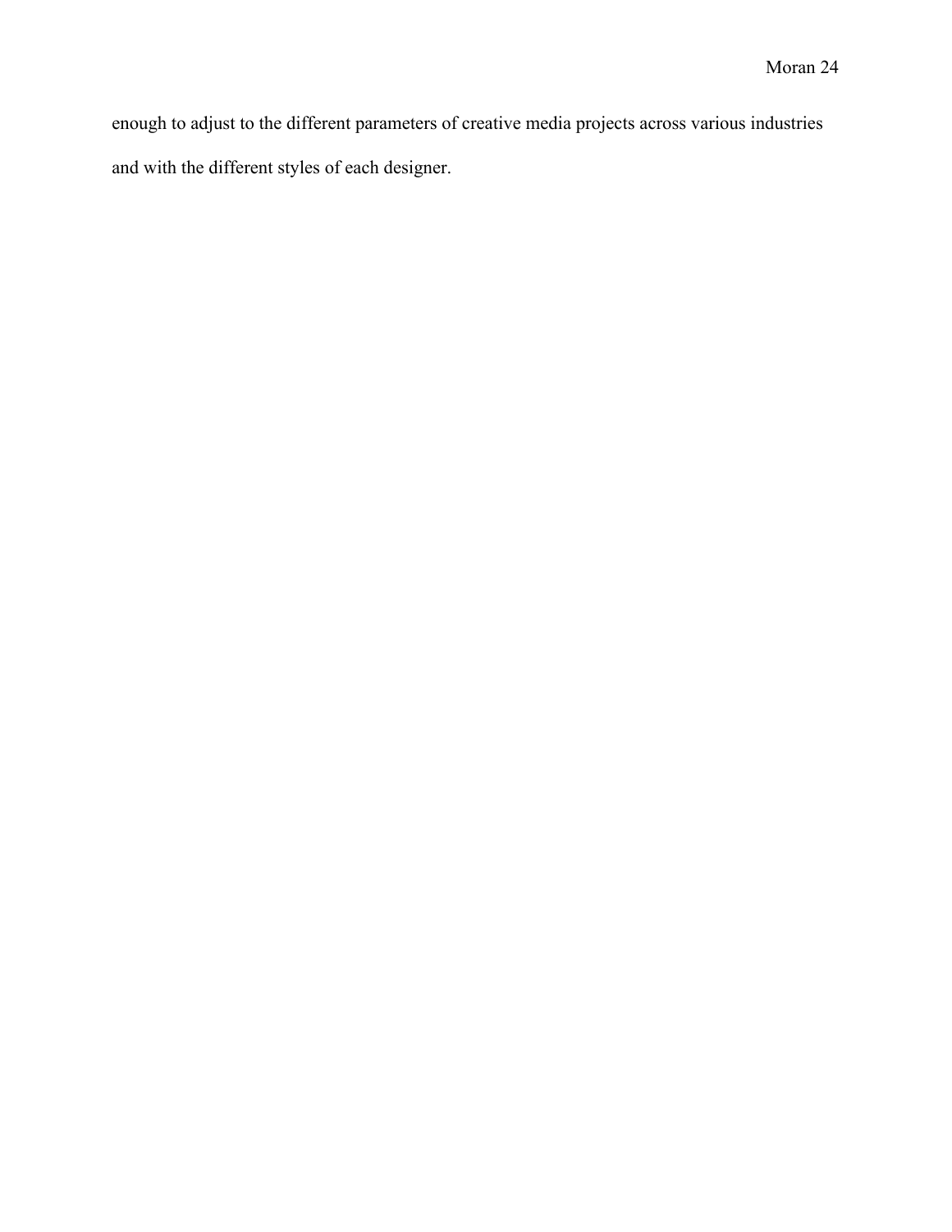enough to adjust to the different parameters of creative media projects across various industries and with the different styles of each designer.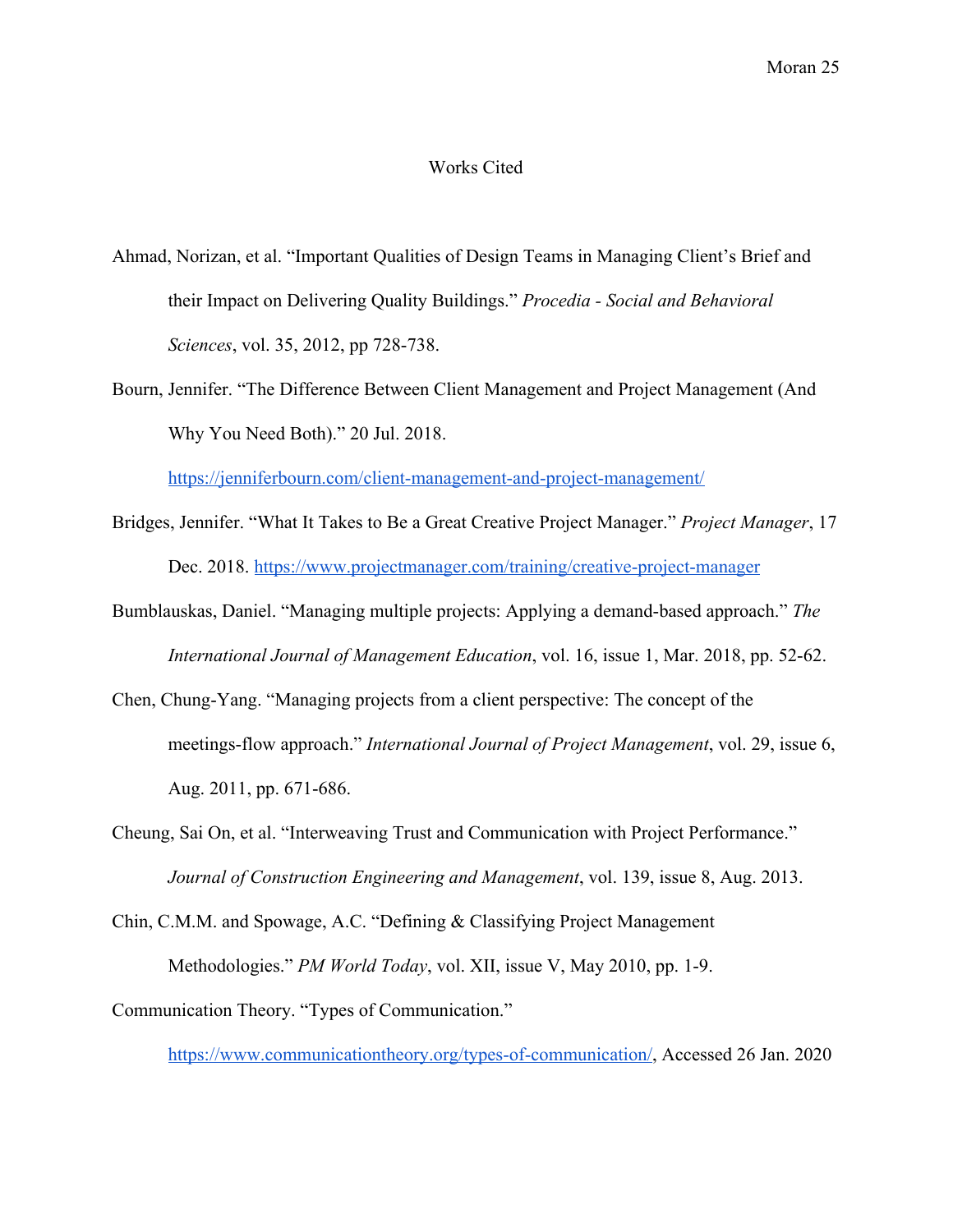# Works Cited

Ahmad, Norizan, et al. "Important Qualities of Design Teams in Managing Client's Brief and their Impact on Delivering Quality Buildings." *Procedia - Social and Behavioral Sciences*, vol. 35, 2012, pp 728-738.

Bourn, Jennifer. "The Difference Between Client Management and Project Management (And Why You Need Both)." 20 Jul. 2018. https://jenniferbourn.com/client-management-and-project-management/

Bridges, Jennifer. "What It Takes to Be a Great Creative Project Manager." *Project Manager*, 17 Dec. 2018. https://www.projectmanager.com/training/creative-project-manager

Bumblauskas, Daniel. "Managing multiple projects: Applying a demand-based approach." *The International Journal of Management Education*, vol. 16, issue 1, Mar. 2018, pp. 52-62.

Chen, Chung-Yang. "Managing projects from a client perspective: The concept of the meetings-flow approach." *International Journal of Project Management*, vol. 29, issue 6, Aug. 2011, pp. 671-686.

Cheung, Sai On, et al. "Interweaving Trust and Communication with Project Performance." *Journal of Construction Engineering and Management*, vol. 139, issue 8, Aug. 2013.

Chin, C.M.M. and Spowage, A.C. "Defining & Classifying Project Management Methodologies." *PM World Today*, vol. XII, issue V, May 2010, pp. 1-9.

Communication Theory. "Types of Communication." https://www.communicationtheory.org/types-of-communication/, Accessed 26 Jan. 2020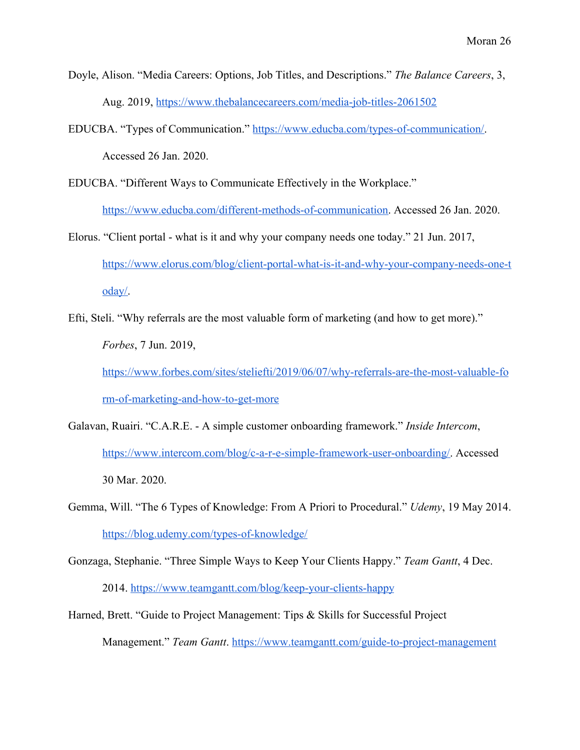Doyle, Alison. “Media Careers: Options, Job Titles, and Descriptions.” *The Balance Careers*, 3, Aug. 2019, https://www.thebalancecareers.com/media-job-titles-2061502

EDUCBA. “Types of Communication.” https://www.educba.com/types-of-communication/. Accessed 26 Jan. 2020.

EDUCBA. “Different Ways to Communicate Effectively in the Workplace.” https://www.educba.com/different-methods-of-communication. Accessed 26 Jan. 2020.

Elorus. “Client portal - what is it and why your company needs one today.” 21 Jun. 2017, https://www.elorus.com/blog/client-portal-what-is-it-and-why-your-company-needs-one-today/.

Efti, Steli. “Why referrals are the most valuable form of marketing (and how to get more).” *Forbes*, 7 Jun. 2019, https://www.forbes.com/sites/steliefti/2019/06/07/why-referrals-are-the-most-valuable-form-of-marketing-and-how-to-get-more

Galavan, Ruairi. “C.A.R.E. - A simple customer onboarding framework.” *Inside Intercom*, https://www.intercom.com/blog/c-a-r-e-simple-framework-user-onboarding/. Accessed 30 Mar. 2020.

Gemma, Will. “The 6 Types of Knowledge: From A Priori to Procedural.” *Udemy*, 19 May 2014. https://blog.udemy.com/types-of-knowledge/

Gonzaga, Stephanie. “Three Simple Ways to Keep Your Clients Happy.” *Team Gantt*, 4 Dec. 2014. https://www.teamgantt.com/blog/keep-your-clients-happy

Harned, Brett. “Guide to Project Management: Tips & Skills for Successful Project Management.” *Team Gantt*. https://www.teamgantt.com/guide-to-project-management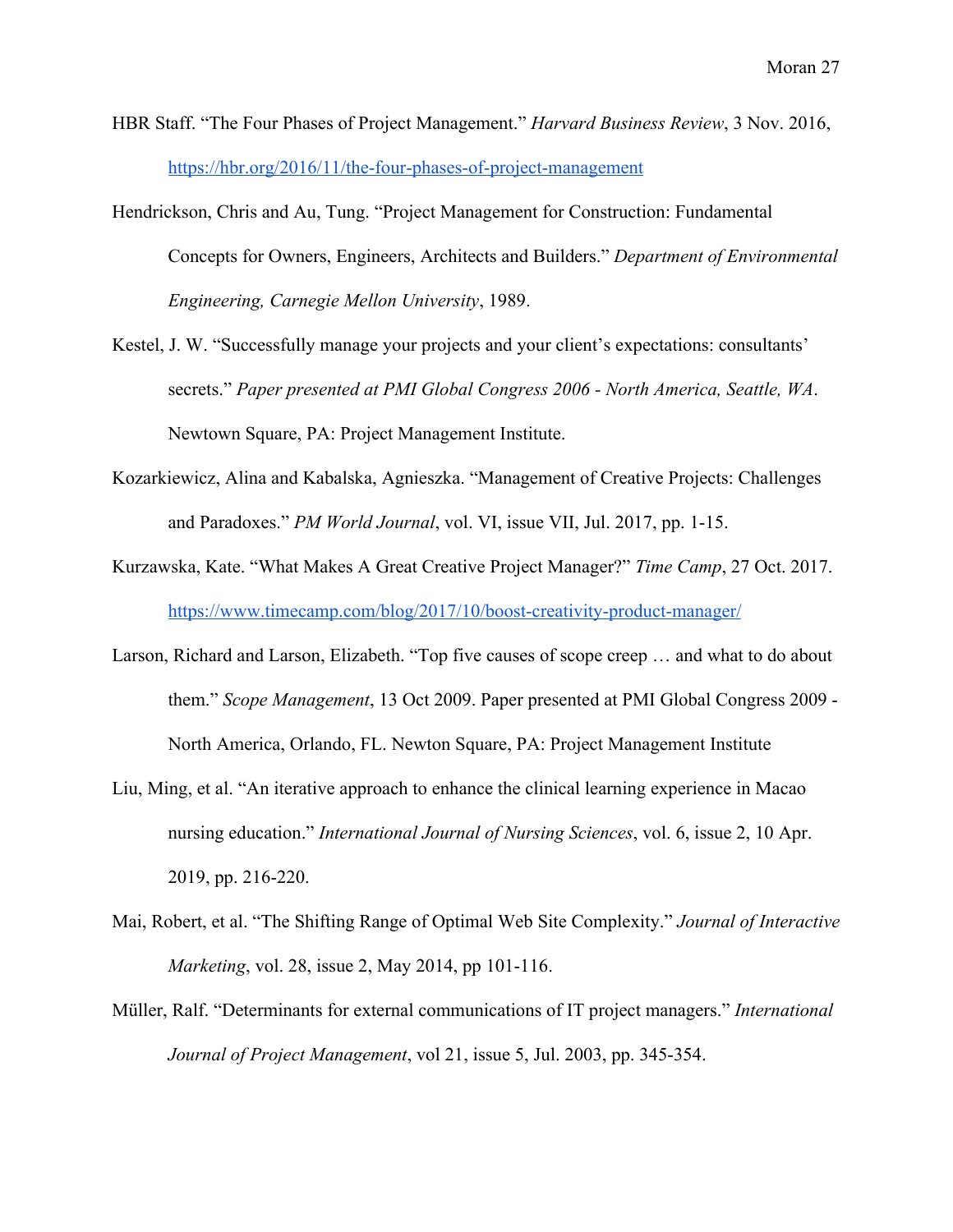HBR Staff. “The Four Phases of Project Management.” *Harvard Business Review*, 3 Nov. 2016, https://hbr.org/2016/11/the-four-phases-of-project-management

Hendrickson, Chris and Au, Tung. “Project Management for Construction: Fundamental Concepts for Owners, Engineers, Architects and Builders.” *Department of Environmental Engineering, Carnegie Mellon University*, 1989.

Kestel, J. W. “Successfully manage your projects and your client’s expectations: consultants’ secrets.” *Paper presented at PMI Global Congress 2006 - North America, Seattle, WA*. Newtown Square, PA: Project Management Institute.

Kozarkiewicz, Alina and Kabalska, Agnieszka. “Management of Creative Projects: Challenges and Paradoxes.” *PM World Journal*, vol. VI, issue VII, Jul. 2017, pp. 1-15.

Kurzawska, Kate. “What Makes A Great Creative Project Manager?” *Time Camp*, 27 Oct. 2017. https://www.timecamp.com/blog/2017/10/boost-creativity-product-manager/

Larson, Richard and Larson, Elizabeth. “Top five causes of scope creep … and what to do about them.” *Scope Management*, 13 Oct 2009. Paper presented at PMI Global Congress 2009 - North America, Orlando, FL. Newton Square, PA: Project Management Institute

Liu, Ming, et al. “An iterative approach to enhance the clinical learning experience in Macao nursing education.” *International Journal of Nursing Sciences*, vol. 6, issue 2, 10 Apr. 2019, pp. 216-220.

Mai, Robert, et al. “The Shifting Range of Optimal Web Site Complexity.” *Journal of Interactive Marketing*, vol. 28, issue 2, May 2014, pp 101-116.

Müller, Ralf. “Determinants for external communications of IT project managers.” *International Journal of Project Management*, vol 21, issue 5, Jul. 2003, pp. 345-354.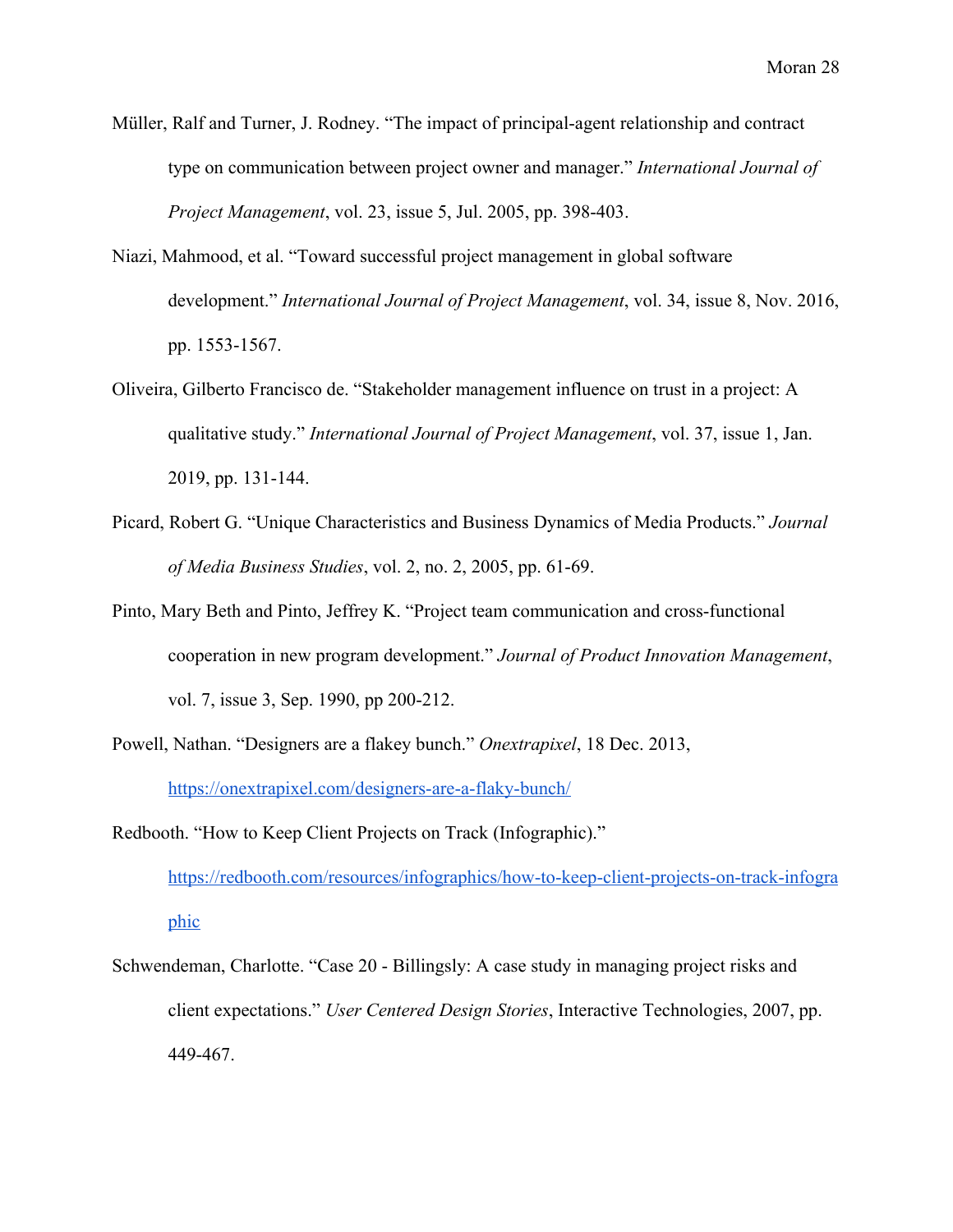Müller, Ralf and Turner, J. Rodney. “The impact of principal-agent relationship and contract type on communication between project owner and manager.” *International Journal of Project Management*, vol. 23, issue 5, Jul. 2005, pp. 398-403.

Niazi, Mahmood, et al. “Toward successful project management in global software development.” *International Journal of Project Management*, vol. 34, issue 8, Nov. 2016, pp. 1553-1567.

Oliveira, Gilberto Francisco de. “Stakeholder management influence on trust in a project: A qualitative study.” *International Journal of Project Management*, vol. 37, issue 1, Jan. 2019, pp. 131-144.

Picard, Robert G. “Unique Characteristics and Business Dynamics of Media Products.” *Journal of Media Business Studies*, vol. 2, no. 2, 2005, pp. 61-69.

Pinto, Mary Beth and Pinto, Jeffrey K. “Project team communication and cross-functional cooperation in new program development.” *Journal of Product Innovation Management*, vol. 7, issue 3, Sep. 1990, pp 200-212.

Powell, Nathan. “Designers are a flakey bunch.” *Onextrapixel*, 18 Dec. 2013, https://onextrapixel.com/designers-are-a-flaky-bunch/

Redbooth. “How to Keep Client Projects on Track (Infographic).” https://redbooth.com/resources/infographics/how-to-keep-client-projects-on-track-infographic

Schwendeman, Charlotte. “Case 20 - Billingsly: A case study in managing project risks and client expectations.” *User Centered Design Stories*, Interactive Technologies, 2007, pp. 449-467.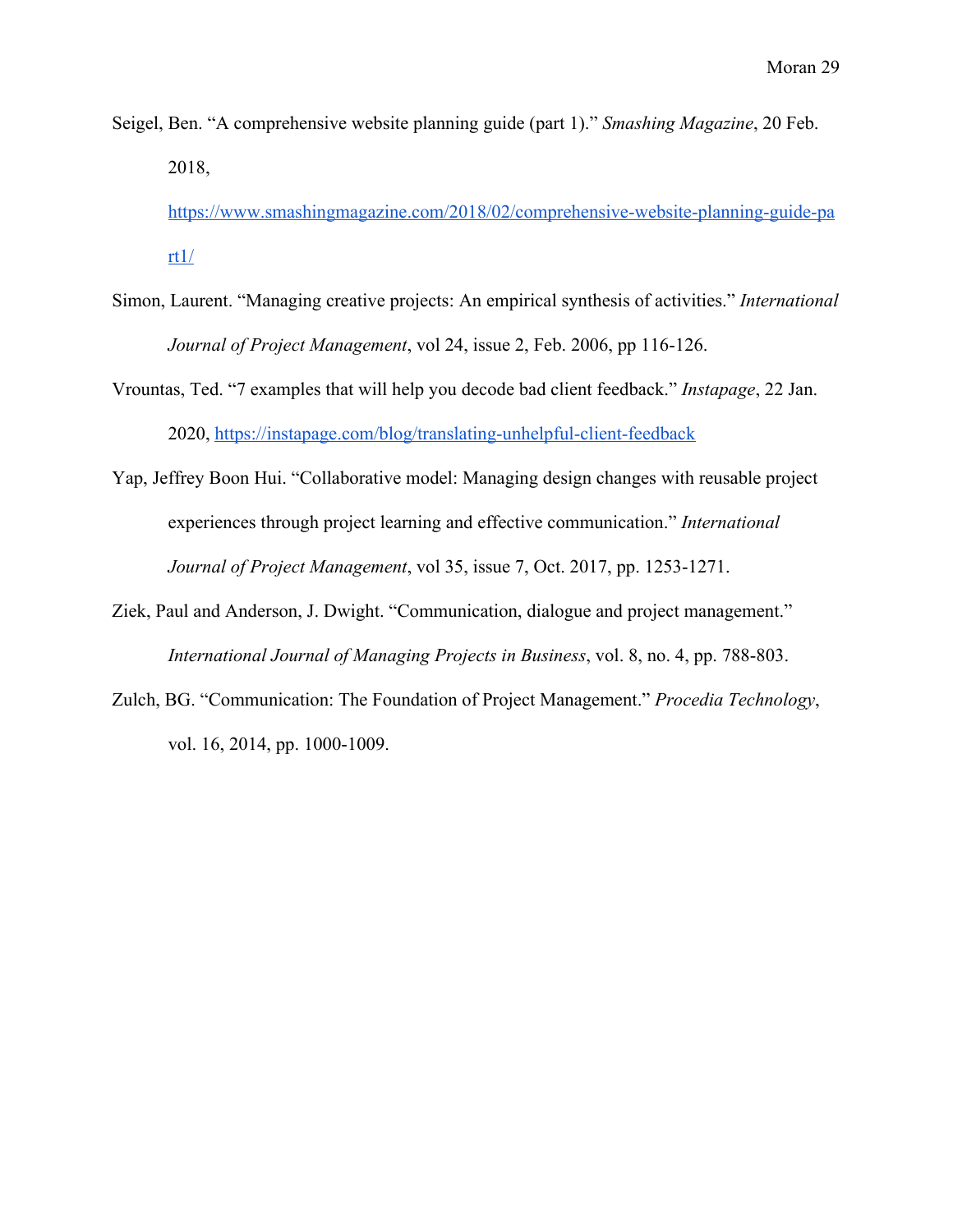Seigel, Ben. "A comprehensive website planning guide (part 1)." *Smashing Magazine*, 20 Feb. 2018, https://www.smashingmagazine.com/2018/02/comprehensive-website-planning-guide-part1/

Simon, Laurent. "Managing creative projects: An empirical synthesis of activities." *International Journal of Project Management*, vol 24, issue 2, Feb. 2006, pp 116-126.

Vrountas, Ted. "7 examples that will help you decode bad client feedback." *Instapage*, 22 Jan. 2020, https://instapage.com/blog/translating-unhelpful-client-feedback

Yap, Jeffrey Boon Hui. "Collaborative model: Managing design changes with reusable project experiences through project learning and effective communication." *International Journal of Project Management*, vol 35, issue 7, Oct. 2017, pp. 1253-1271.

Ziek, Paul and Anderson, J. Dwight. "Communication, dialogue and project management." *International Journal of Managing Projects in Business*, vol. 8, no. 4, pp. 788-803.

Zulch, BG. "Communication: The Foundation of Project Management." *Procedia Technology*, vol. 16, 2014, pp. 1000-1009.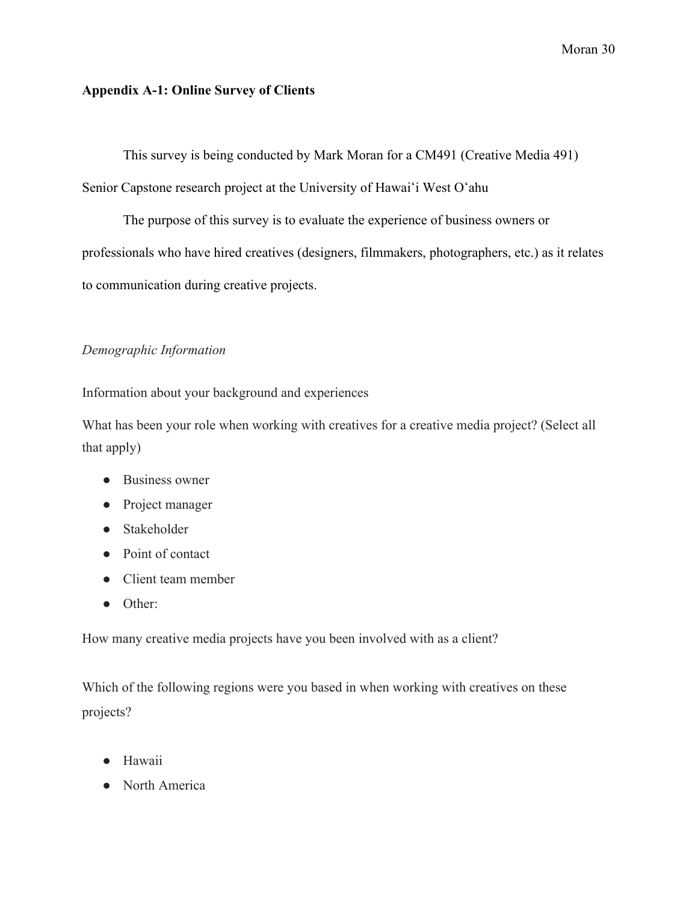**Appendix A-1: Online Survey of Clients**

This survey is being conducted by Mark Moran for a CM491 (Creative Media 491) Senior Capstone research project at the University of Hawaiʻi West Oʻahu

The purpose of this survey is to evaluate the experience of business owners or professionals who have hired creatives (designers, filmmakers, photographers, etc.) as it relates to communication during creative projects.

*Demographic Information*

Information about your background and experiences

What has been your role when working with creatives for a creative media project? (Select all that apply)

- Business owner
- Project manager
- Stakeholder
- Point of contact
- Client team member
- Other:

How many creative media projects have you been involved with as a client?

Which of the following regions were you based in when working with creatives on these projects?

- Hawaii
- North America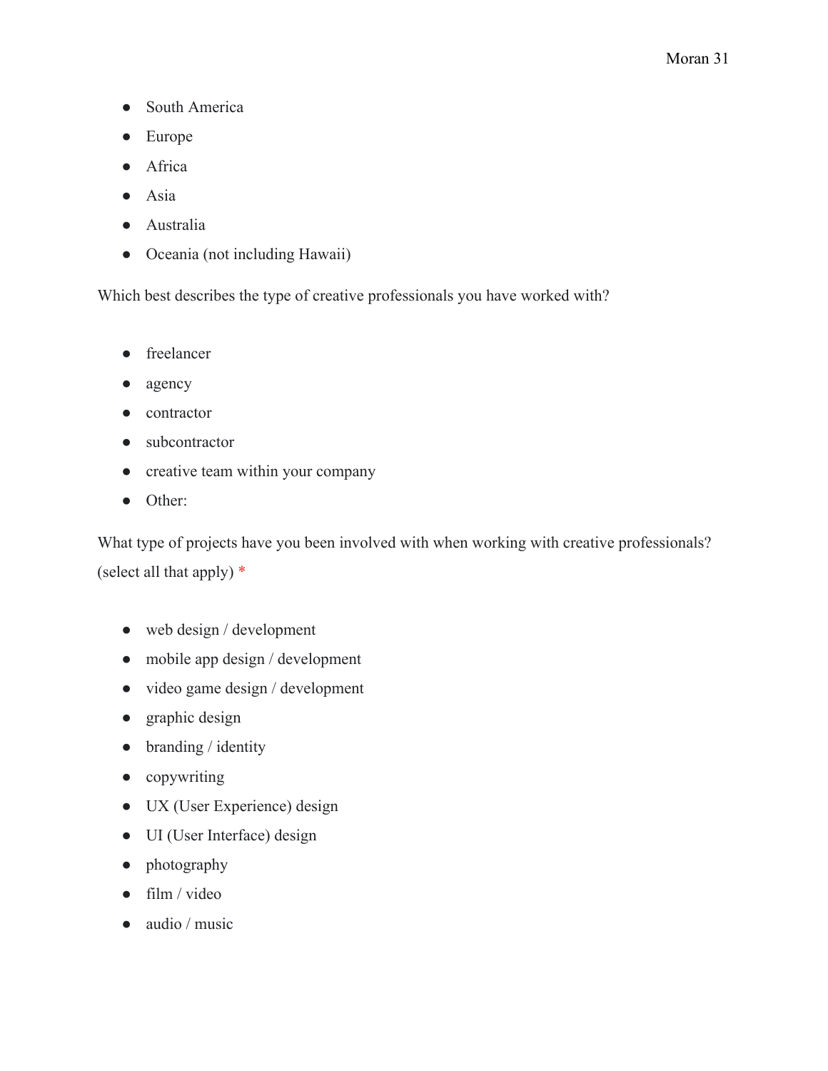- South America
- Europe
- Africa
- Asia
- Australia
- Oceania (not including Hawaii)

Which best describes the type of creative professionals you have worked with?

- freelancer
- agency
- contractor
- subcontractor
- creative team within your company
- Other:

What type of projects have you been involved with when working with creative professionals? (select all that apply) *

- web design / development
- mobile app design / development
- video game design / development
- graphic design
- branding / identity
- copywriting
- UX (User Experience) design
- UI (User Interface) design
- photography
- film / video
- audio / music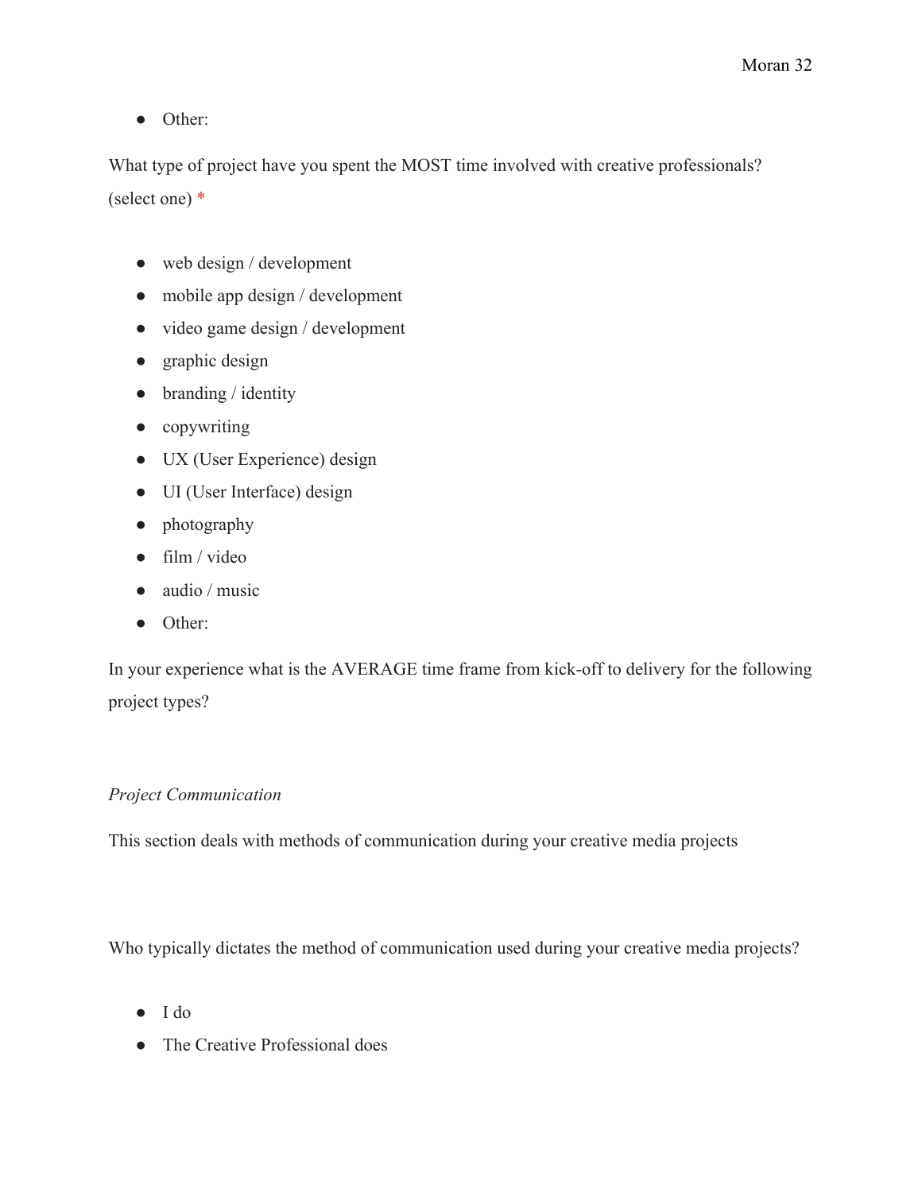- Other:

What type of project have you spent the MOST time involved with creative professionals? (select one) *

- web design / development
- mobile app design / development
- video game design / development
- graphic design
- branding / identity
- copywriting
- UX (User Experience) design
- UI (User Interface) design
- photography
- film / video
- audio / music
- Other:

In your experience what is the AVERAGE time frame from kick-off to delivery for the following project types?

*Project Communication*

This section deals with methods of communication during your creative media projects

Who typically dictates the method of communication used during your creative media projects?

- I do
- The Creative Professional does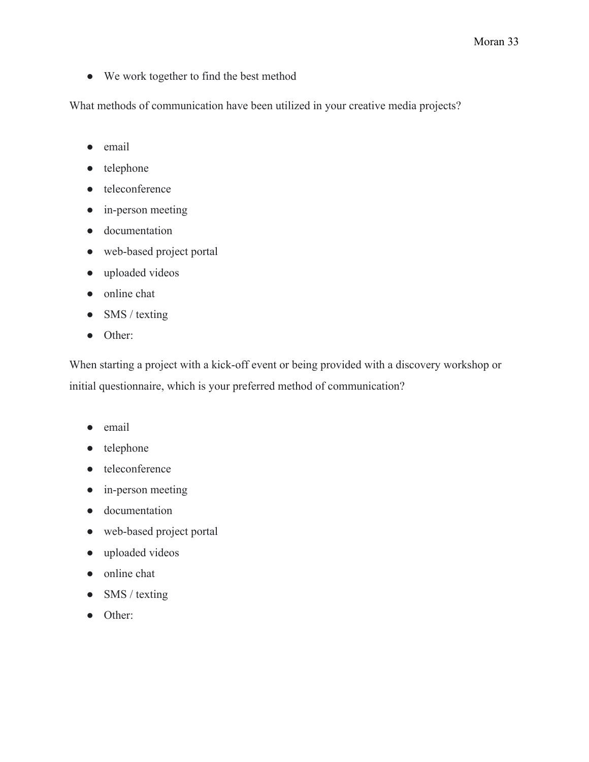- We work together to find the best method

What methods of communication have been utilized in your creative media projects?

- email
- telephone
- teleconference
- in-person meeting
- documentation
- web-based project portal
- uploaded videos
- online chat
- SMS / texting
- Other:

When starting a project with a kick-off event or being provided with a discovery workshop or initial questionnaire, which is your preferred method of communication?

- email
- telephone
- teleconference
- in-person meeting
- documentation
- web-based project portal
- uploaded videos
- online chat
- SMS / texting
- Other: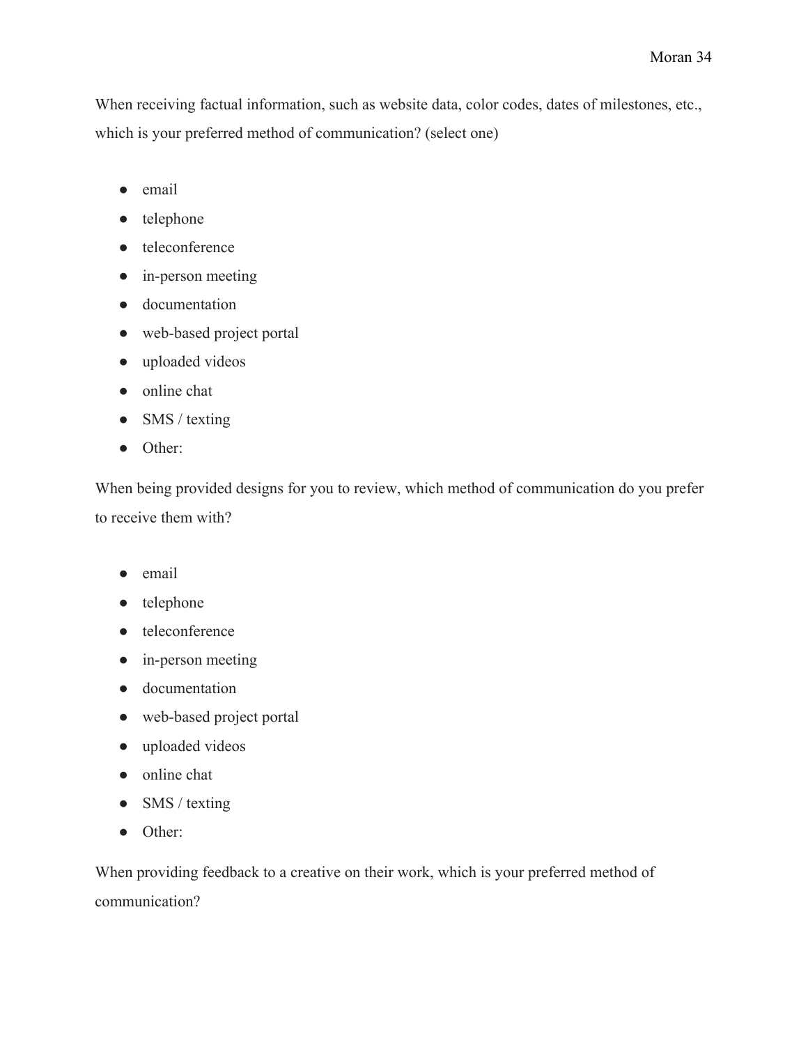When receiving factual information, such as website data, color codes, dates of milestones, etc., which is your preferred method of communication? (select one)

- email
- telephone
- teleconference
- in-person meeting
- documentation
- web-based project portal
- uploaded videos
- online chat
- SMS / texting
- Other:

When being provided designs for you to review, which method of communication do you prefer to receive them with?

- email
- telephone
- teleconference
- in-person meeting
- documentation
- web-based project portal
- uploaded videos
- online chat
- SMS / texting
- Other:

When providing feedback to a creative on their work, which is your preferred method of communication?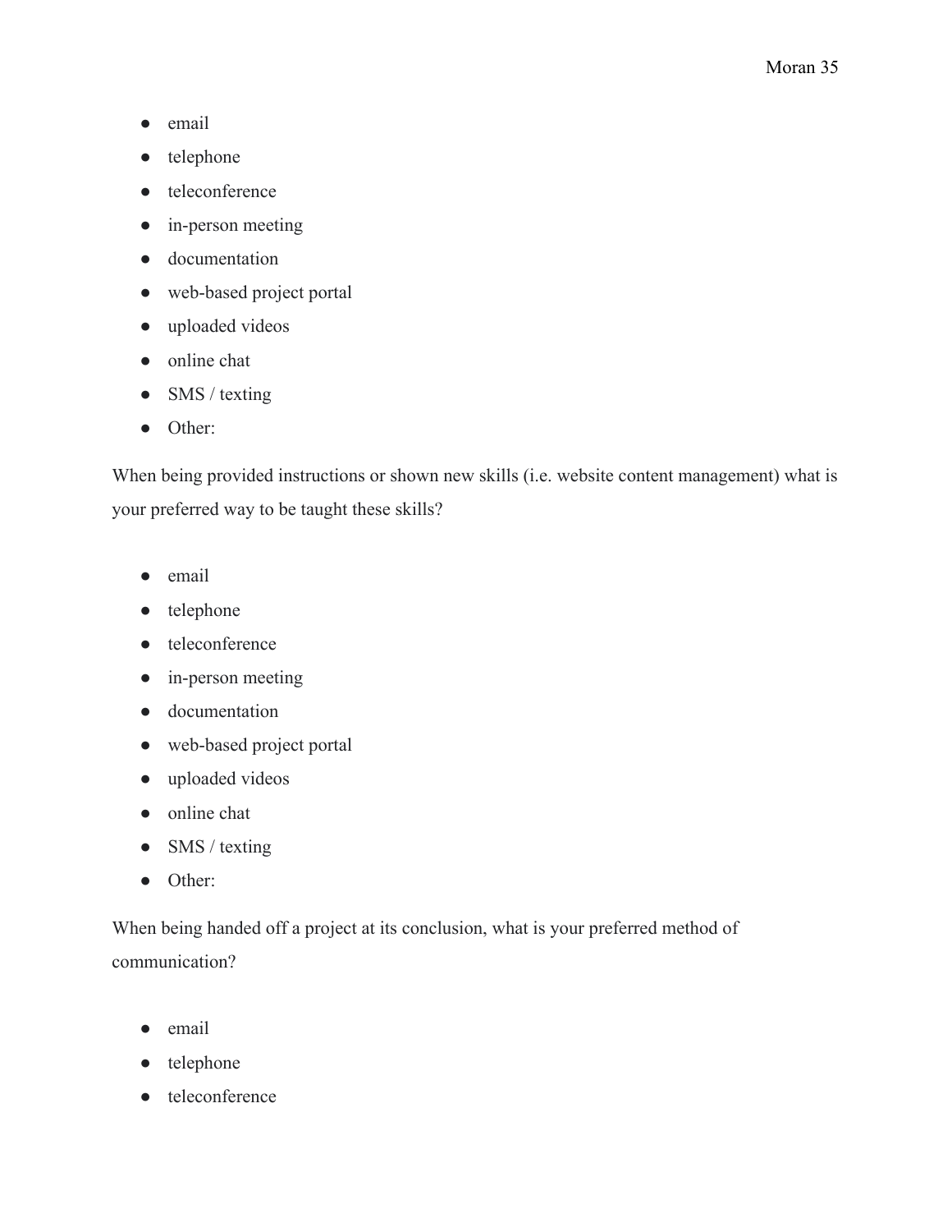- email
- telephone
- teleconference
- in-person meeting
- documentation
- web-based project portal
- uploaded videos
- online chat
- SMS / texting
- Other:

When being provided instructions or shown new skills (i.e. website content management) what is your preferred way to be taught these skills?

- email
- telephone
- teleconference
- in-person meeting
- documentation
- web-based project portal
- uploaded videos
- online chat
- SMS / texting
- Other:

When being handed off a project at its conclusion, what is your preferred method of communication?

- email
- telephone
- teleconference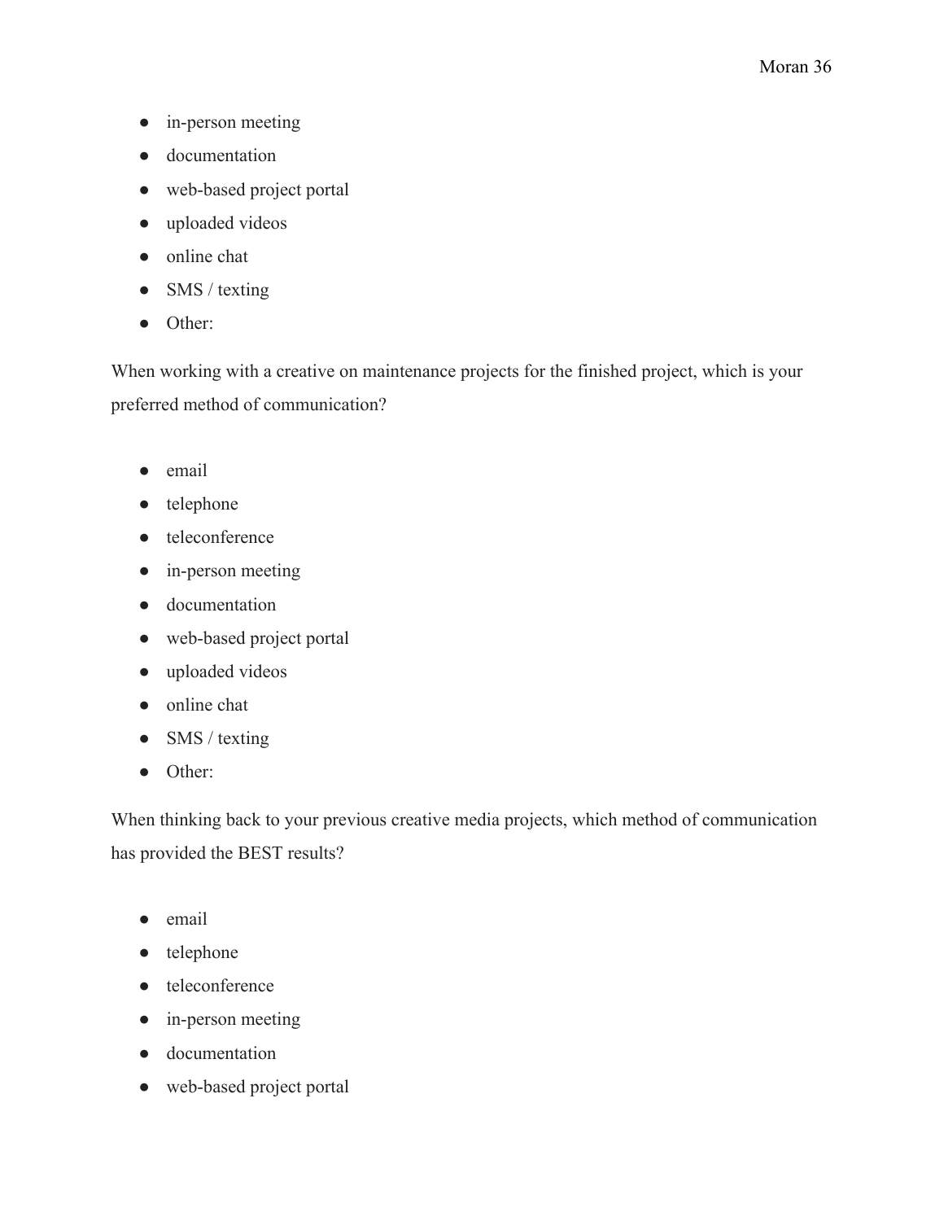- in-person meeting
- documentation
- web-based project portal
- uploaded videos
- online chat
- SMS / texting
- Other:

When working with a creative on maintenance projects for the finished project, which is your preferred method of communication?

- email
- telephone
- teleconference
- in-person meeting
- documentation
- web-based project portal
- uploaded videos
- online chat
- SMS / texting
- Other:

When thinking back to your previous creative media projects, which method of communication has provided the BEST results?

- email
- telephone
- teleconference
- in-person meeting
- documentation
- web-based project portal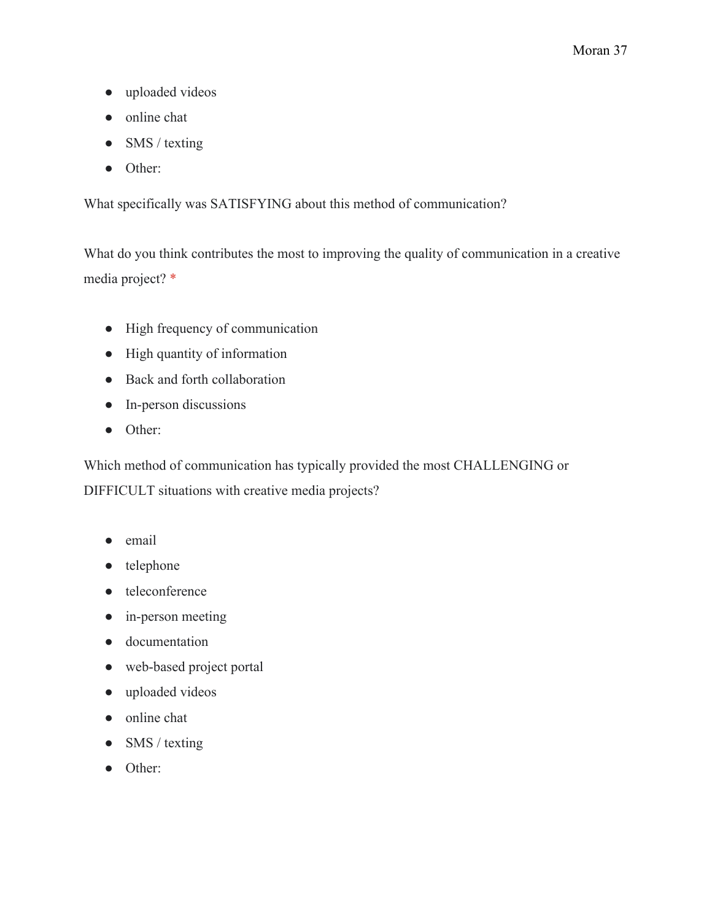- uploaded videos
- online chat
- SMS / texting
- Other:

What specifically was SATISFYING about this method of communication?

What do you think contributes the most to improving the quality of communication in a creative media project? *

- High frequency of communication
- High quantity of information
- Back and forth collaboration
- In-person discussions
- Other:

Which method of communication has typically provided the most CHALLENGING or DIFFICULT situations with creative media projects?

- email
- telephone
- teleconference
- in-person meeting
- documentation
- web-based project portal
- uploaded videos
- online chat
- SMS / texting
- Other: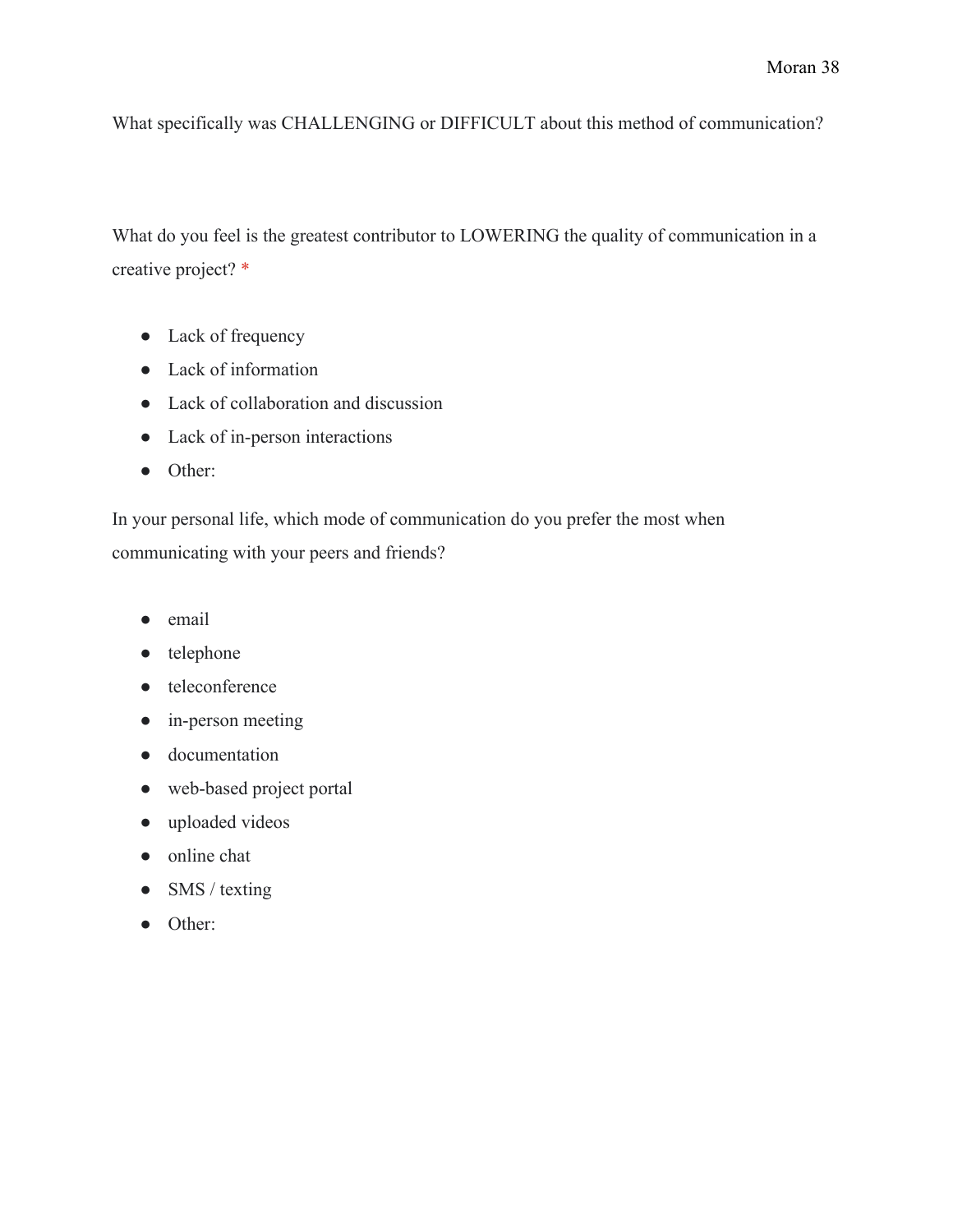What specifically was CHALLENGING or DIFFICULT about this method of communication?

What do you feel is the greatest contributor to LOWERING the quality of communication in a creative project? *

- Lack of frequency
- Lack of information
- Lack of collaboration and discussion
- Lack of in-person interactions
- Other:

In your personal life, which mode of communication do you prefer the most when communicating with your peers and friends?

- email
- telephone
- teleconference
- in-person meeting
- documentation
- web-based project portal
- uploaded videos
- online chat
- SMS / texting
- Other: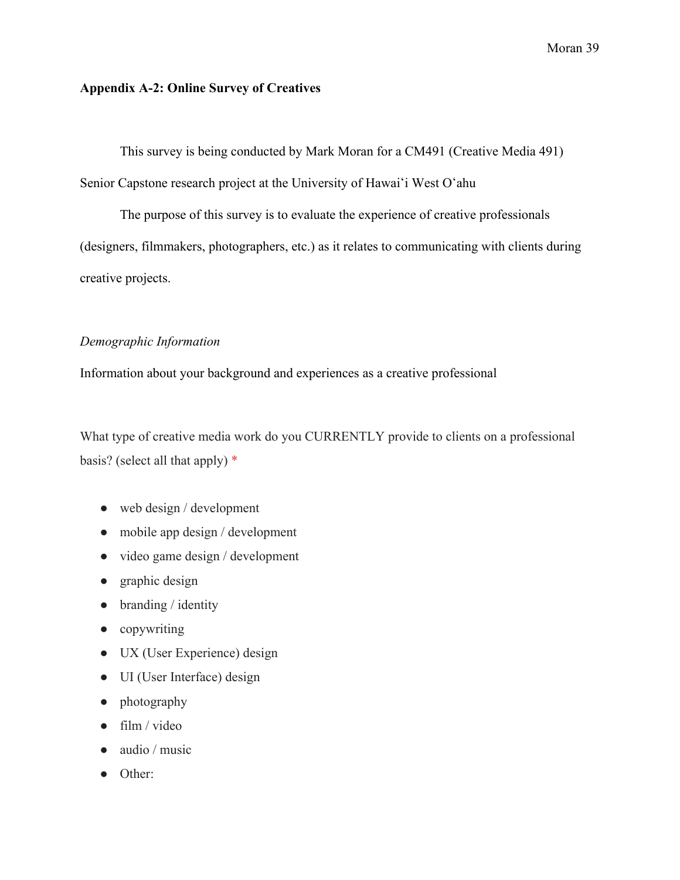**Appendix A-2: Online Survey of Creatives**

This survey is being conducted by Mark Moran for a CM491 (Creative Media 491) Senior Capstone research project at the University of Hawaiʻi West Oʻahu

The purpose of this survey is to evaluate the experience of creative professionals (designers, filmmakers, photographers, etc.) as it relates to communicating with clients during creative projects.

*Demographic Information*

Information about your background and experiences as a creative professional

What type of creative media work do you CURRENTLY provide to clients on a professional basis? (select all that apply) *

- web design / development
- mobile app design / development
- video game design / development
- graphic design
- branding / identity
- copywriting
- UX (User Experience) design
- UI (User Interface) design
- photography
- film / video
- audio / music
- Other: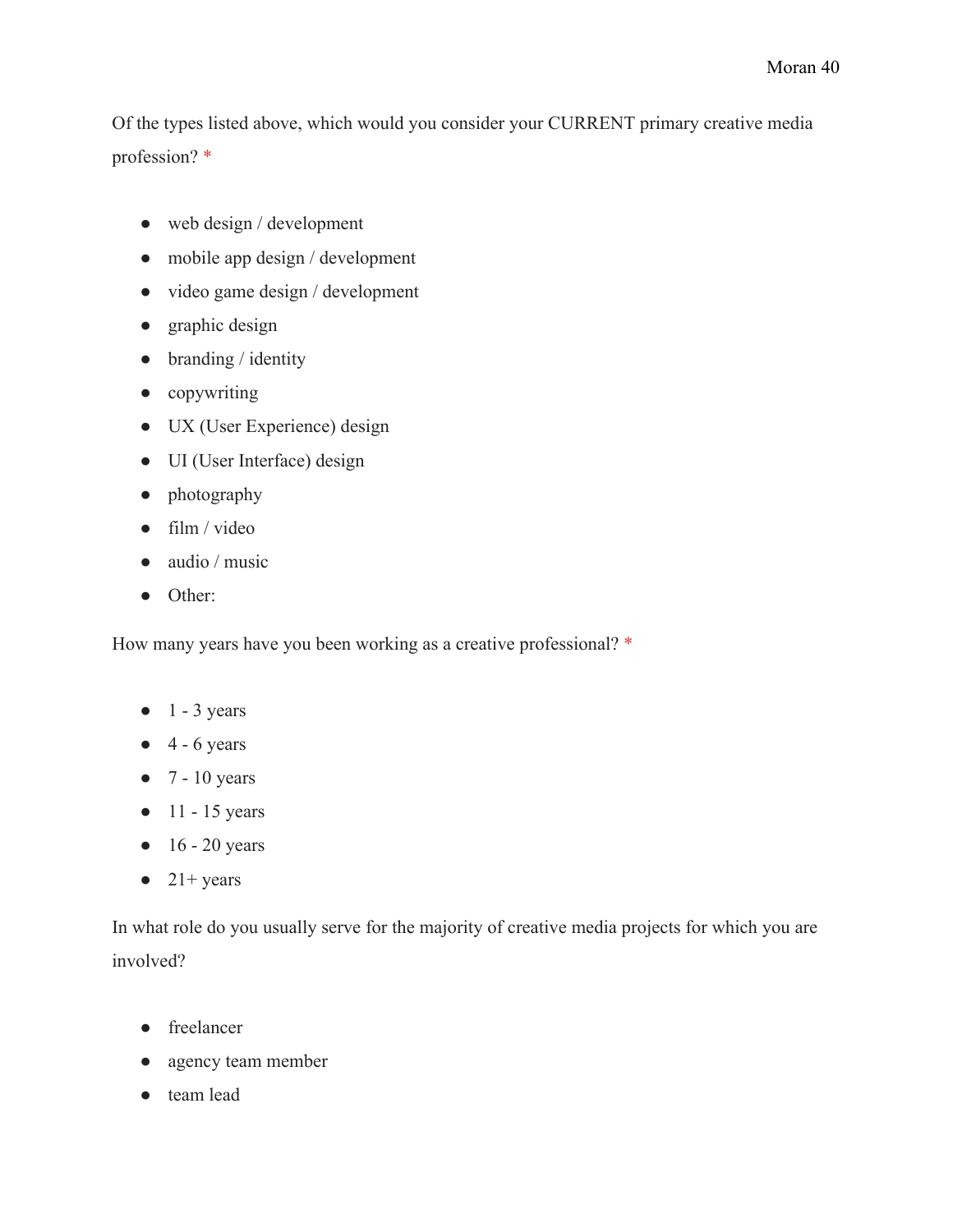Of the types listed above, which would you consider your CURRENT primary creative media profession? *

- web design / development
- mobile app design / development
- video game design / development
- graphic design
- branding / identity
- copywriting
- UX (User Experience) design
- UI (User Interface) design
- photography
- film / video
- audio / music
- Other:

How many years have you been working as a creative professional? *

- 1 - 3 years
- 4 - 6 years
- 7 - 10 years
- 11 - 15 years
- 16 - 20 years
- 21+ years

In what role do you usually serve for the majority of creative media projects for which you are involved?

- freelancer
- agency team member
- team lead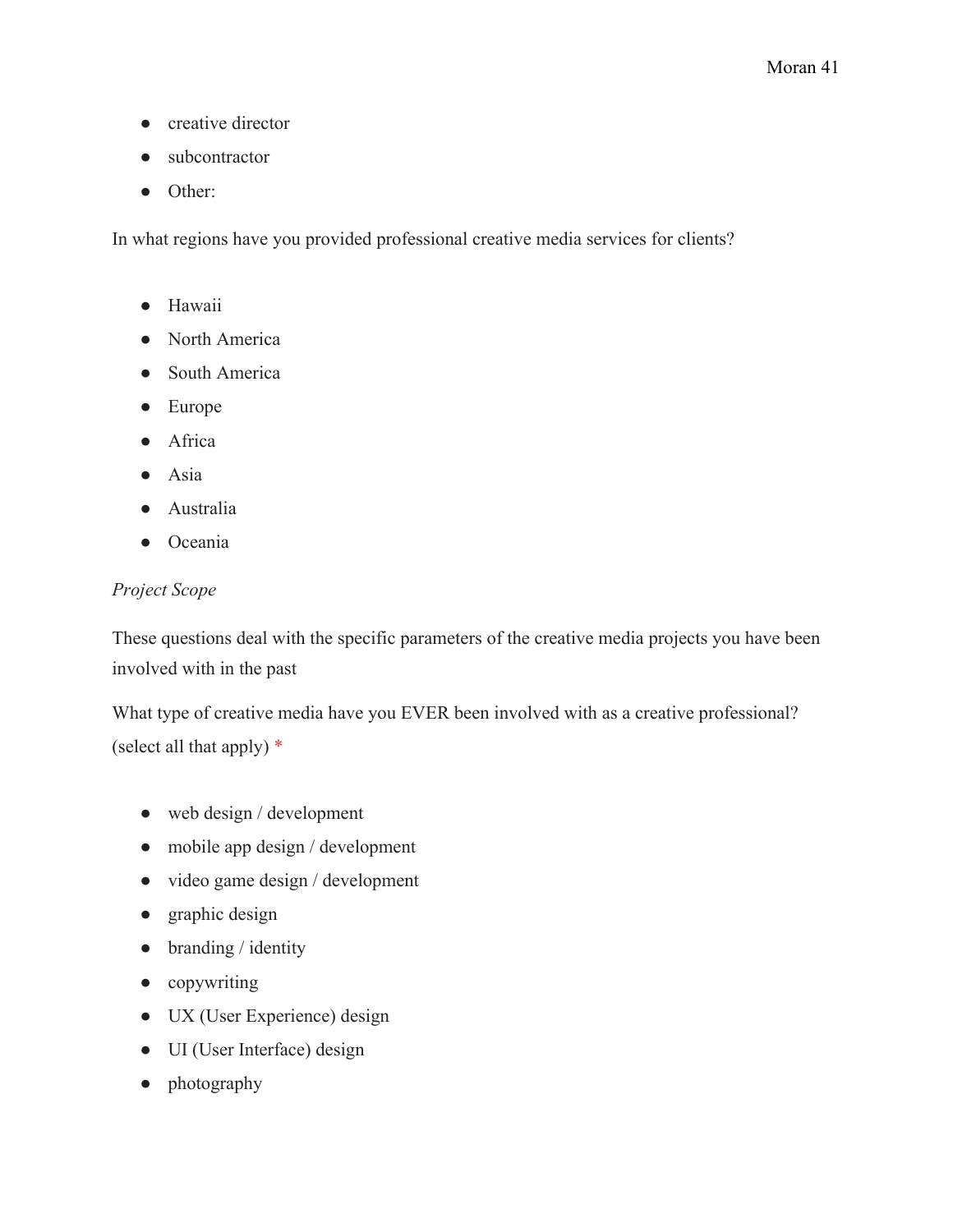- creative director
- subcontractor
- Other:

In what regions have you provided professional creative media services for clients?

- Hawaii
- North America
- South America
- Europe
- Africa
- Asia
- Australia
- Oceania

*Project Scope*

These questions deal with the specific parameters of the creative media projects you have been involved with in the past

What type of creative media have you EVER been involved with as a creative professional? (select all that apply) *

- web design / development
- mobile app design / development
- video game design / development
- graphic design
- branding / identity
- copywriting
- UX (User Experience) design
- UI (User Interface) design
- photography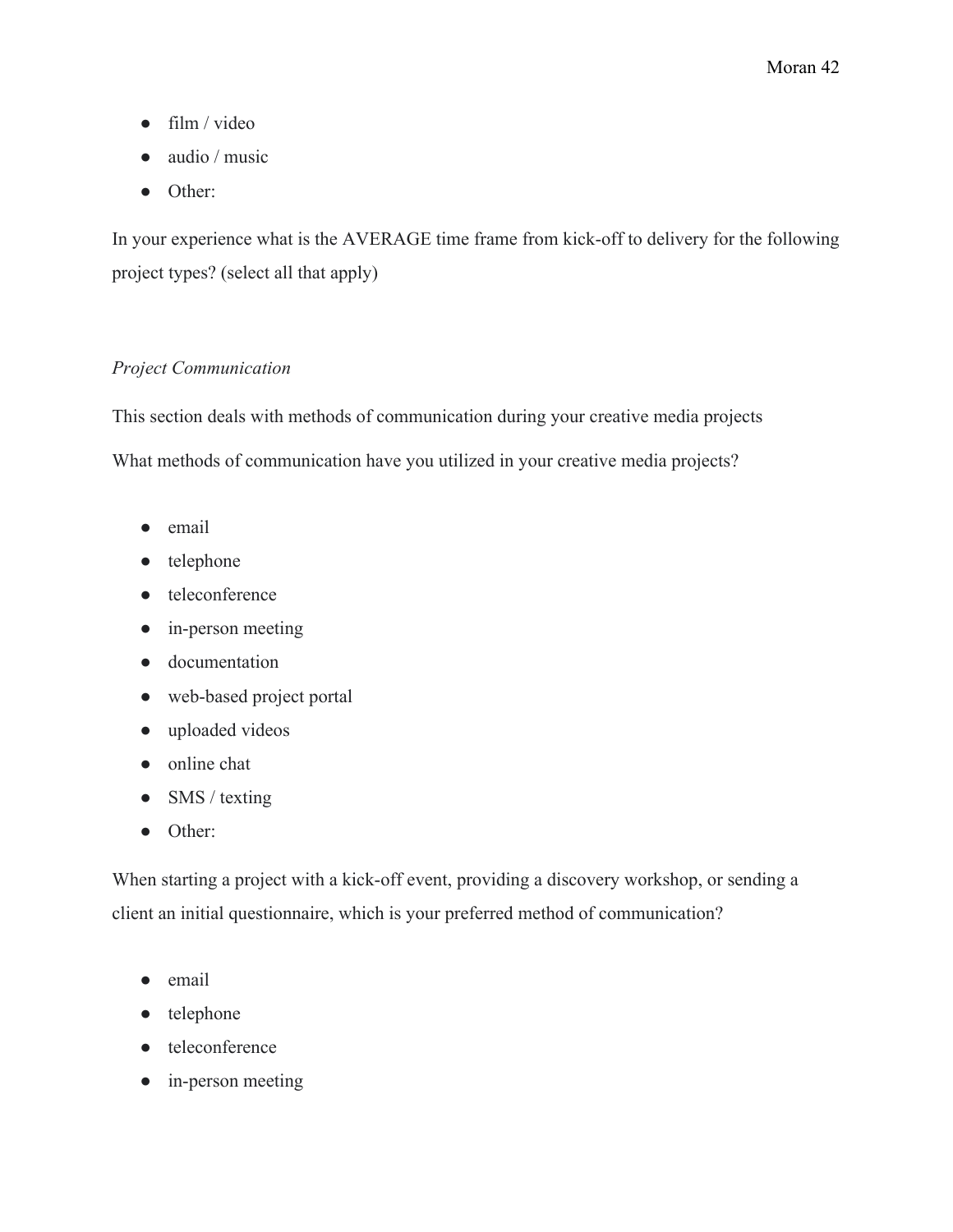- film / video
- audio / music
- Other:

In your experience what is the AVERAGE time frame from kick-off to delivery for the following project types? (select all that apply)

*Project Communication*

This section deals with methods of communication during your creative media projects

What methods of communication have you utilized in your creative media projects?

- email
- telephone
- teleconference
- in-person meeting
- documentation
- web-based project portal
- uploaded videos
- online chat
- SMS / texting
- Other:

When starting a project with a kick-off event, providing a discovery workshop, or sending a client an initial questionnaire, which is your preferred method of communication?

- email
- telephone
- teleconference
- in-person meeting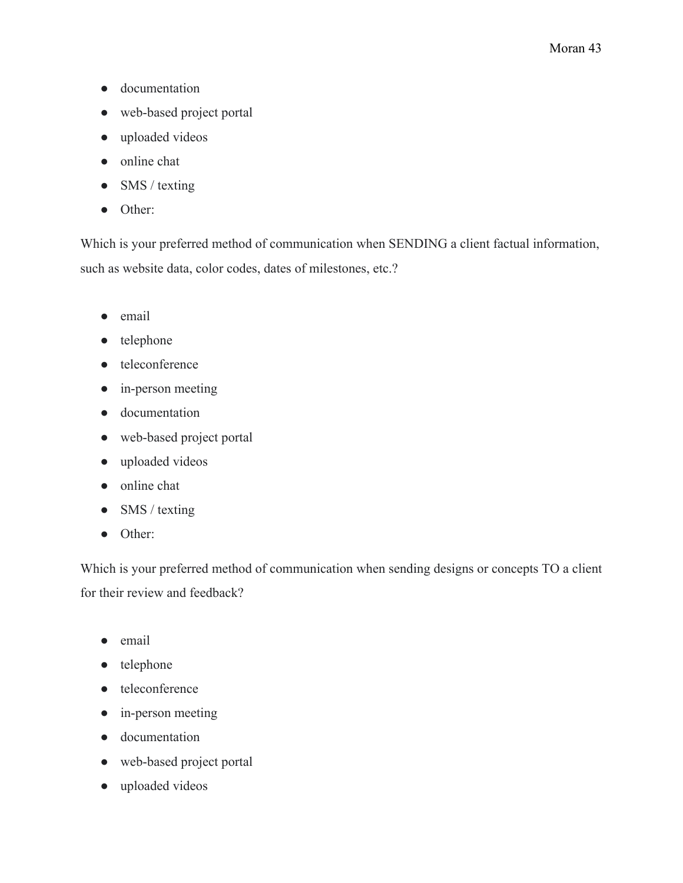- documentation
- web-based project portal
- uploaded videos
- online chat
- SMS / texting
- Other:

Which is your preferred method of communication when SENDING a client factual information, such as website data, color codes, dates of milestones, etc.?

- email
- telephone
- teleconference
- in-person meeting
- documentation
- web-based project portal
- uploaded videos
- online chat
- SMS / texting
- Other:

Which is your preferred method of communication when sending designs or concepts TO a client for their review and feedback?

- email
- telephone
- teleconference
- in-person meeting
- documentation
- web-based project portal
- uploaded videos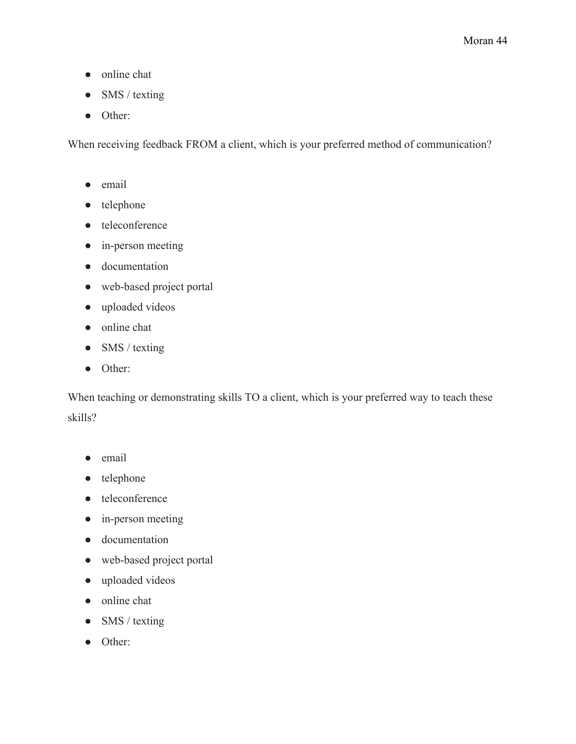- online chat
- SMS / texting
- Other:

When receiving feedback FROM a client, which is your preferred method of communication?

- email
- telephone
- teleconference
- in-person meeting
- documentation
- web-based project portal
- uploaded videos
- online chat
- SMS / texting
- Other:

When teaching or demonstrating skills TO a client, which is your preferred way to teach these skills?

- email
- telephone
- teleconference
- in-person meeting
- documentation
- web-based project portal
- uploaded videos
- online chat
- SMS / texting
- Other: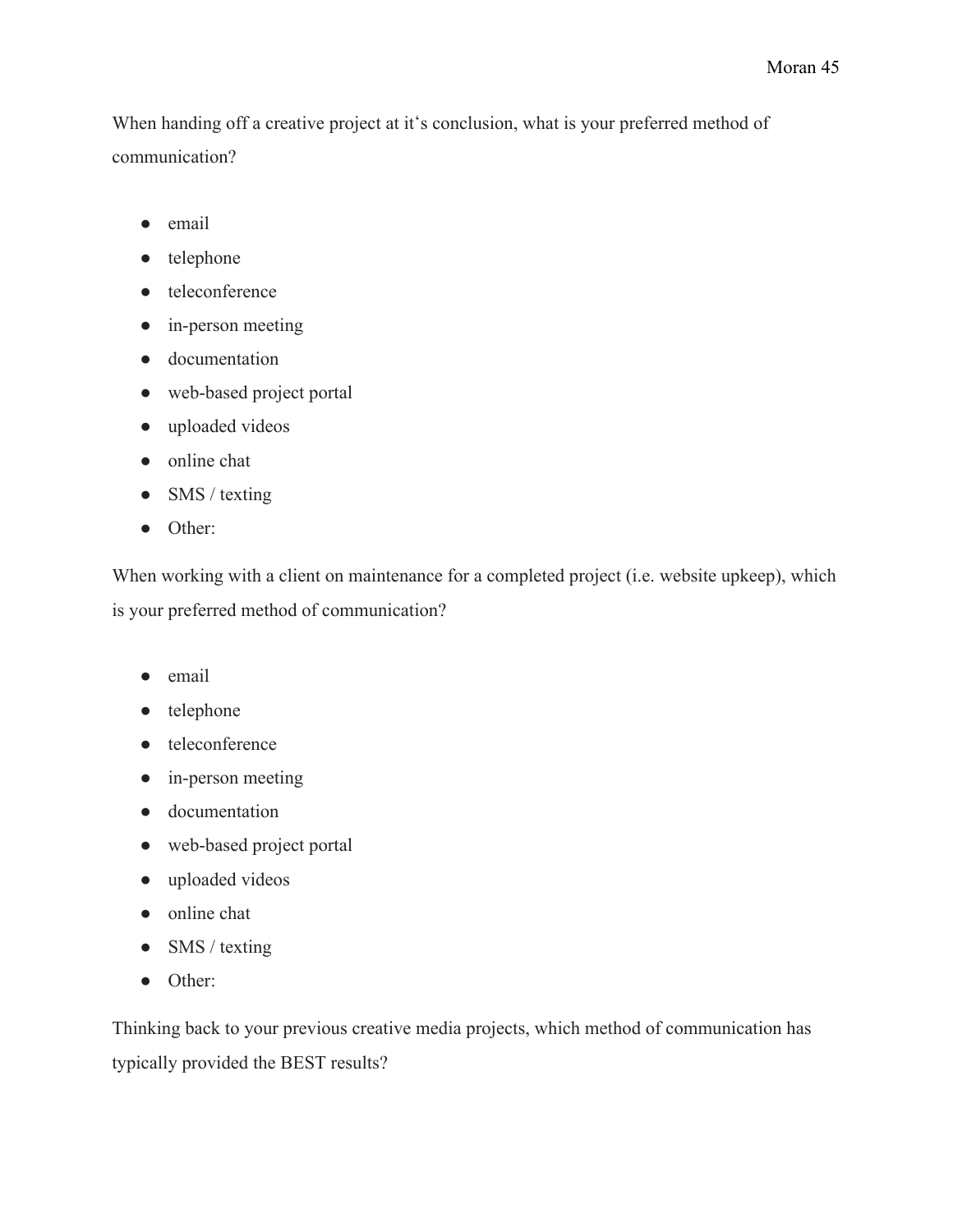When handing off a creative project at it's conclusion, what is your preferred method of communication?

- email
- telephone
- teleconference
- in-person meeting
- documentation
- web-based project portal
- uploaded videos
- online chat
- SMS / texting
- Other:

When working with a client on maintenance for a completed project (i.e. website upkeep), which is your preferred method of communication?

- email
- telephone
- teleconference
- in-person meeting
- documentation
- web-based project portal
- uploaded videos
- online chat
- SMS / texting
- Other:

Thinking back to your previous creative media projects, which method of communication has typically provided the BEST results?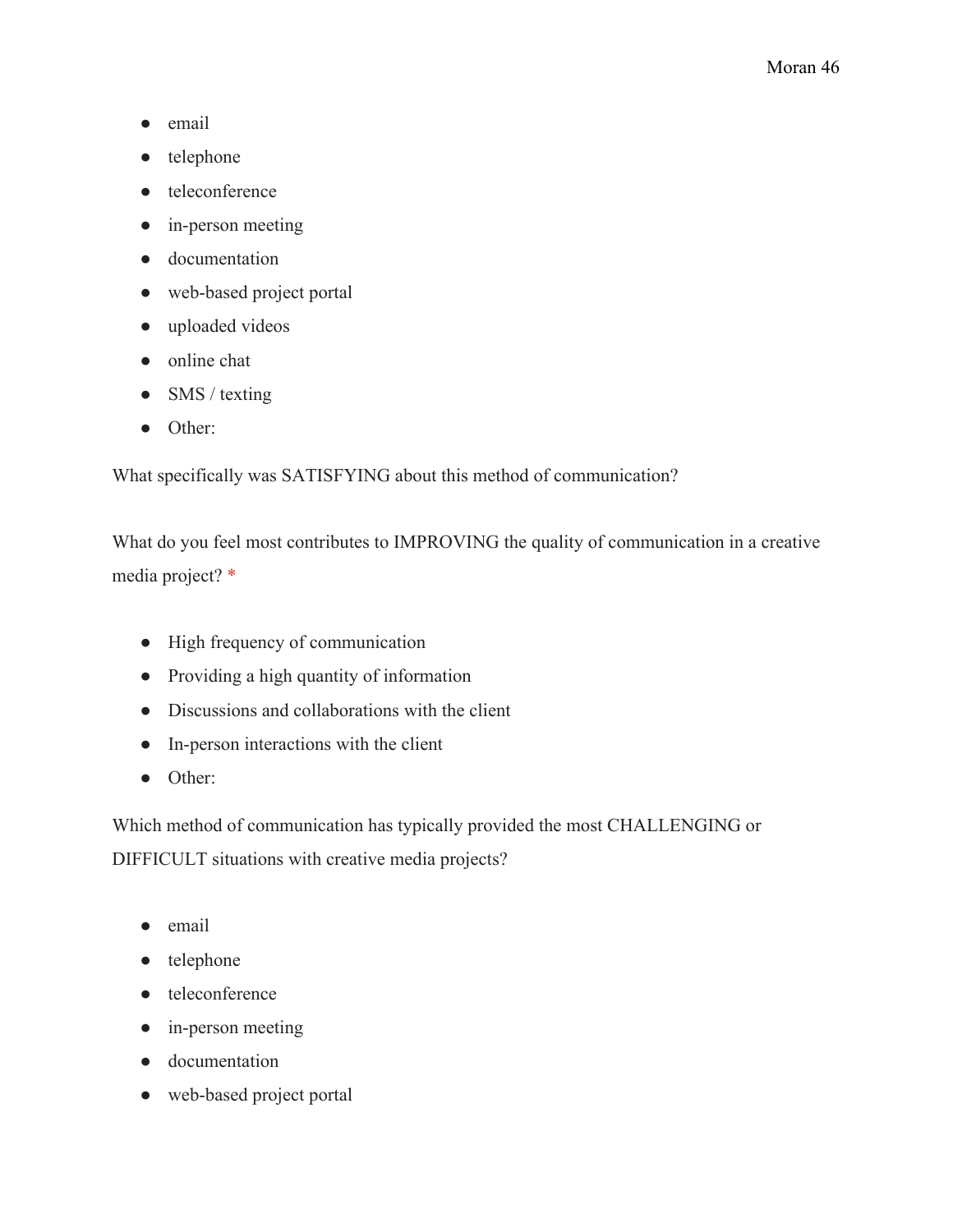- email
- telephone
- teleconference
- in-person meeting
- documentation
- web-based project portal
- uploaded videos
- online chat
- SMS / texting
- Other:

What specifically was SATISFYING about this method of communication?

What do you feel most contributes to IMPROVING the quality of communication in a creative media project? *

- High frequency of communication
- Providing a high quantity of information
- Discussions and collaborations with the client
- In-person interactions with the client
- Other:

Which method of communication has typically provided the most CHALLENGING or DIFFICULT situations with creative media projects?

- email
- telephone
- teleconference
- in-person meeting
- documentation
- web-based project portal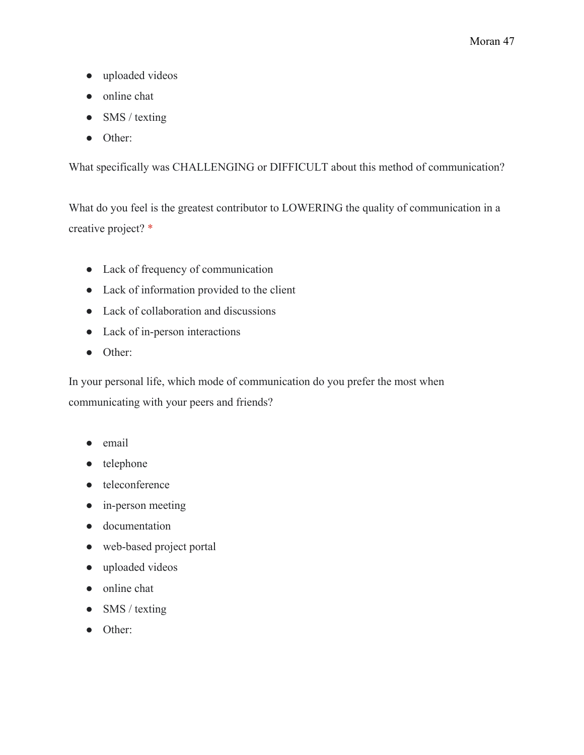- uploaded videos
- online chat
- SMS / texting
- Other:

What specifically was CHALLENGING or DIFFICULT about this method of communication?

What do you feel is the greatest contributor to LOWERING the quality of communication in a creative project? *

- Lack of frequency of communication
- Lack of information provided to the client
- Lack of collaboration and discussions
- Lack of in-person interactions
- Other:

In your personal life, which mode of communication do you prefer the most when communicating with your peers and friends?

- email
- telephone
- teleconference
- in-person meeting
- documentation
- web-based project portal
- uploaded videos
- online chat
- SMS / texting
- Other: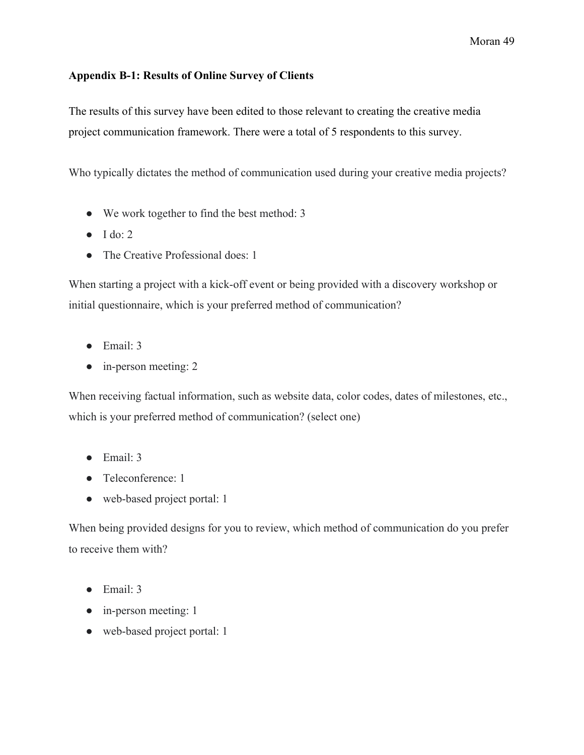**Appendix B-1: Results of Online Survey of Clients**

The results of this survey have been edited to those relevant to creating the creative media project communication framework. There were a total of 5 respondents to this survey.

Who typically dictates the method of communication used during your creative media projects?

- We work together to find the best method: 3
- I do: 2
- The Creative Professional does: 1

When starting a project with a kick-off event or being provided with a discovery workshop or initial questionnaire, which is your preferred method of communication?

- Email: 3
- in-person meeting: 2

When receiving factual information, such as website data, color codes, dates of milestones, etc., which is your preferred method of communication? (select one)

- Email: 3
- Teleconference: 1
- web-based project portal: 1

When being provided designs for you to review, which method of communication do you prefer to receive them with?

- Email: 3
- in-person meeting: 1
- web-based project portal: 1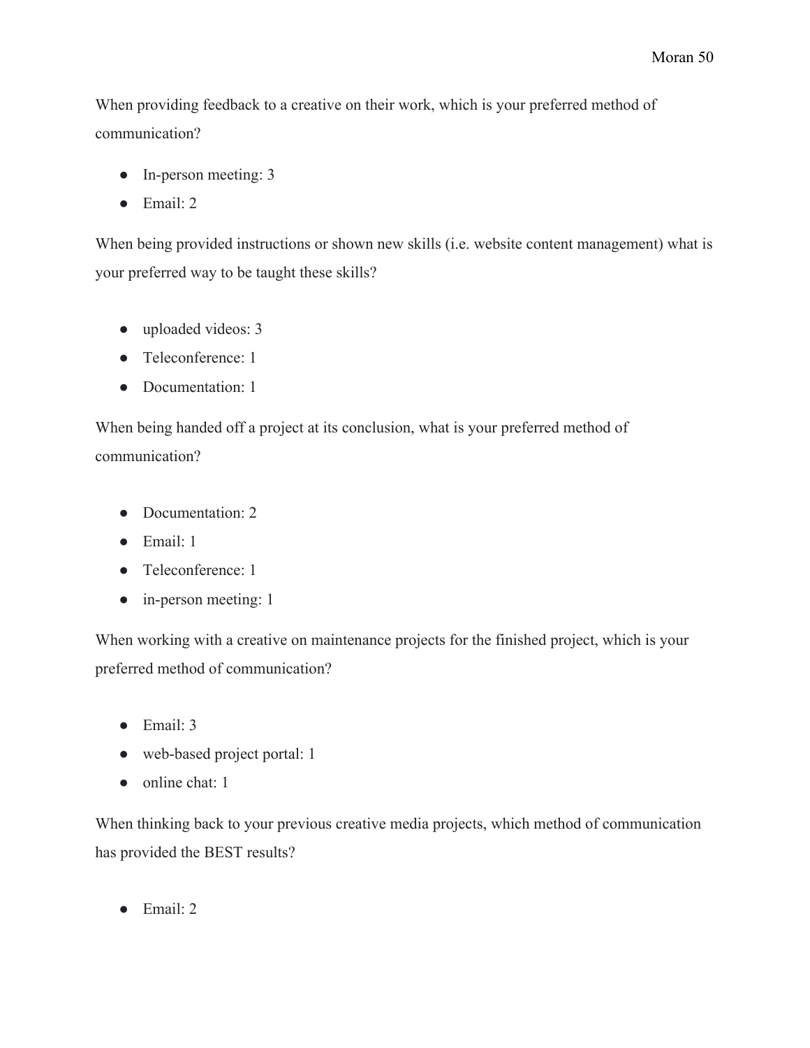When providing feedback to a creative on their work, which is your preferred method of communication?

- In-person meeting: 3
- Email: 2

When being provided instructions or shown new skills (i.e. website content management) what is your preferred way to be taught these skills?

- uploaded videos: 3
- Teleconference: 1
- Documentation: 1

When being handed off a project at its conclusion, what is your preferred method of communication?

- Documentation: 2
- Email: 1
- Teleconference: 1
- in-person meeting: 1

When working with a creative on maintenance projects for the finished project, which is your preferred method of communication?

- Email: 3
- web-based project portal: 1
- online chat: 1

When thinking back to your previous creative media projects, which method of communication has provided the BEST results?

- Email: 2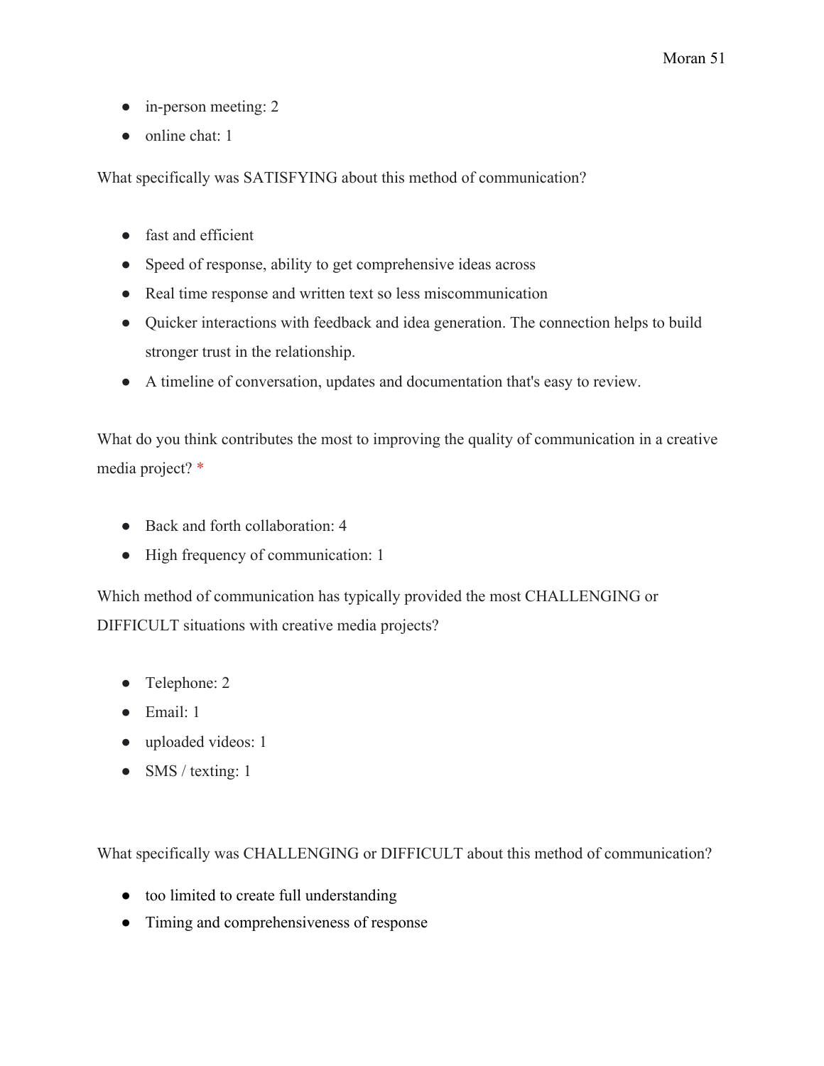- in-person meeting: 2
- online chat: 1

What specifically was SATISFYING about this method of communication?

- fast and efficient
- Speed of response, ability to get comprehensive ideas across
- Real time response and written text so less miscommunication
- Quicker interactions with feedback and idea generation. The connection helps to build stronger trust in the relationship.
- A timeline of conversation, updates and documentation that's easy to review.

What do you think contributes the most to improving the quality of communication in a creative media project? *

- Back and forth collaboration: 4
- High frequency of communication: 1

Which method of communication has typically provided the most CHALLENGING or DIFFICULT situations with creative media projects?

- Telephone: 2
- Email: 1
- uploaded videos: 1
- SMS / texting: 1

What specifically was CHALLENGING or DIFFICULT about this method of communication?

- too limited to create full understanding
- Timing and comprehensiveness of response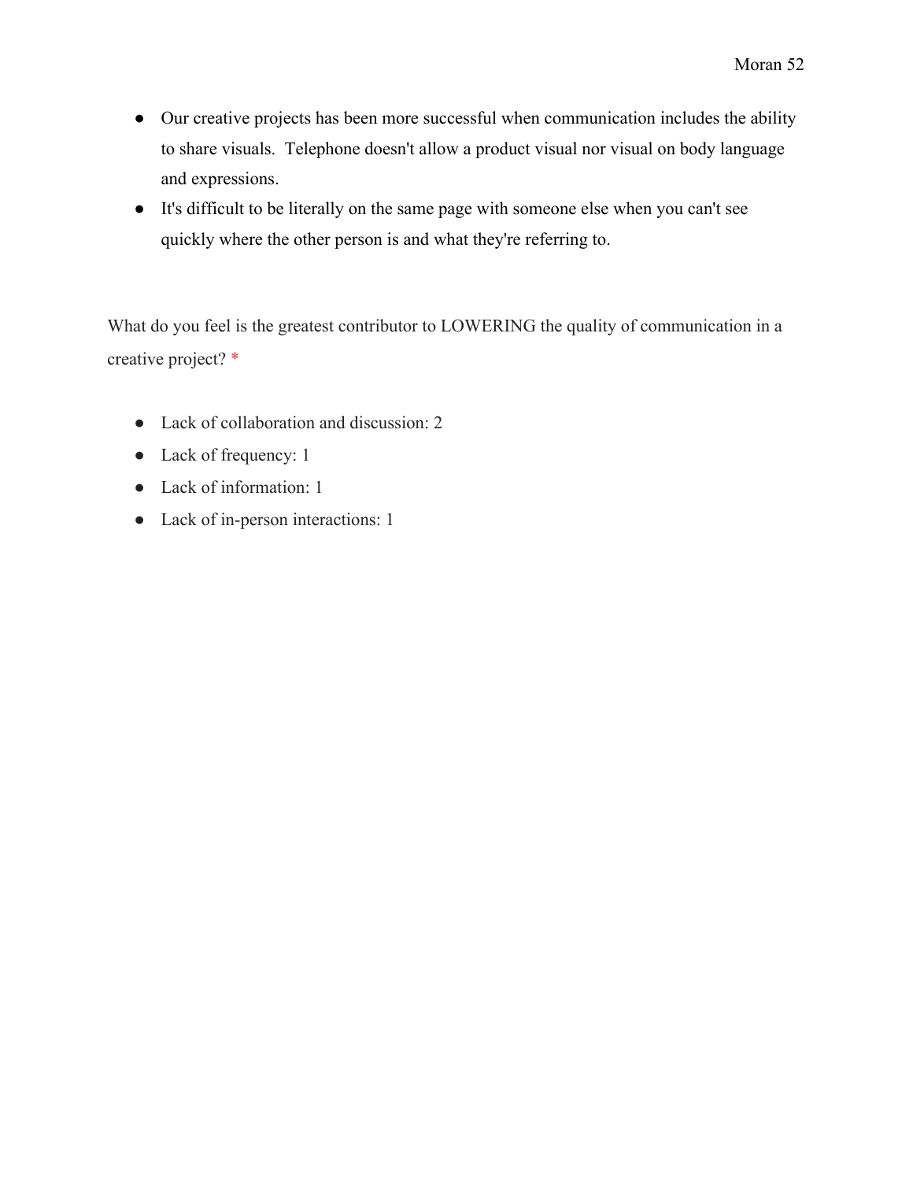- Our creative projects has been more successful when communication includes the ability to share visuals.  Telephone doesn't allow a product visual nor visual on body language and expressions.
- It's difficult to be literally on the same page with someone else when you can't see quickly where the other person is and what they're referring to.

What do you feel is the greatest contributor to LOWERING the quality of communication in a creative project? *

- Lack of collaboration and discussion: 2
- Lack of frequency: 1
- Lack of information: 1
- Lack of in-person interactions: 1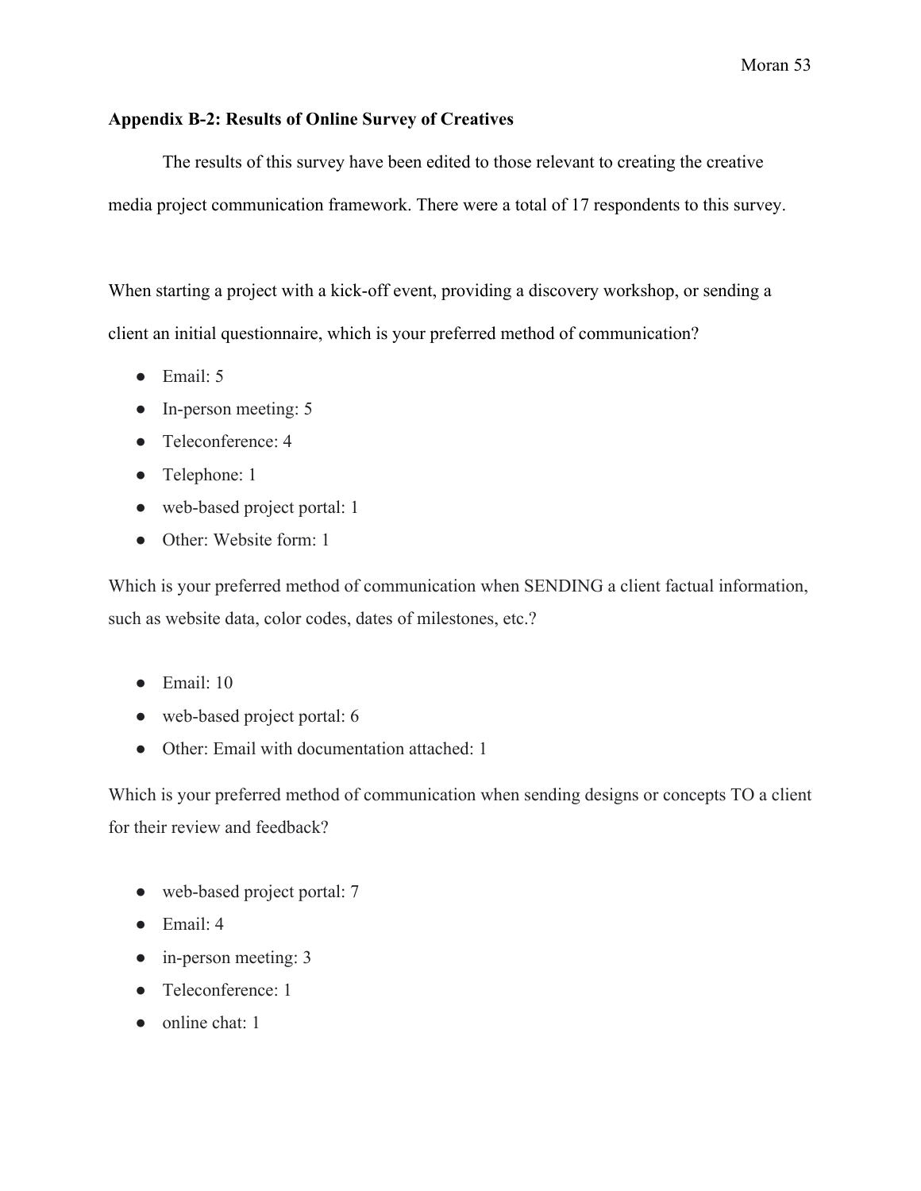**Appendix B-2: Results of Online Survey of Creatives**

The results of this survey have been edited to those relevant to creating the creative media project communication framework. There were a total of 17 respondents to this survey.

When starting a project with a kick-off event, providing a discovery workshop, or sending a client an initial questionnaire, which is your preferred method of communication?

- Email: 5
- In-person meeting: 5
- Teleconference: 4
- Telephone: 1
- web-based project portal: 1
- Other: Website form: 1

Which is your preferred method of communication when SENDING a client factual information, such as website data, color codes, dates of milestones, etc.?

- Email: 10
- web-based project portal: 6
- Other: Email with documentation attached: 1

Which is your preferred method of communication when sending designs or concepts TO a client for their review and feedback?

- web-based project portal: 7
- Email: 4
- in-person meeting: 3
- Teleconference: 1
- online chat: 1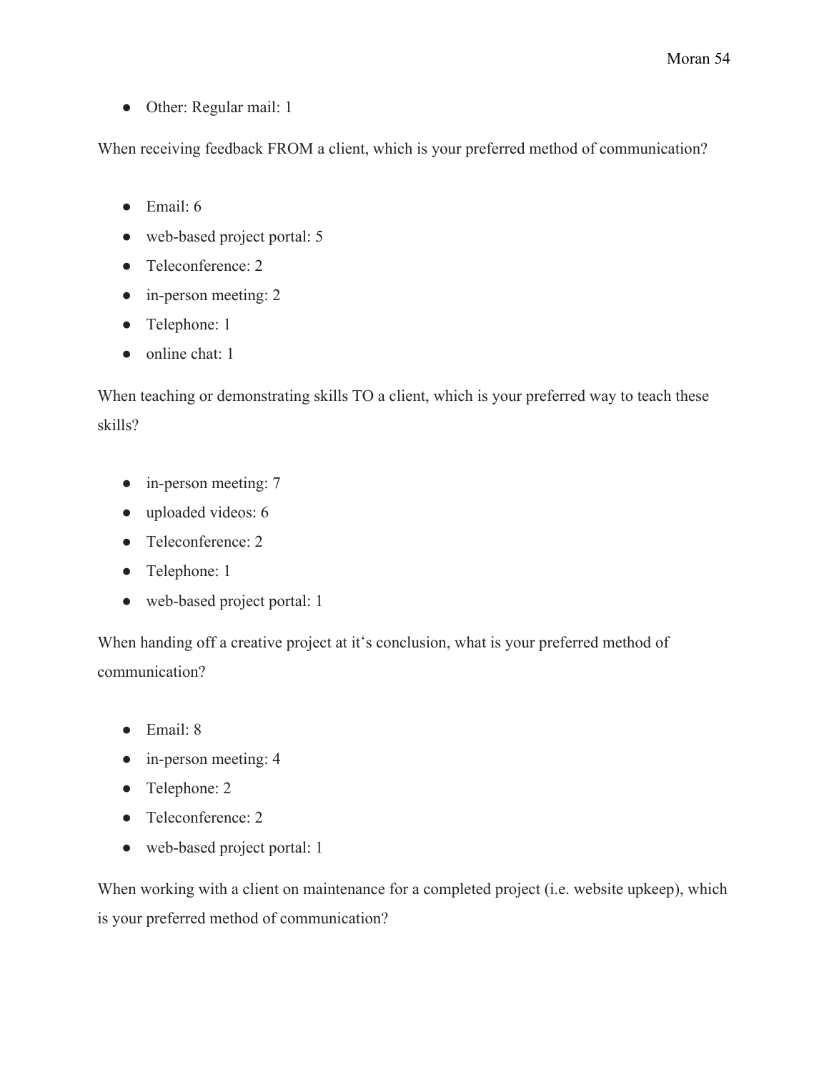- Other: Regular mail: 1

When receiving feedback FROM a client, which is your preferred method of communication?

- Email: 6
- web-based project portal: 5
- Teleconference: 2
- in-person meeting: 2
- Telephone: 1
- online chat: 1

When teaching or demonstrating skills TO a client, which is your preferred way to teach these skills?

- in-person meeting: 7
- uploaded videos: 6
- Teleconference: 2
- Telephone: 1
- web-based project portal: 1

When handing off a creative project at it‘s conclusion, what is your preferred method of communication?

- Email: 8
- in-person meeting: 4
- Telephone: 2
- Teleconference: 2
- web-based project portal: 1

When working with a client on maintenance for a completed project (i.e. website upkeep), which is your preferred method of communication?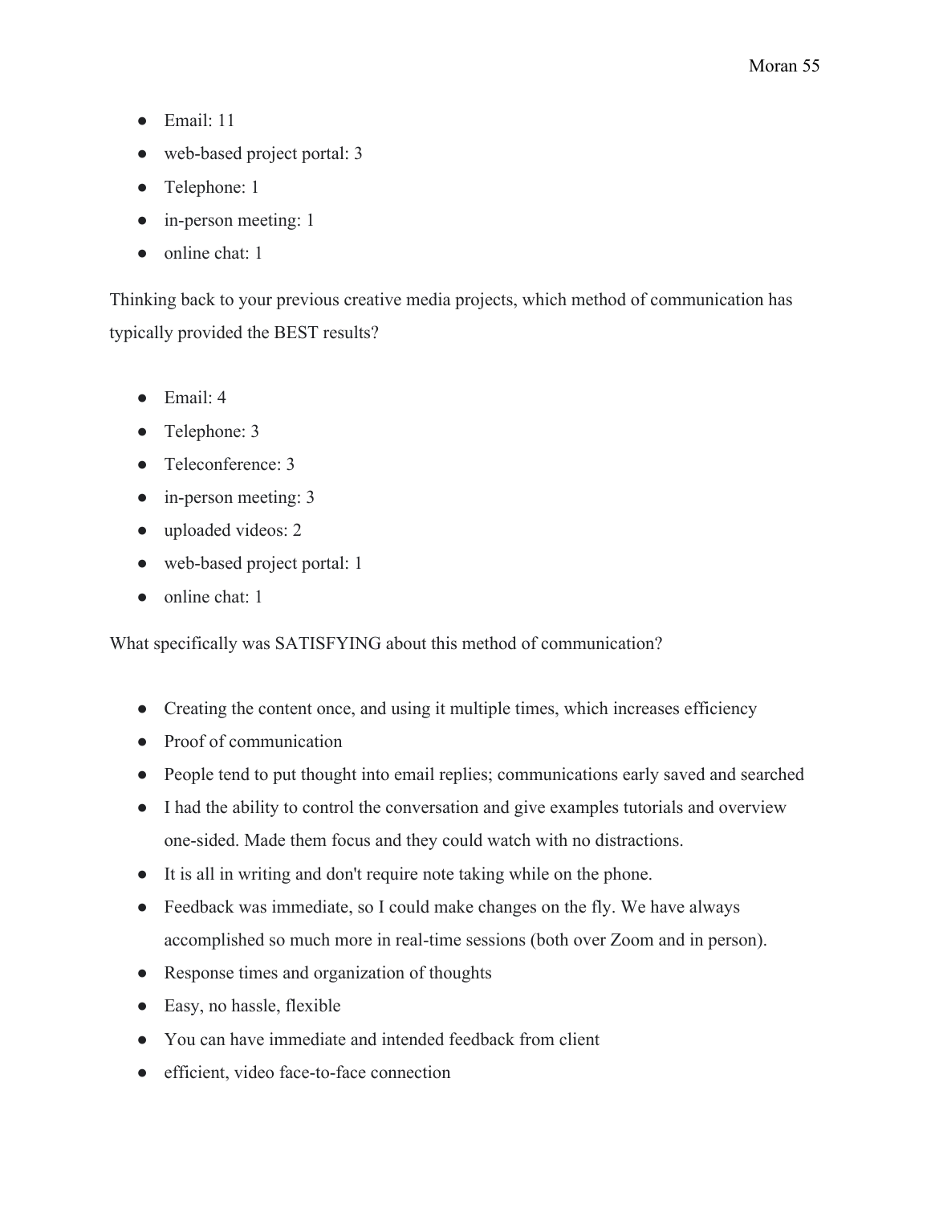- Email: 11
- web-based project portal: 3
- Telephone: 1
- in-person meeting: 1
- online chat: 1

Thinking back to your previous creative media projects, which method of communication has typically provided the BEST results?

- Email: 4
- Telephone: 3
- Teleconference: 3
- in-person meeting: 3
- uploaded videos: 2
- web-based project portal: 1
- online chat: 1

What specifically was SATISFYING about this method of communication?

- Creating the content once, and using it multiple times, which increases efficiency
- Proof of communication
- People tend to put thought into email replies; communications early saved and searched
- I had the ability to control the conversation and give examples tutorials and overview one-sided. Made them focus and they could watch with no distractions.
- It is all in writing and don't require note taking while on the phone.
- Feedback was immediate, so I could make changes on the fly. We have always accomplished so much more in real-time sessions (both over Zoom and in person).
- Response times and organization of thoughts
- Easy, no hassle, flexible
- You can have immediate and intended feedback from client
- efficient, video face-to-face connection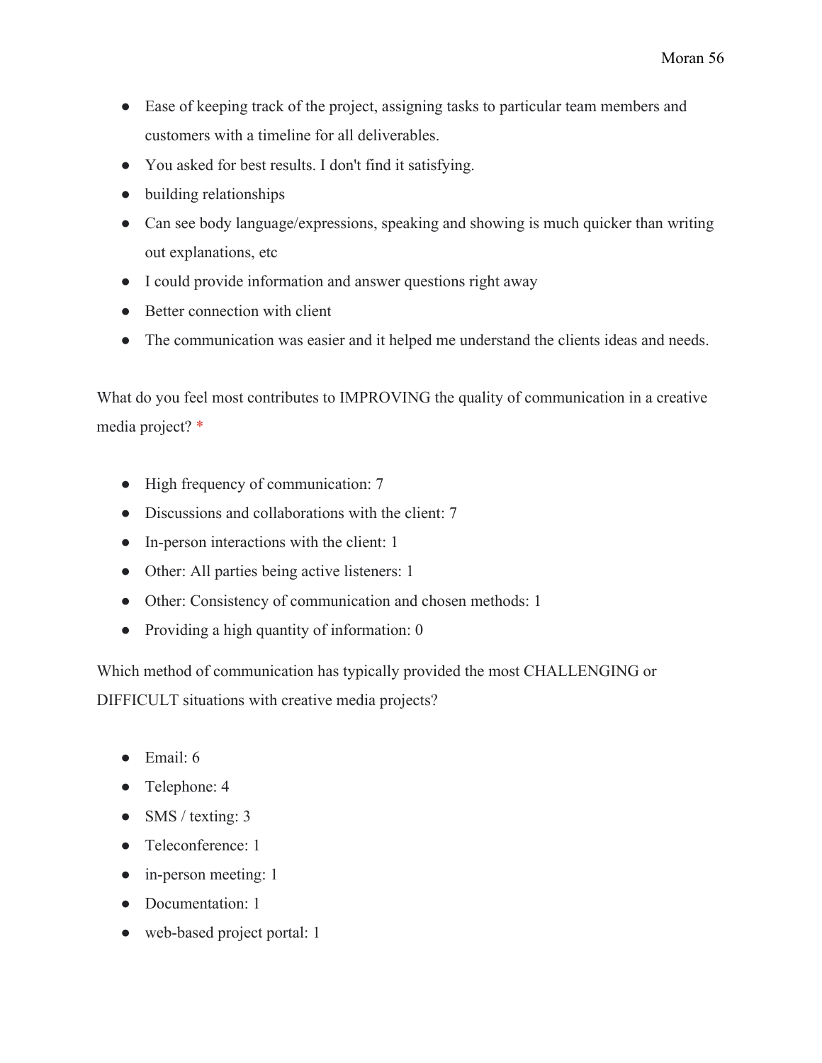- Ease of keeping track of the project, assigning tasks to particular team members and customers with a timeline for all deliverables.
- You asked for best results. I don't find it satisfying.
- building relationships
- Can see body language/expressions, speaking and showing is much quicker than writing out explanations, etc
- I could provide information and answer questions right away
- Better connection with client
- The communication was easier and it helped me understand the clients ideas and needs.

What do you feel most contributes to IMPROVING the quality of communication in a creative media project? *

- High frequency of communication: 7
- Discussions and collaborations with the client: 7
- In-person interactions with the client: 1
- Other: All parties being active listeners: 1
- Other: Consistency of communication and chosen methods: 1
- Providing a high quantity of information: 0

Which method of communication has typically provided the most CHALLENGING or DIFFICULT situations with creative media projects?

- Email: 6
- Telephone: 4
- SMS / texting: 3
- Teleconference: 1
- in-person meeting: 1
- Documentation: 1
- web-based project portal: 1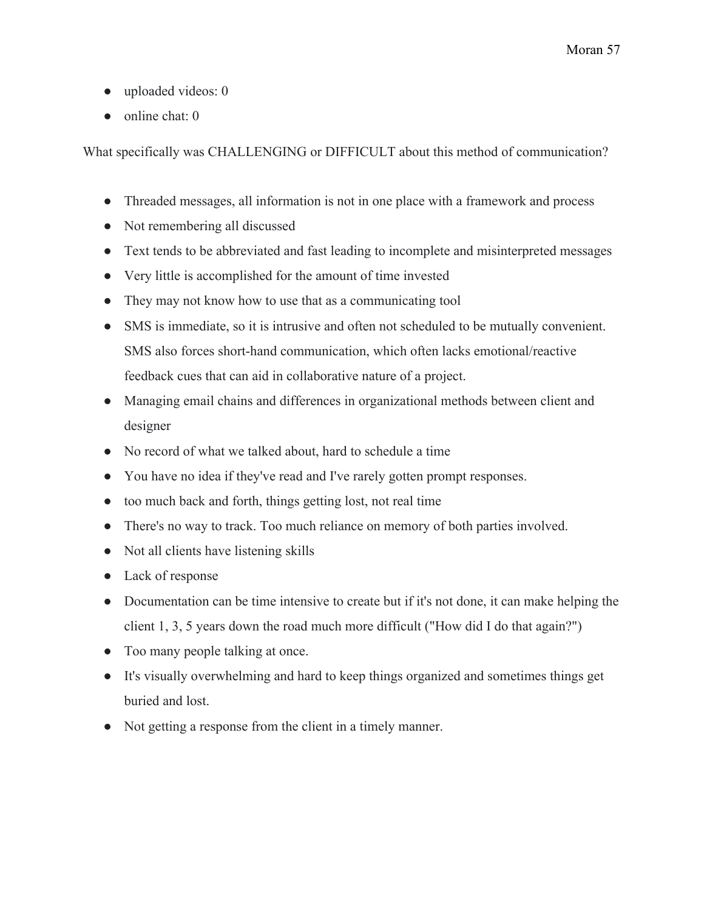- uploaded videos: 0
- online chat: 0

What specifically was CHALLENGING or DIFFICULT about this method of communication?

- Threaded messages, all information is not in one place with a framework and process
- Not remembering all discussed
- Text tends to be abbreviated and fast leading to incomplete and misinterpreted messages
- Very little is accomplished for the amount of time invested
- They may not know how to use that as a communicating tool
- SMS is immediate, so it is intrusive and often not scheduled to be mutually convenient. SMS also forces short-hand communication, which often lacks emotional/reactive feedback cues that can aid in collaborative nature of a project.
- Managing email chains and differences in organizational methods between client and designer
- No record of what we talked about, hard to schedule a time
- You have no idea if they've read and I've rarely gotten prompt responses.
- too much back and forth, things getting lost, not real time
- There's no way to track. Too much reliance on memory of both parties involved.
- Not all clients have listening skills
- Lack of response
- Documentation can be time intensive to create but if it's not done, it can make helping the client 1, 3, 5 years down the road much more difficult ("How did I do that again?")
- Too many people talking at once.
- It's visually overwhelming and hard to keep things organized and sometimes things get buried and lost.
- Not getting a response from the client in a timely manner.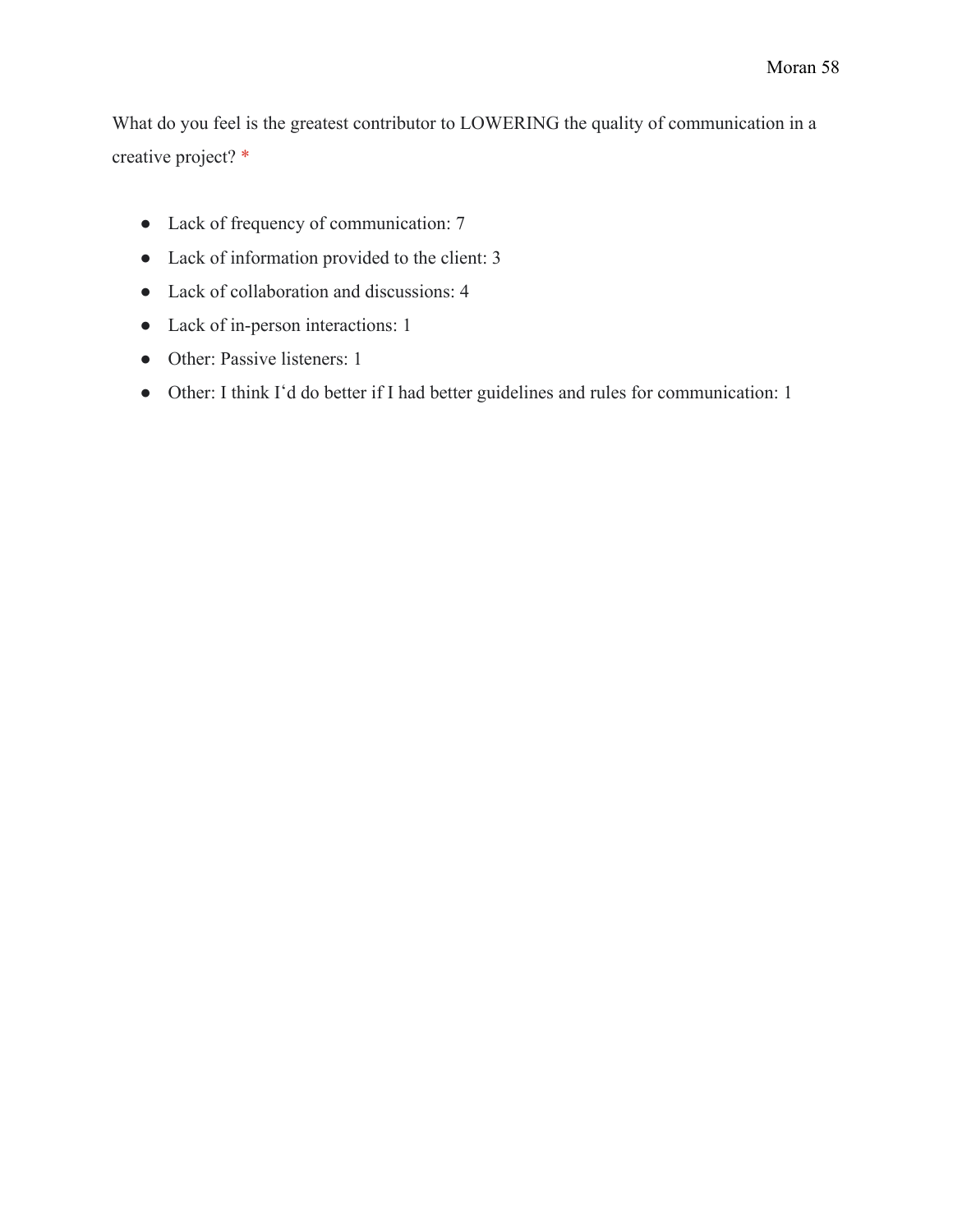What do you feel is the greatest contributor to LOWERING the quality of communication in a creative project? *

- Lack of frequency of communication: 7
- Lack of information provided to the client: 3
- Lack of collaboration and discussions: 4
- Lack of in-person interactions: 1
- Other: Passive listeners: 1
- Other: I think I‘d do better if I had better guidelines and rules for communication: 1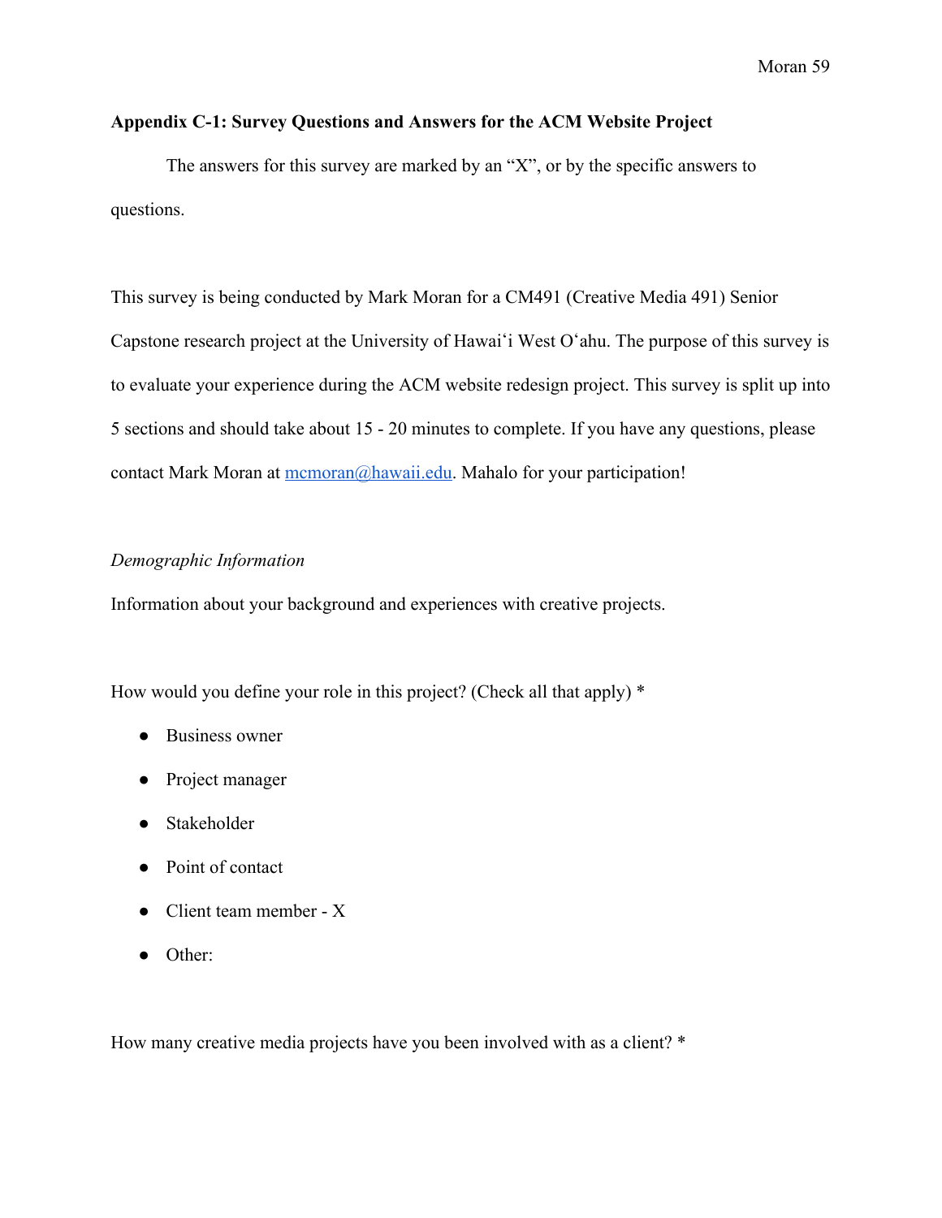**Appendix C-1: Survey Questions and Answers for the ACM Website Project**

The answers for this survey are marked by an "X", or by the specific answers to questions.

This survey is being conducted by Mark Moran for a CM491 (Creative Media 491) Senior Capstone research project at the University of Hawaiʻi West Oʻahu. The purpose of this survey is to evaluate your experience during the ACM website redesign project. This survey is split up into 5 sections and should take about 15 - 20 minutes to complete. If you have any questions, please contact Mark Moran at mcmoran@hawaii.edu. Mahalo for your participation!

*Demographic Information*

Information about your background and experiences with creative projects.

How would you define your role in this project? (Check all that apply) *

- Business owner
- Project manager
- Stakeholder
- Point of contact
- Client team member - X
- Other:

How many creative media projects have you been involved with as a client? *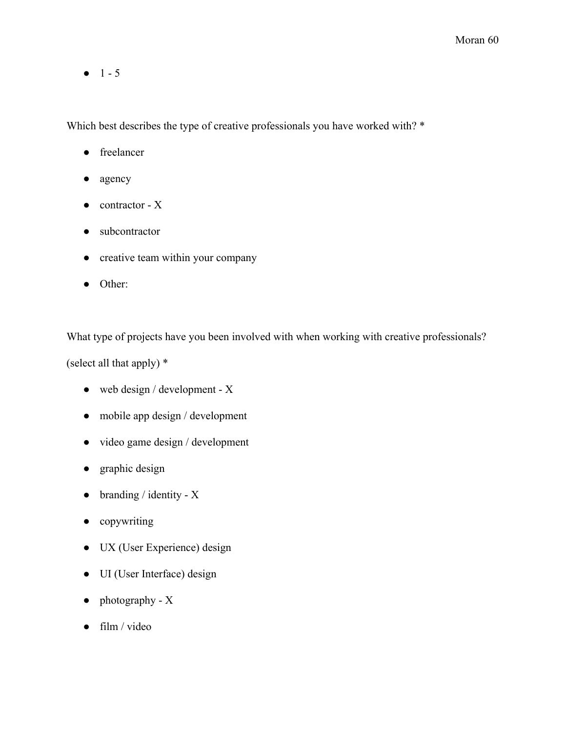- 1 - 5

Which best describes the type of creative professionals you have worked with? *

- freelancer
- agency
- contractor - X
- subcontractor
- creative team within your company
- Other:

What type of projects have you been involved with when working with creative professionals? (select all that apply) *

- web design / development - X
- mobile app design / development
- video game design / development
- graphic design
- branding / identity - X
- copywriting
- UX (User Experience) design
- UI (User Interface) design
- photography - X
- film / video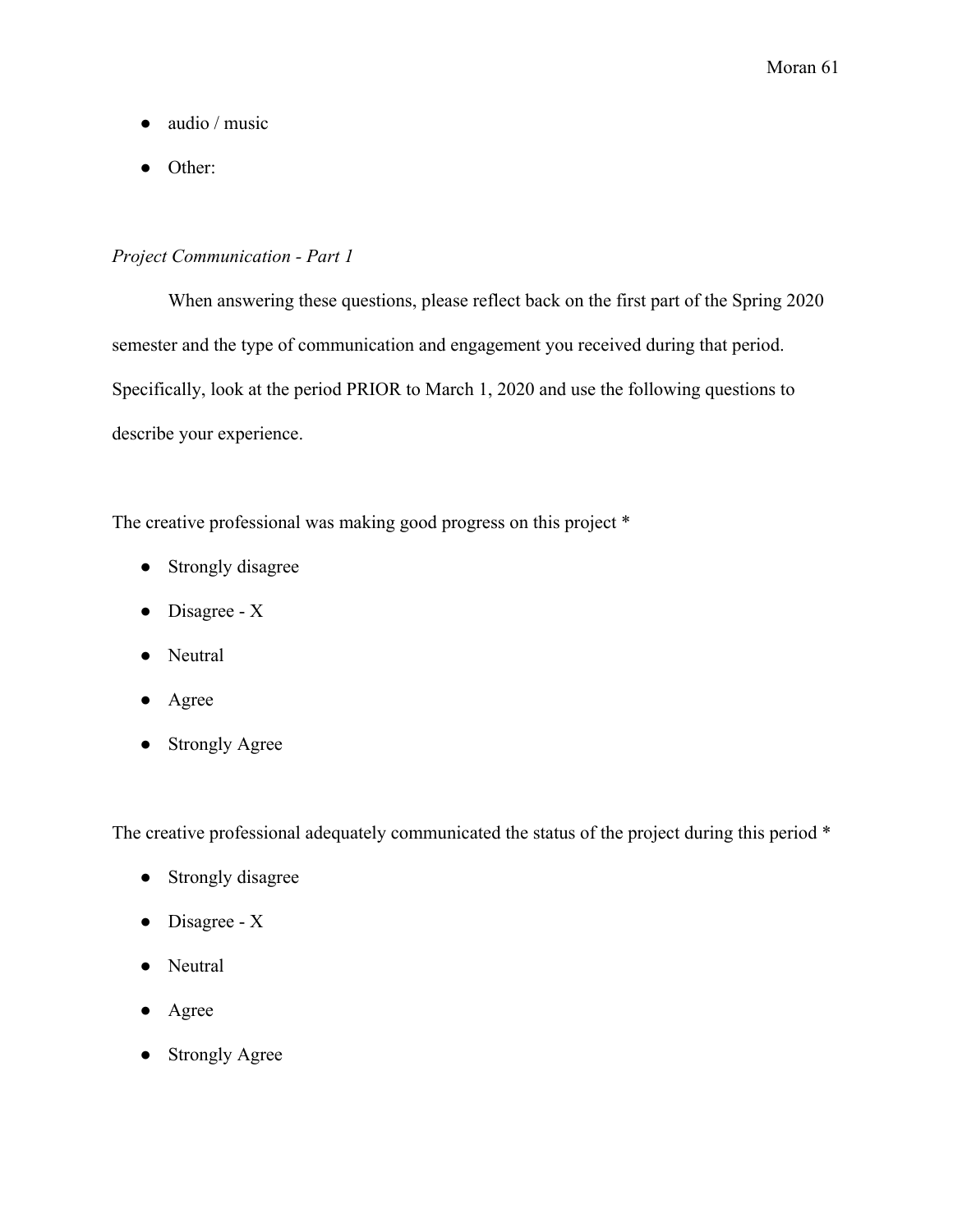- audio / music
- Other:

*Project Communication - Part 1*

When answering these questions, please reflect back on the first part of the Spring 2020 semester and the type of communication and engagement you received during that period. Specifically, look at the period PRIOR to March 1, 2020 and use the following questions to describe your experience.

The creative professional was making good progress on this project *

- Strongly disagree
- Disagree - X
- Neutral
- Agree
- Strongly Agree

The creative professional adequately communicated the status of the project during this period *

- Strongly disagree
- Disagree - X
- Neutral
- Agree
- Strongly Agree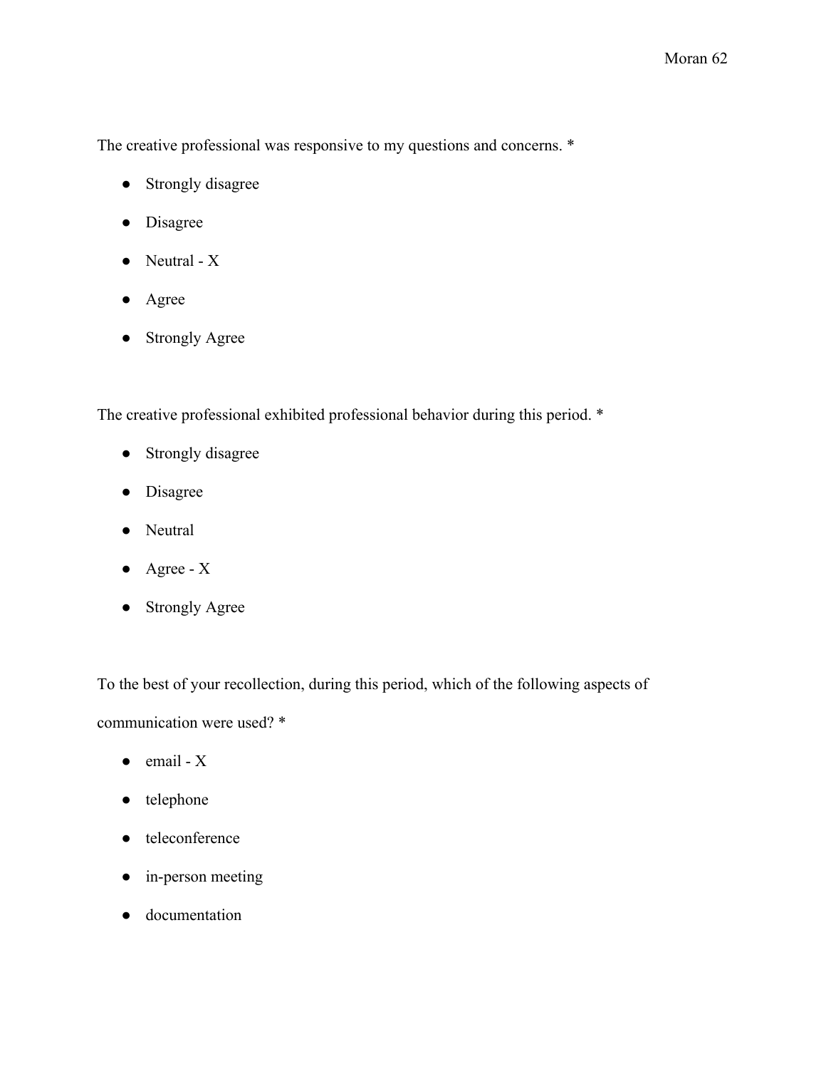The creative professional was responsive to my questions and concerns. *

- Strongly disagree
- Disagree
- Neutral - X
- Agree
- Strongly Agree

The creative professional exhibited professional behavior during this period. *

- Strongly disagree
- Disagree
- Neutral
- Agree - X
- Strongly Agree

To the best of your recollection, during this period, which of the following aspects of communication were used? *

- email - X
- telephone
- teleconference
- in-person meeting
- documentation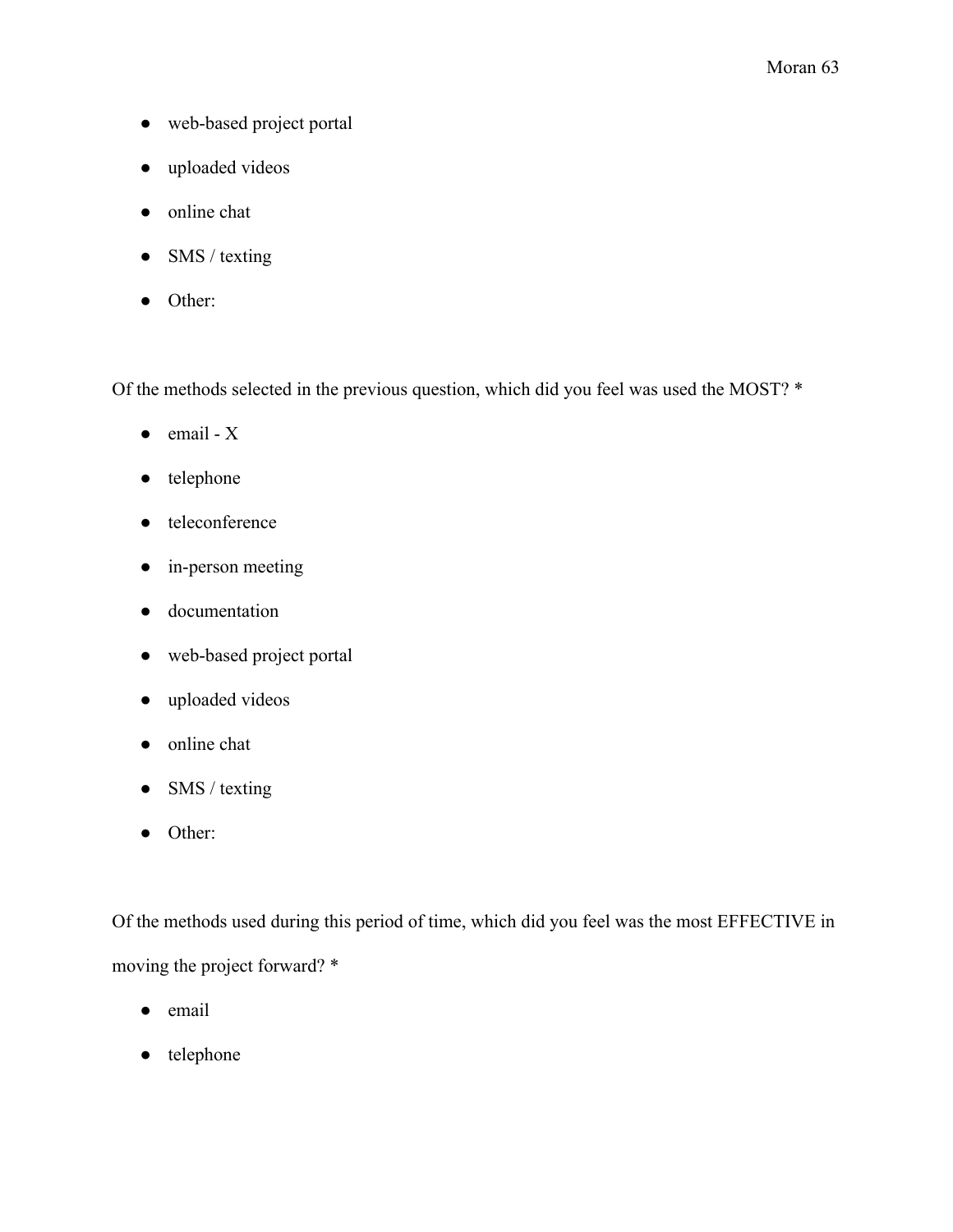- web-based project portal
- uploaded videos
- online chat
- SMS / texting
- Other:

Of the methods selected in the previous question, which did you feel was used the MOST? *

- email - X
- telephone
- teleconference
- in-person meeting
- documentation
- web-based project portal
- uploaded videos
- online chat
- SMS / texting
- Other:

Of the methods used during this period of time, which did you feel was the most EFFECTIVE in moving the project forward? *

- email
- telephone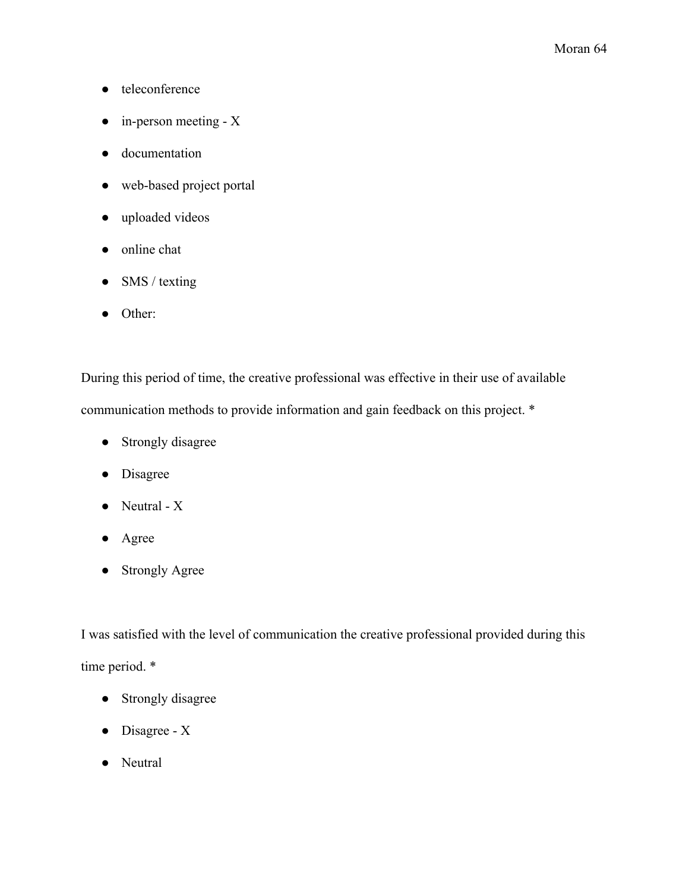- teleconference
- in-person meeting - X
- documentation
- web-based project portal
- uploaded videos
- online chat
- SMS / texting
- Other:

During this period of time, the creative professional was effective in their use of available communication methods to provide information and gain feedback on this project. *

- Strongly disagree
- Disagree
- Neutral - X
- Agree
- Strongly Agree

I was satisfied with the level of communication the creative professional provided during this time period. *

- Strongly disagree
- Disagree - X
- Neutral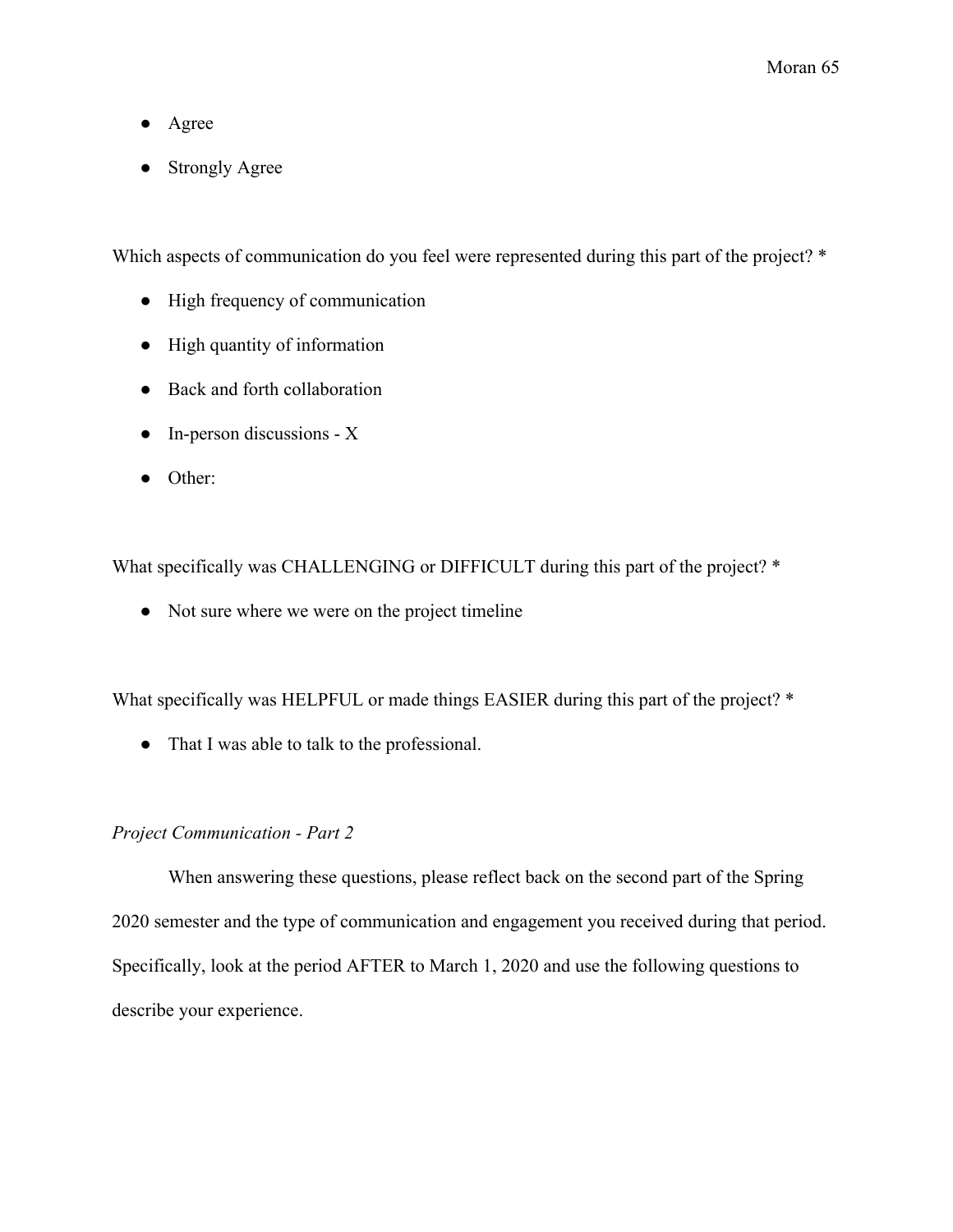- Agree
- Strongly Agree

Which aspects of communication do you feel were represented during this part of the project? *

- High frequency of communication
- High quantity of information
- Back and forth collaboration
- In-person discussions - X
- Other:

What specifically was CHALLENGING or DIFFICULT during this part of the project? *

- Not sure where we were on the project timeline

What specifically was HELPFUL or made things EASIER during this part of the project? *

- That I was able to talk to the professional.

*Project Communication - Part 2*

When answering these questions, please reflect back on the second part of the Spring 2020 semester and the type of communication and engagement you received during that period. Specifically, look at the period AFTER to March 1, 2020 and use the following questions to describe your experience.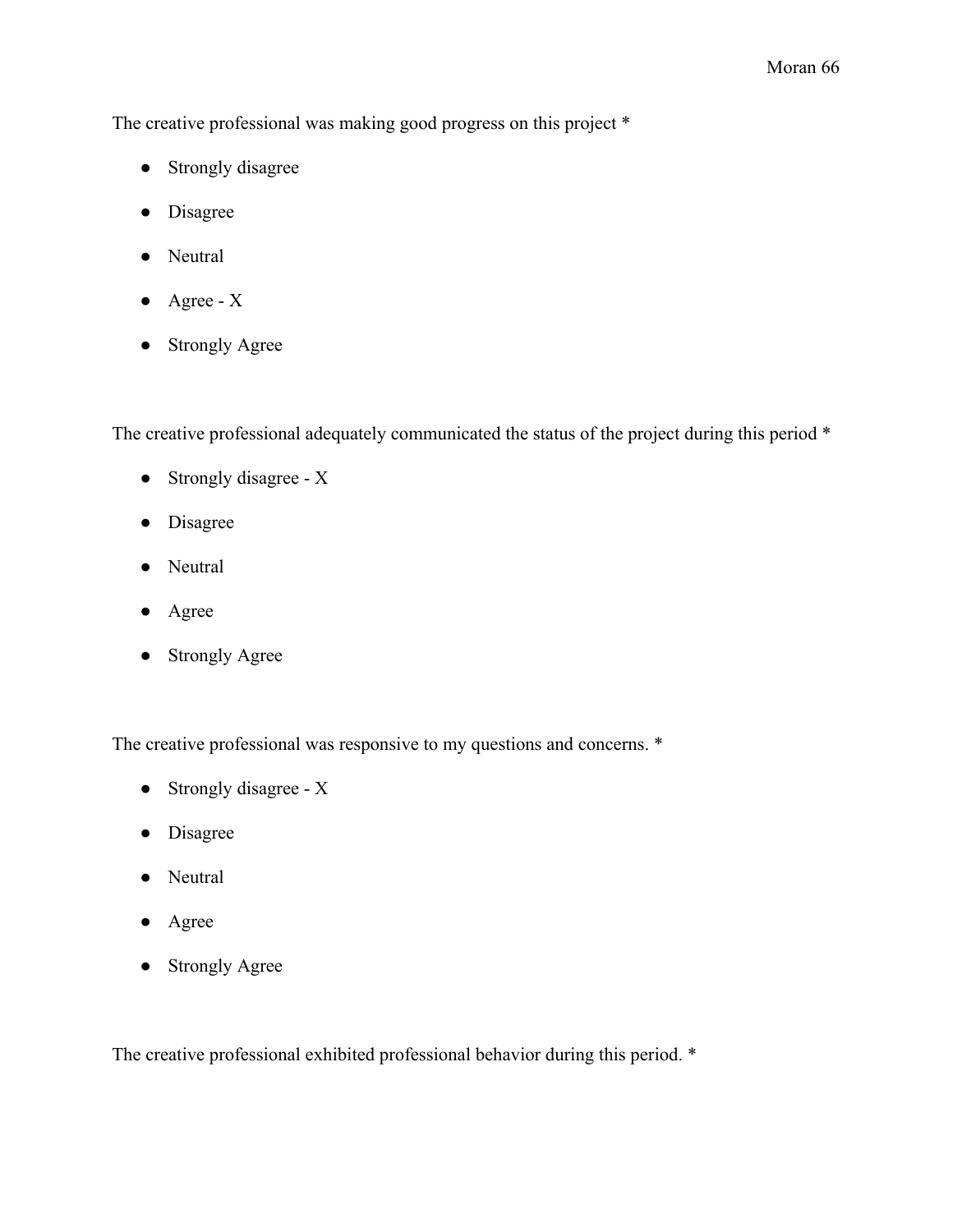The creative professional was making good progress on this project *

- Strongly disagree
- Disagree
- Neutral
- Agree - X
- Strongly Agree

The creative professional adequately communicated the status of the project during this period *

- Strongly disagree - X
- Disagree
- Neutral
- Agree
- Strongly Agree

The creative professional was responsive to my questions and concerns. *

- Strongly disagree - X
- Disagree
- Neutral
- Agree
- Strongly Agree

The creative professional exhibited professional behavior during this period. *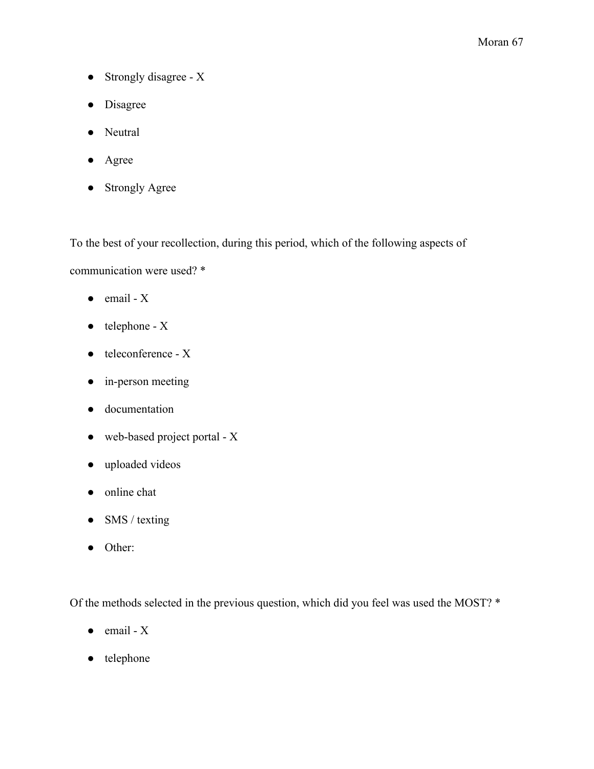- Strongly disagree - X
- Disagree
- Neutral
- Agree
- Strongly Agree

To the best of your recollection, during this period, which of the following aspects of communication were used? *

- email - X
- telephone - X
- teleconference - X
- in-person meeting
- documentation
- web-based project portal - X
- uploaded videos
- online chat
- SMS / texting
- Other:

Of the methods selected in the previous question, which did you feel was used the MOST? *

- email - X
- telephone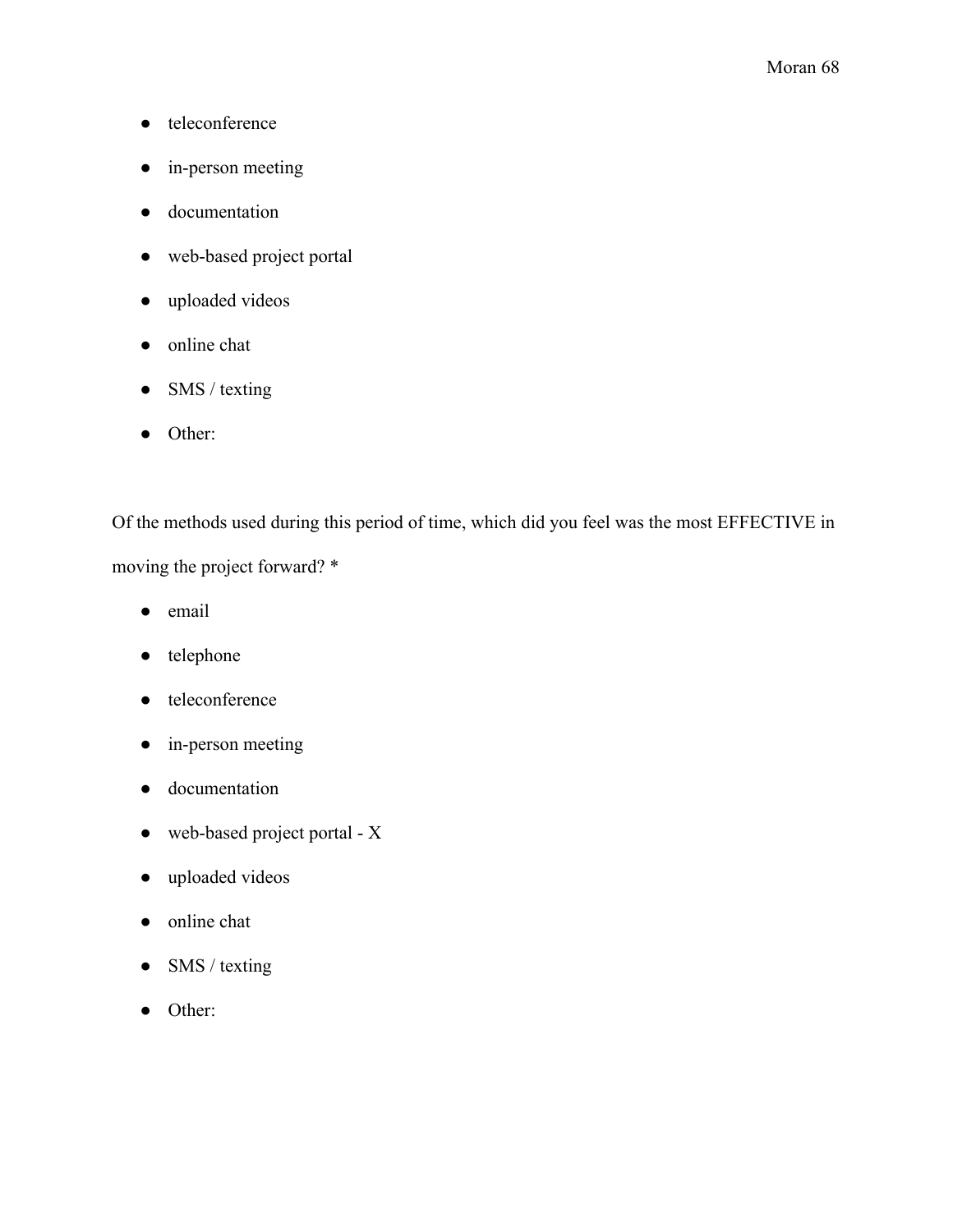- teleconference
- in-person meeting
- documentation
- web-based project portal
- uploaded videos
- online chat
- SMS / texting
- Other:

Of the methods used during this period of time, which did you feel was the most EFFECTIVE in moving the project forward? *

- email
- telephone
- teleconference
- in-person meeting
- documentation
- web-based project portal - X
- uploaded videos
- online chat
- SMS / texting
- Other: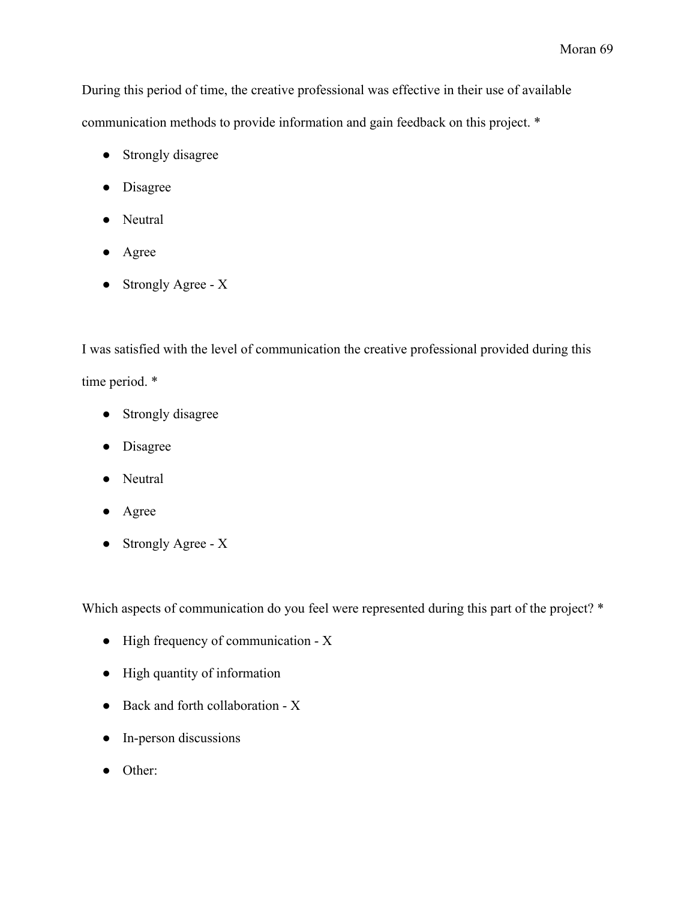During this period of time, the creative professional was effective in their use of available communication methods to provide information and gain feedback on this project. *

- Strongly disagree
- Disagree
- Neutral
- Agree
- Strongly Agree - X

I was satisfied with the level of communication the creative professional provided during this time period. *

- Strongly disagree
- Disagree
- Neutral
- Agree
- Strongly Agree - X

Which aspects of communication do you feel were represented during this part of the project? *

- High frequency of communication - X
- High quantity of information
- Back and forth collaboration - X
- In-person discussions
- Other: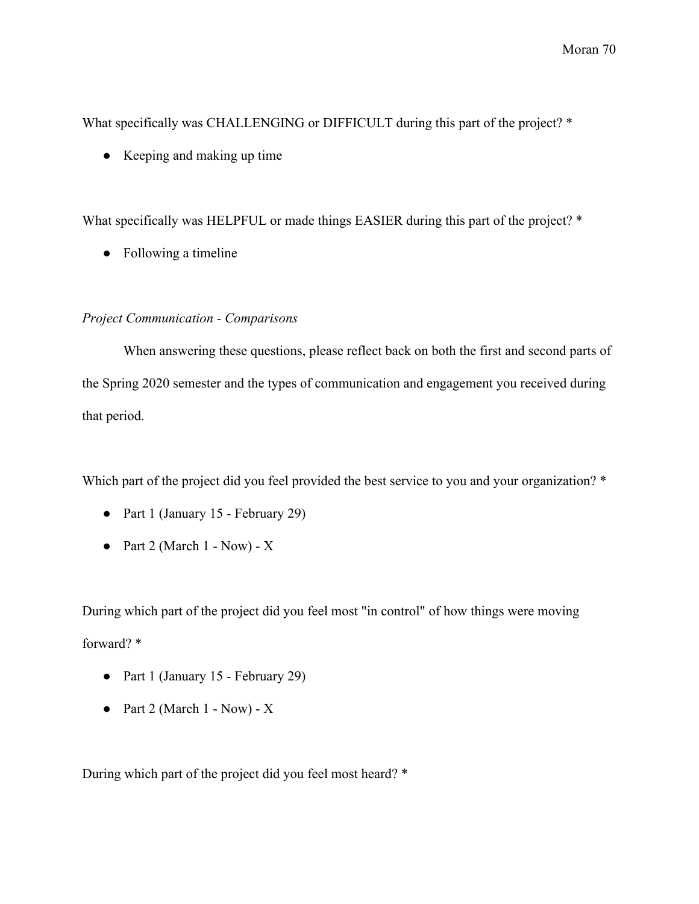What specifically was CHALLENGING or DIFFICULT during this part of the project? *

- Keeping and making up time

What specifically was HELPFUL or made things EASIER during this part of the project? *

- Following a timeline

*Project Communication - Comparisons*

When answering these questions, please reflect back on both the first and second parts of the Spring 2020 semester and the types of communication and engagement you received during that period.

Which part of the project did you feel provided the best service to you and your organization? *

- Part 1 (January 15 - February 29)
- Part 2 (March 1 - Now) - X

During which part of the project did you feel most "in control" of how things were moving forward? *

- Part 1 (January 15 - February 29)
- Part 2 (March 1 - Now) - X

During which part of the project did you feel most heard? *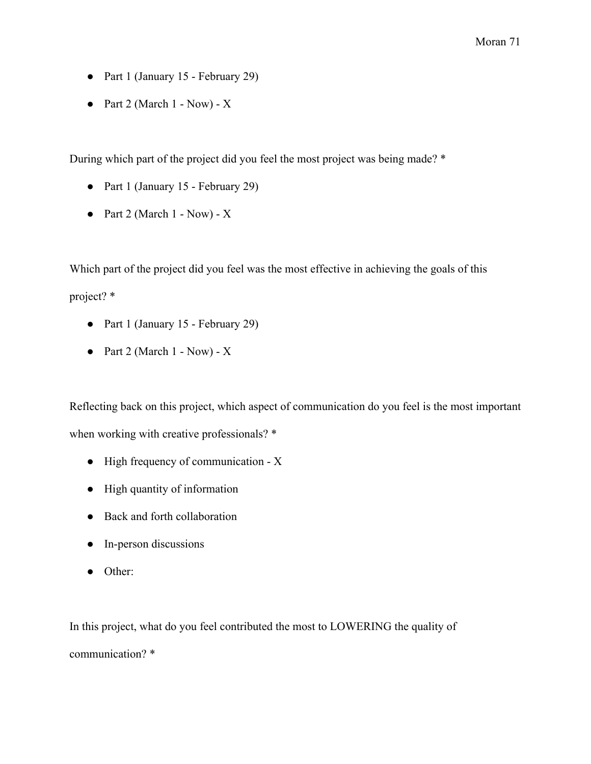- Part 1 (January 15 - February 29)
- Part 2 (March 1 - Now) - X

During which part of the project did you feel the most project was being made? *

- Part 1 (January 15 - February 29)
- Part 2 (March 1 - Now) - X

Which part of the project did you feel was the most effective in achieving the goals of this project? *

- Part 1 (January 15 - February 29)
- Part 2 (March 1 - Now) - X

Reflecting back on this project, which aspect of communication do you feel is the most important when working with creative professionals? *

- High frequency of communication - X
- High quantity of information
- Back and forth collaboration
- In-person discussions
- Other:

In this project, what do you feel contributed the most to LOWERING the quality of communication? *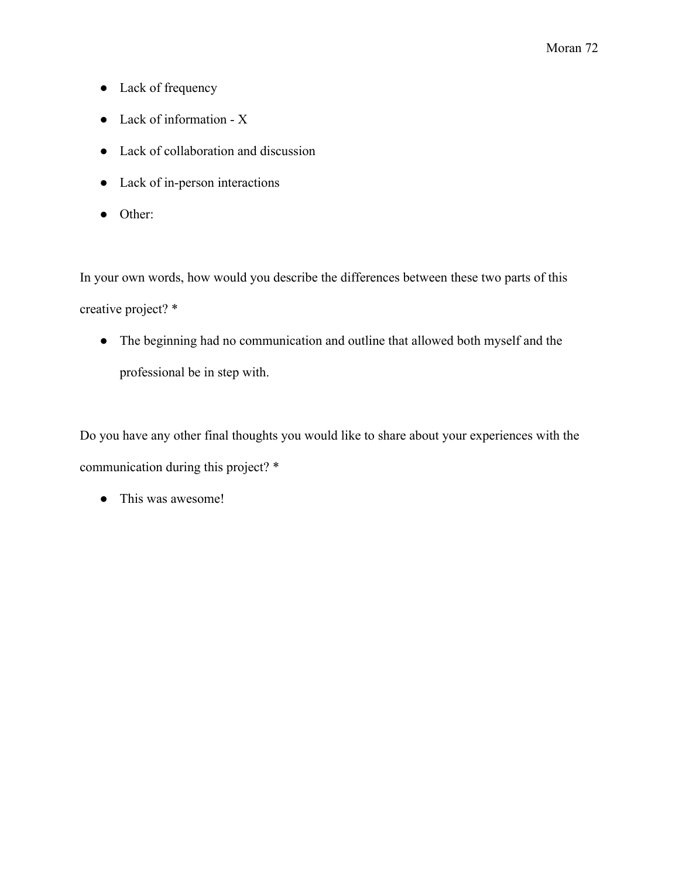- Lack of frequency
- Lack of information - X
- Lack of collaboration and discussion
- Lack of in-person interactions
- Other:

In your own words, how would you describe the differences between these two parts of this creative project? *

- The beginning had no communication and outline that allowed both myself and the professional be in step with.

Do you have any other final thoughts you would like to share about your experiences with the communication during this project? *

- This was awesome!